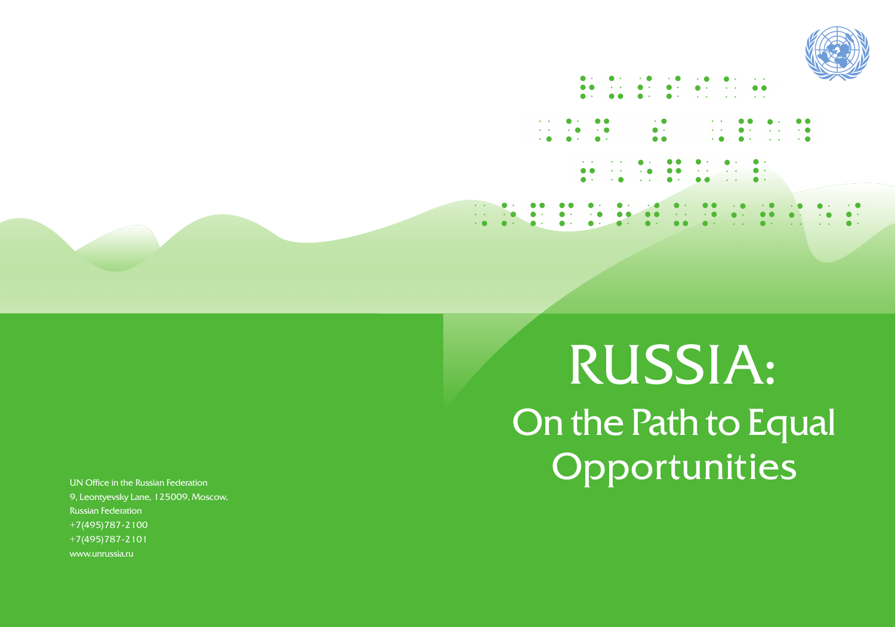# RUSSIA:

## On the Path to Equal Opportunities

UN Office in the Russian Federation
9, Leontyevsky Lane, 125009, Moscow,
Russian Federation
+7(495)787-2100
+7(495)787-2101
www.unrussia.ru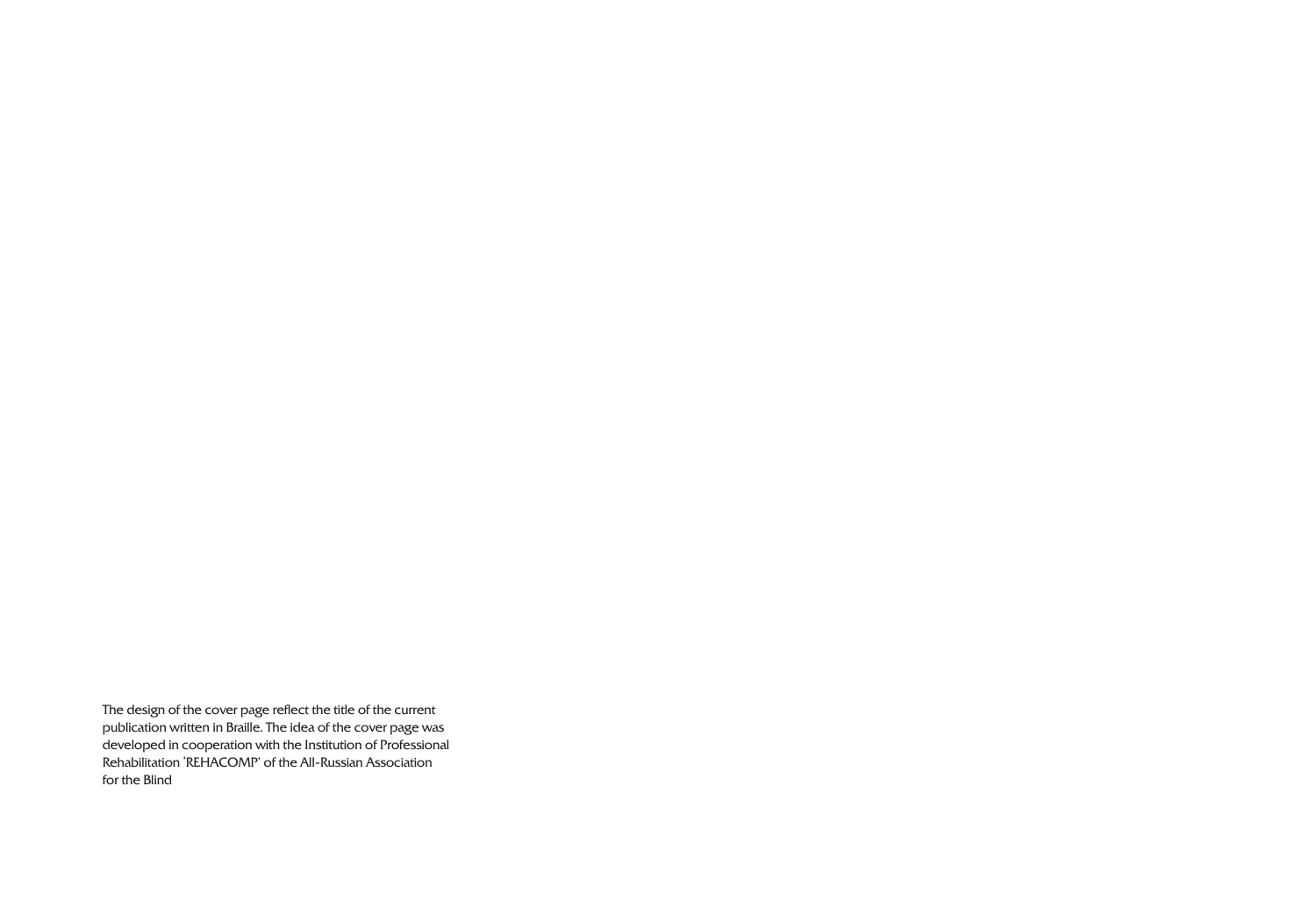The design of the cover page reflect the title of the current publication written in Braille. The idea of the cover page was developed in cooperation with the Institution of Professional Rehabilitation 'REHACOMP' of the All-Russian Association for the Blind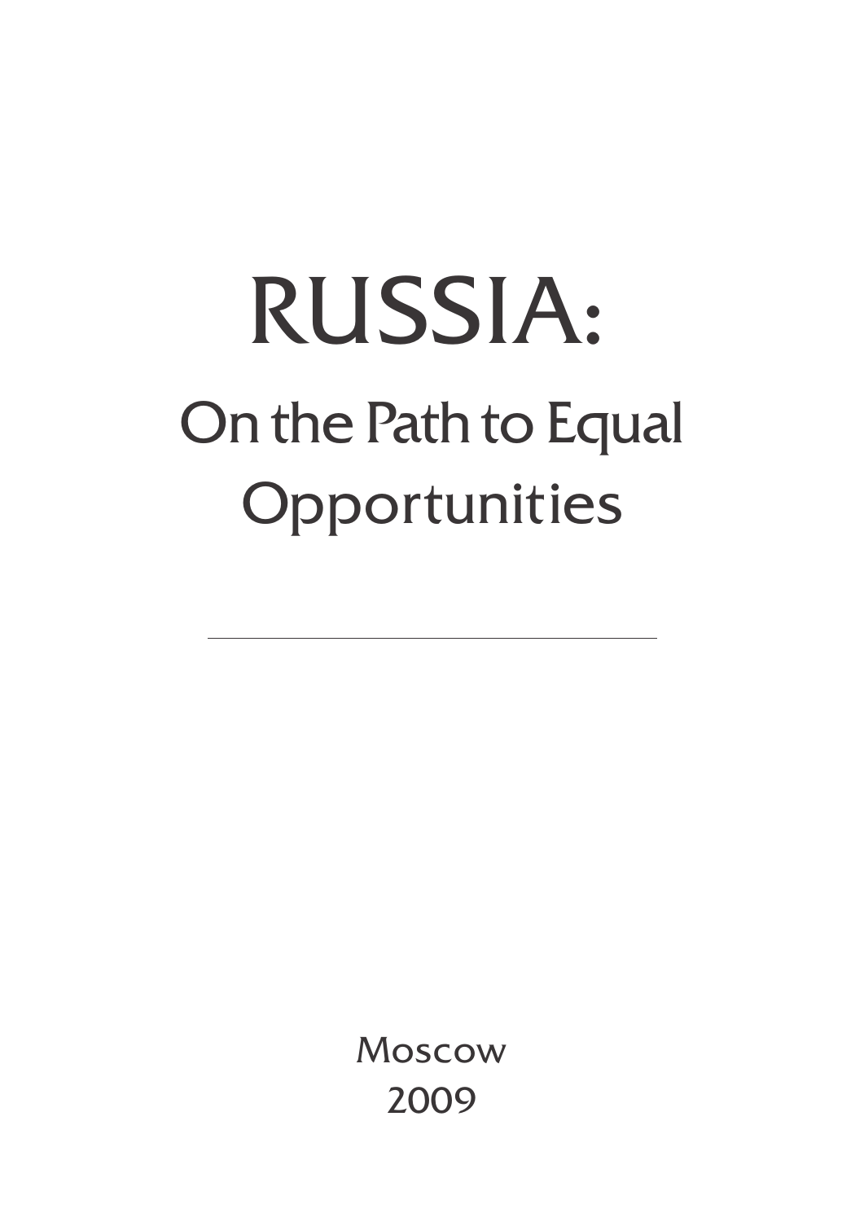# RUSSIA:

## On the Path to Equal Opportunities

---

Moscow
2009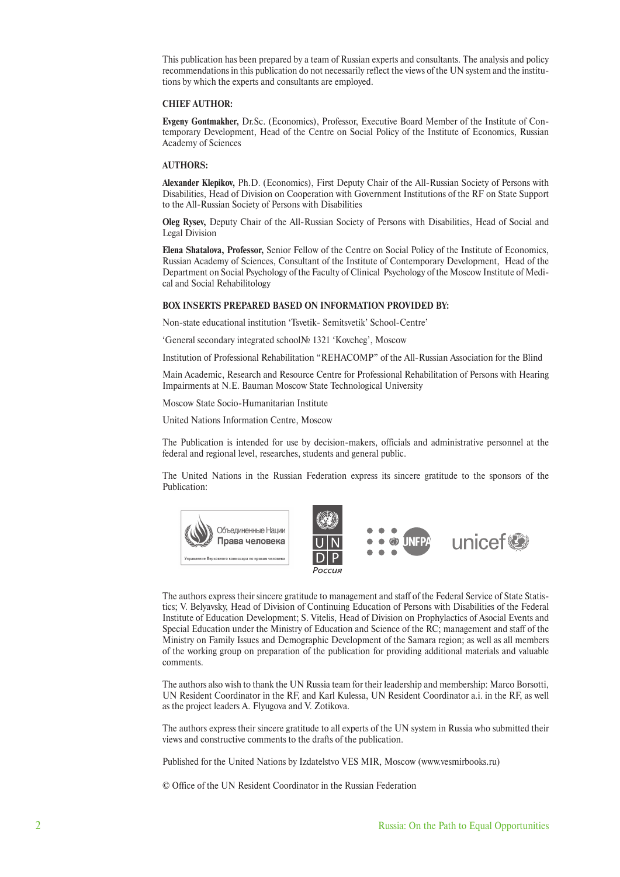This publication has been prepared by a team of Russian experts and consultants. The analysis and policy recommendations in this publication do not necessarily reflect the views of the UN system and the institutions by which the experts and consultants are employed.

**CHIEF AUTHOR:**

**Evgeny Gontmakher,** Dr.Sc. (Economics), Professor, Executive Board Member of the Institute of Contemporary Development, Head of the Centre on Social Policy of the Institute of Economics, Russian Academy of Sciences

**AUTHORS:**

**Alexander Klepikov,** Ph.D. (Economics), First Deputy Chair of the All-Russian Society of Persons with Disabilities, Head of Division on Cooperation with Government Institutions of the RF on State Support to the All-Russian Society of Persons with Disabilities

**Oleg Rysev,** Deputy Chair of the All-Russian Society of Persons with Disabilities, Head of Social and Legal Division

**Elena Shatalova, Professor,** Senior Fellow of the Centre on Social Policy of the Institute of Economics, Russian Academy of Sciences, Consultant of the Institute of Contemporary Development, Head of the Department on Social Psychology of the Faculty of Clinical Psychology of the Moscow Institute of Medical and Social Rehabilitology

**BOX INSERTS PREPARED BASED ON INFORMATION PROVIDED BY:**

Non-state educational institution 'Tsvetik- Semitsvetik' School-Centre'

'General secondary integrated school№ 1321 'Kovcheg', Moscow

Institution of Professional Rehabilitation "REHACOMP" of the All-Russian Association for the Blind

Main Academic, Research and Resource Centre for Professional Rehabilitation of Persons with Hearing Impairments at N.E. Bauman Moscow State Technological University

Moscow State Socio-Humanitarian Institute

United Nations Information Centre, Moscow

The Publication is intended for use by decision-makers, officials and administrative personnel at the federal and regional level, researches, students and general public.

The United Nations in the Russian Federation express its sincere gratitude to the sponsors of the Publication:

Объединенные Нации Права человека — Управление Верховного комиссара по правам человека; UNDP Россия; UNFPA; unicef

The authors express their sincere gratitude to management and staff of the Federal Service of State Statistics; V. Belyavsky, Head of Division of Continuing Education of Persons with Disabilities of the Federal Institute of Education Development; S. Vitelis, Head of Division on Prophylactics of Asocial Events and Special Education under the Ministry of Education and Science of the RC; management and staff of the Ministry on Family Issues and Demographic Development of the Samara region; as well as all members of the working group on preparation of the publication for providing additional materials and valuable comments.

The authors also wish to thank the UN Russia team for their leadership and membership: Marco Borsotti, UN Resident Coordinator in the RF, and Karl Kulessa, UN Resident Coordinator a.i. in the RF, as well as the project leaders A. Flyugova and V. Zotikova.

The authors express their sincere gratitude to all experts of the UN system in Russia who submitted their views and constructive comments to the drafts of the publication.

Published for the United Nations by Izdatelstvo VES MIR, Moscow (www.vesmirbooks.ru)

© Office of the UN Resident Coordinator in the Russian Federation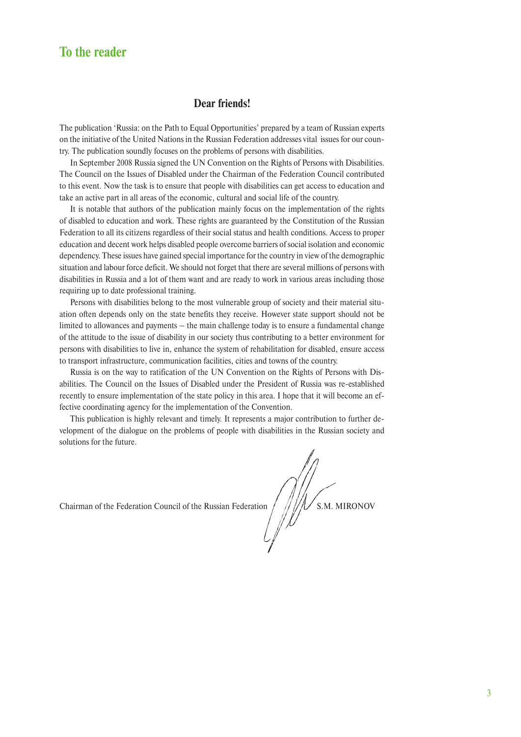# To the reader

## Dear friends!

The publication 'Russia: on the Path to Equal Opportunities' prepared by a team of Russian experts on the initiative of the United Nations in the Russian Federation addresses vital issues for our country. The publication soundly focuses on the problems of persons with disabilities.

In September 2008 Russia signed the UN Convention on the Rights of Persons with Disabilities. The Council on the Issues of Disabled under the Chairman of the Federation Council contributed to this event. Now the task is to ensure that people with disabilities can get access to education and take an active part in all areas of the economic, cultural and social life of the country.

It is notable that authors of the publication mainly focus on the implementation of the rights of disabled to education and work. These rights are guaranteed by the Constitution of the Russian Federation to all its citizens regardless of their social status and health conditions. Access to proper education and decent work helps disabled people overcome barriers of social isolation and economic dependency. These issues have gained special importance for the country in view of the demographic situation and labour force deficit. We should not forget that there are several millions of persons with disabilities in Russia and a lot of them want and are ready to work in various areas including those requiring up to date professional training.

Persons with disabilities belong to the most vulnerable group of society and their material situation often depends only on the state benefits they receive. However state support should not be limited to allowances and payments – the main challenge today is to ensure a fundamental change of the attitude to the issue of disability in our society thus contributing to a better environment for persons with disabilities to live in, enhance the system of rehabilitation for disabled, ensure access to transport infrastructure, communication facilities, cities and towns of the country.

Russia is on the way to ratification of the UN Convention on the Rights of Persons with Disabilities. The Council on the Issues of Disabled under the President of Russia was re-established recently to ensure implementation of the state policy in this area. I hope that it will become an effective coordinating agency for the implementation of the Convention.

This publication is highly relevant and timely. It represents a major contribution to further development of the dialogue on the problems of people with disabilities in the Russian society and solutions for the future.

Chairman of the Federation Council of the Russian Federation S.M. MIRONOV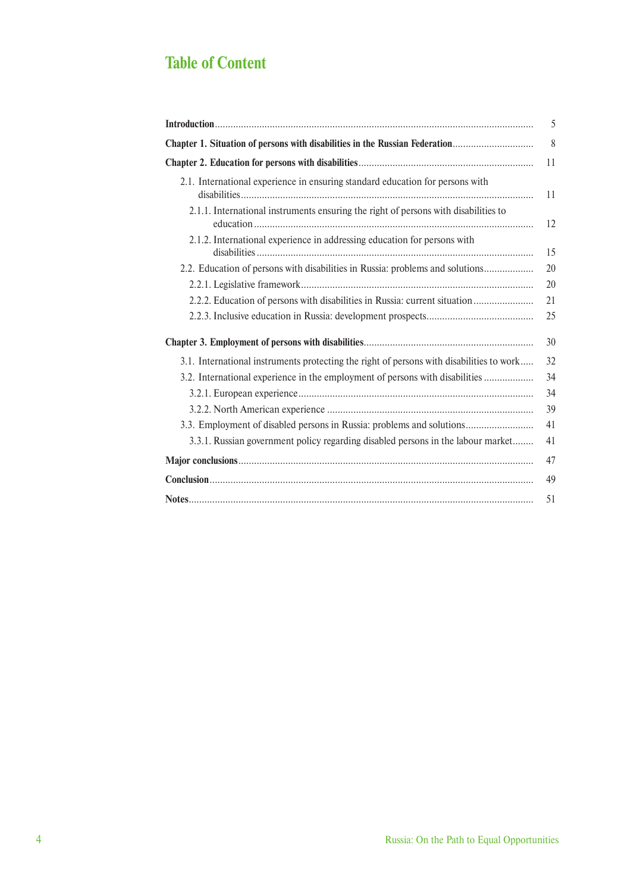# Table of Content

| | |
|---|---|
| **Introduction** | 5 |
| **Chapter 1. Situation of persons with disabilities in the Russian Federation** | 8 |
| **Chapter 2. Education for persons with disabilities** | 11 |
| 2.1. International experience in ensuring standard education for persons with disabilities | 11 |
| 2.1.1. International instruments ensuring the right of persons with disabilities to education | 12 |
| 2.1.2. International experience in addressing education for persons with disabilities | 15 |
| 2.2. Education of persons with disabilities in Russia: problems and solutions | 20 |
| 2.2.1. Legislative framework | 20 |
| 2.2.2. Education of persons with disabilities in Russia: current situation | 21 |
| 2.2.3. Inclusive education in Russia: development prospects | 25 |
| **Chapter 3. Employment of persons with disabilities** | 30 |
| 3.1. International instruments protecting the right of persons with disabilities to work | 32 |
| 3.2. International experience in the employment of persons with disabilities | 34 |
| 3.2.1. European experience | 34 |
| 3.2.2. North American experience | 39 |
| 3.3. Employment of disabled persons in Russia: problems and solutions | 41 |
| 3.3.1. Russian government policy regarding disabled persons in the labour market | 41 |
| **Major conclusions** | 47 |
| **Conclusion** | 49 |
| **Notes** | 51 |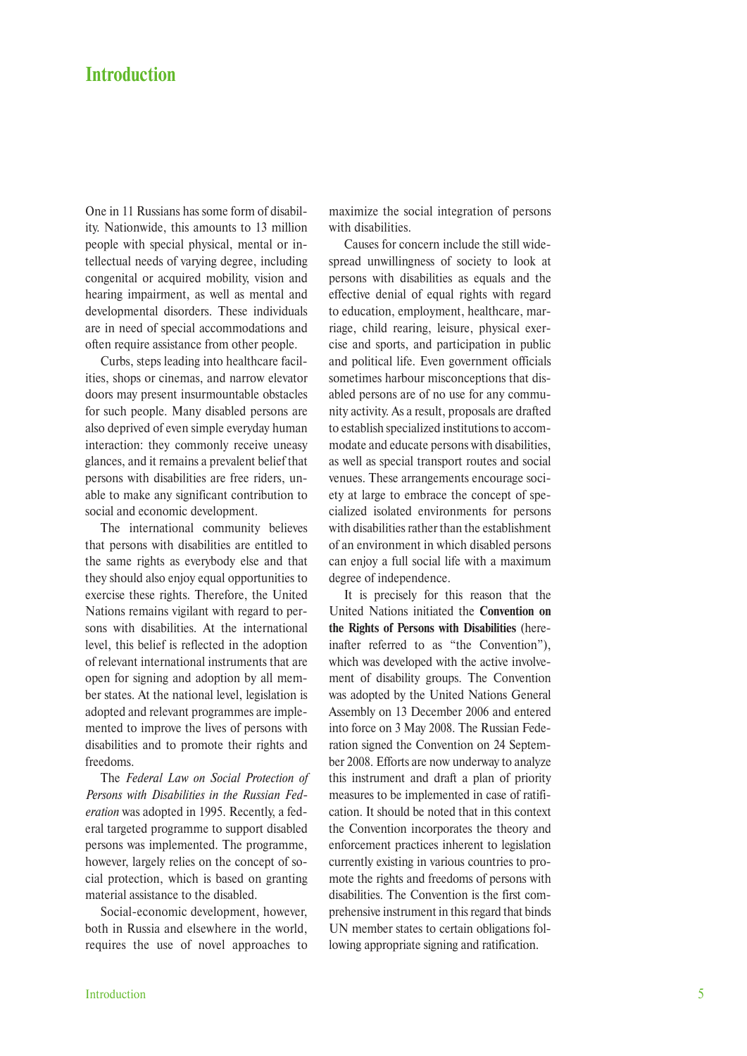# Introduction

One in 11 Russians has some form of disability. Nationwide, this amounts to 13 million people with special physical, mental or intellectual needs of varying degree, including congenital or acquired mobility, vision and hearing impairment, as well as mental and developmental disorders. These individuals are in need of special accommodations and often require assistance from other people.

Curbs, steps leading into healthcare facilities, shops or cinemas, and narrow elevator doors may present insurmountable obstacles for such people. Many disabled persons are also deprived of even simple everyday human interaction: they commonly receive uneasy glances, and it remains a prevalent belief that persons with disabilities are free riders, unable to make any significant contribution to social and economic development.

The international community believes that persons with disabilities are entitled to the same rights as everybody else and that they should also enjoy equal opportunities to exercise these rights. Therefore, the United Nations remains vigilant with regard to persons with disabilities. At the international level, this belief is reflected in the adoption of relevant international instruments that are open for signing and adoption by all member states. At the national level, legislation is adopted and relevant programmes are implemented to improve the lives of persons with disabilities and to promote their rights and freedoms.

The *Federal Law on Social Protection of Persons with Disabilities in the Russian Federation* was adopted in 1995. Recently, a federal targeted programme to support disabled persons was implemented. The programme, however, largely relies on the concept of social protection, which is based on granting material assistance to the disabled.

Social-economic development, however, both in Russia and elsewhere in the world, requires the use of novel approaches to maximize the social integration of persons with disabilities.

Causes for concern include the still widespread unwillingness of society to look at persons with disabilities as equals and the effective denial of equal rights with regard to education, employment, healthcare, marriage, child rearing, leisure, physical exercise and sports, and participation in public and political life. Even government officials sometimes harbour misconceptions that disabled persons are of no use for any community activity. As a result, proposals are drafted to establish specialized institutions to accommodate and educate persons with disabilities, as well as special transport routes and social venues. These arrangements encourage society at large to embrace the concept of specialized isolated environments for persons with disabilities rather than the establishment of an environment in which disabled persons can enjoy a full social life with a maximum degree of independence.

It is precisely for this reason that the United Nations initiated the **Convention on the Rights of Persons with Disabilities** (hereinafter referred to as "the Convention"), which was developed with the active involvement of disability groups. The Convention was adopted by the United Nations General Assembly on 13 December 2006 and entered into force on 3 May 2008. The Russian Federation signed the Convention on 24 September 2008. Efforts are now underway to analyze this instrument and draft a plan of priority measures to be implemented in case of ratification. It should be noted that in this context the Convention incorporates the theory and enforcement practices inherent to legislation currently existing in various countries to promote the rights and freedoms of persons with disabilities. The Convention is the first comprehensive instrument in this regard that binds UN member states to certain obligations following appropriate signing and ratification.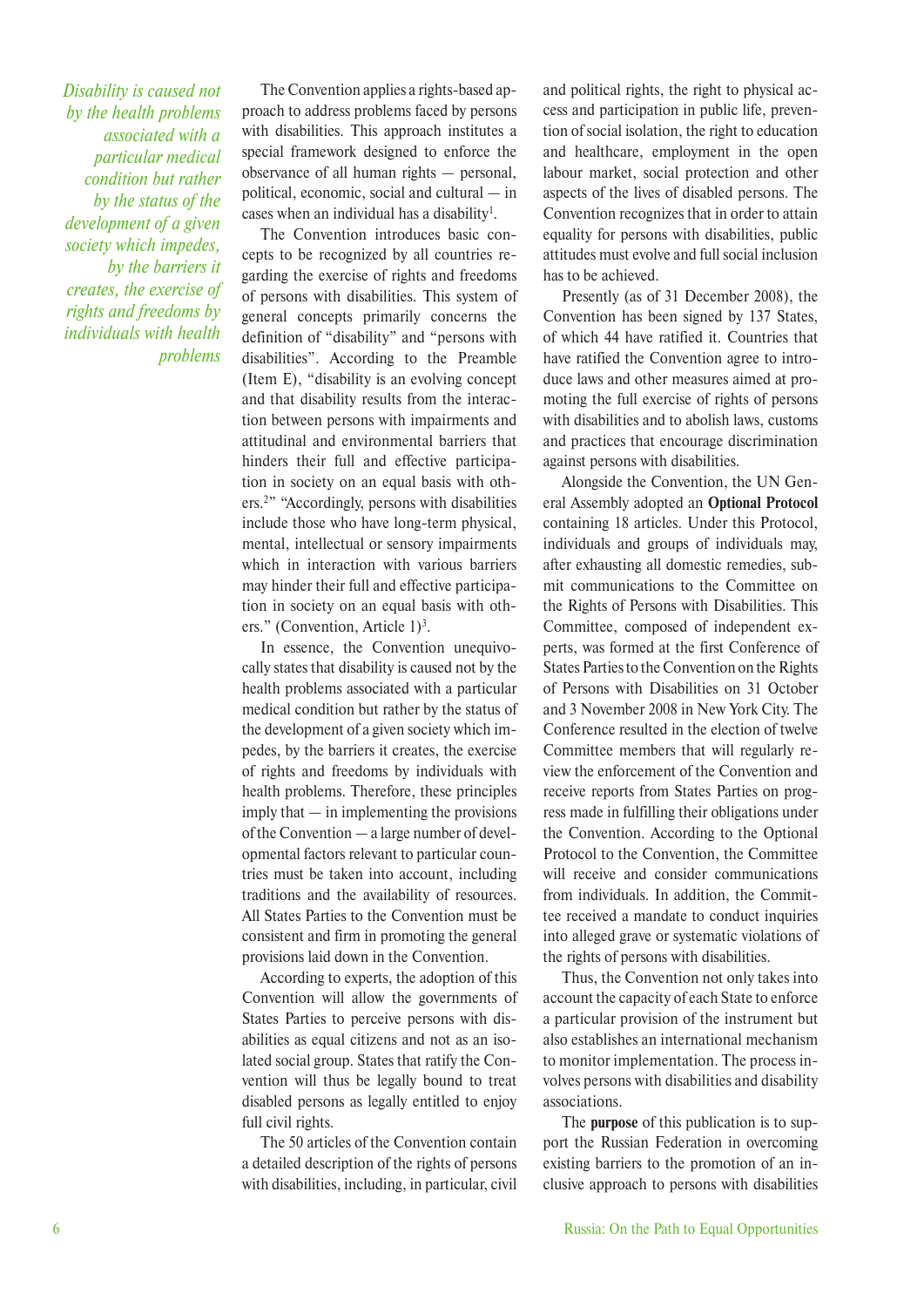*Disability is caused not by the health problems associated with a particular medical condition but rather by the status of the development of a given society which impedes, by the barriers it creates, the exercise of rights and freedoms by individuals with health problems*

The Convention applies a rights-based approach to address problems faced by persons with disabilities. This approach institutes a special framework designed to enforce the observance of all human rights — personal, political, economic, social and cultural — in cases when an individual has a disability[1].

The Convention introduces basic concepts to be recognized by all countries regarding the exercise of rights and freedoms of persons with disabilities. This system of general concepts primarily concerns the definition of "disability" and "persons with disabilities". According to the Preamble (Item E), "disability is an evolving concept and that disability results from the interaction between persons with impairments and attitudinal and environmental barriers that hinders their full and effective participation in society on an equal basis with others.[2]" "Accordingly, persons with disabilities include those who have long-term physical, mental, intellectual or sensory impairments which in interaction with various barriers may hinder their full and effective participation in society on an equal basis with others." (Convention, Article 1)[3].

In essence, the Convention unequivocally states that disability is caused not by the health problems associated with a particular medical condition but rather by the status of the development of a given society which impedes, by the barriers it creates, the exercise of rights and freedoms by individuals with health problems. Therefore, these principles imply that — in implementing the provisions of the Convention — a large number of developmental factors relevant to particular countries must be taken into account, including traditions and the availability of resources. All States Parties to the Convention must be consistent and firm in promoting the general provisions laid down in the Convention.

According to experts, the adoption of this Convention will allow the governments of States Parties to perceive persons with disabilities as equal citizens and not as an isolated social group. States that ratify the Convention will thus be legally bound to treat disabled persons as legally entitled to enjoy full civil rights.

The 50 articles of the Convention contain a detailed description of the rights of persons with disabilities, including, in particular, civil and political rights, the right to physical access and participation in public life, prevention of social isolation, the right to education and healthcare, employment in the open labour market, social protection and other aspects of the lives of disabled persons. The Convention recognizes that in order to attain equality for persons with disabilities, public attitudes must evolve and full social inclusion has to be achieved.

Presently (as of 31 December 2008), the Convention has been signed by 137 States, of which 44 have ratified it. Countries that have ratified the Convention agree to introduce laws and other measures aimed at promoting the full exercise of rights of persons with disabilities and to abolish laws, customs and practices that encourage discrimination against persons with disabilities.

Alongside the Convention, the UN General Assembly adopted an **Optional Protocol** containing 18 articles. Under this Protocol, individuals and groups of individuals may, after exhausting all domestic remedies, submit communications to the Committee on the Rights of Persons with Disabilities. This Committee, composed of independent experts, was formed at the first Conference of States Parties to the Convention on the Rights of Persons with Disabilities on 31 October and 3 November 2008 in New York City. The Conference resulted in the election of twelve Committee members that will regularly review the enforcement of the Convention and receive reports from States Parties on progress made in fulfilling their obligations under the Convention. According to the Optional Protocol to the Convention, the Committee will receive and consider communications from individuals. In addition, the Committee received a mandate to conduct inquiries into alleged grave or systematic violations of the rights of persons with disabilities.

Thus, the Convention not only takes into account the capacity of each State to enforce a particular provision of the instrument but also establishes an international mechanism to monitor implementation. The process involves persons with disabilities and disability associations.

The **purpose** of this publication is to support the Russian Federation in overcoming existing barriers to the promotion of an inclusive approach to persons with disabilities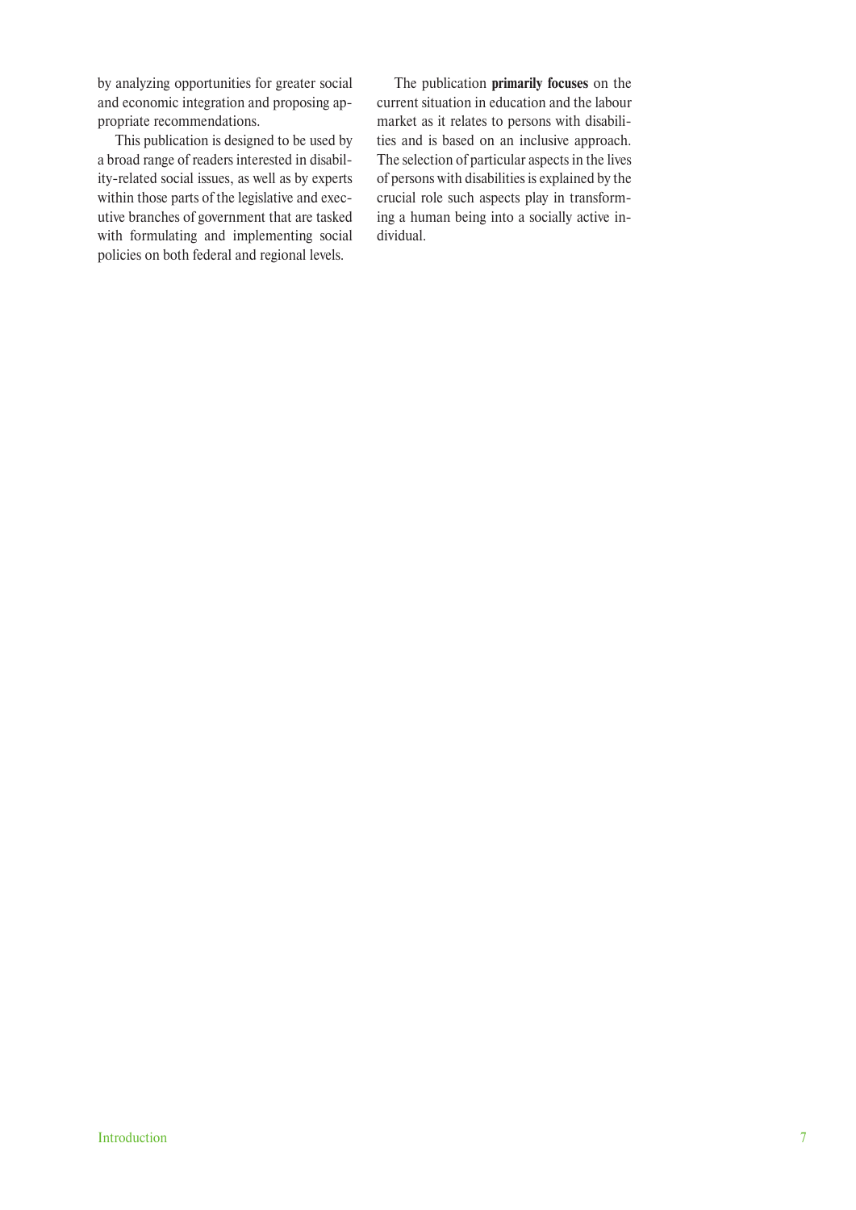by analyzing opportunities for greater social and economic integration and proposing appropriate recommendations.

This publication is designed to be used by a broad range of readers interested in disability-related social issues, as well as by experts within those parts of the legislative and executive branches of government that are tasked with formulating and implementing social policies on both federal and regional levels.

The publication **primarily focuses** on the current situation in education and the labour market as it relates to persons with disabilities and is based on an inclusive approach. The selection of particular aspects in the lives of persons with disabilities is explained by the crucial role such aspects play in transforming a human being into a socially active individual.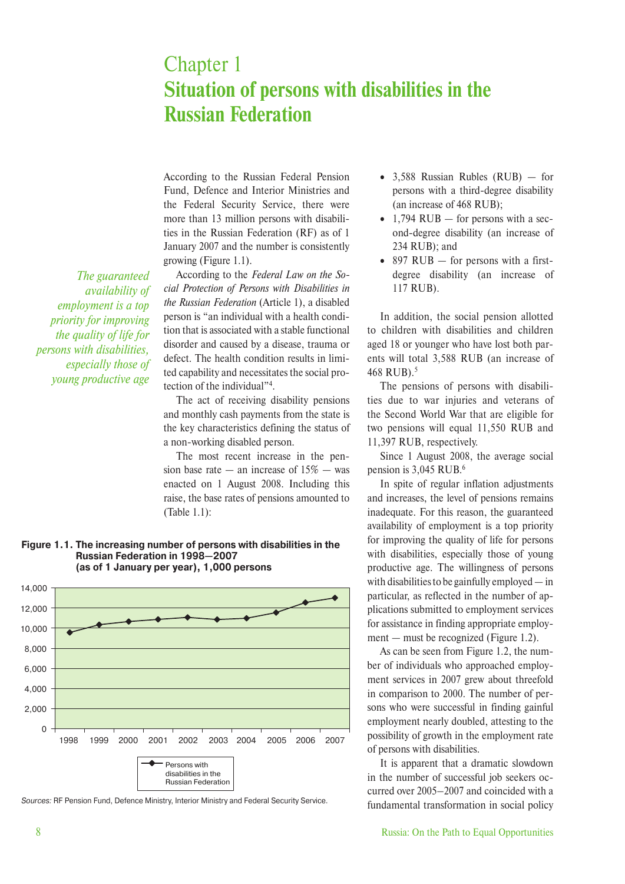# Chapter 1
# Situation of persons with disabilities in the Russian Federation

According to the Russian Federal Pension Fund, Defence and Interior Ministries and the Federal Security Service, there were more than 13 million persons with disabilities in the Russian Federation (RF) as of 1 January 2007 and the number is consistently growing (Figure 1.1).

*The guaranteed availability of employment is a top priority for improving the quality of life for persons with disabilities, especially those of young productive age*

According to the *Federal Law on the Social Protection of Persons with Disabilities in the Russian Federation* (Article 1), a disabled person is "an individual with a health condition that is associated with a stable functional disorder and caused by a disease, trauma or defect. The health condition results in limited capability and necessitates the social protection of the individual"[4].

The act of receiving disability pensions and monthly cash payments from the state is the key characteristics defining the status of a non-working disabled person.

The most recent increase in the pension base rate — an increase of 15% — was enacted on 1 August 2008. Including this raise, the base rates of pensions amounted to (Table 1.1):

**Figure 1.1. The increasing number of persons with disabilities in the Russian Federation in 1998—2007 (as of 1 January per year), 1,000 persons**

*Sources:* RF Pension Fund, Defence Ministry, Interior Ministry and Federal Security Service.

- 3,588 Russian Rubles (RUB) — for persons with a third-degree disability (an increase of 468 RUB);
- 1,794 RUB — for persons with a second-degree disability (an increase of 234 RUB); and
- 897 RUB — for persons with a first-degree disability (an increase of 117 RUB).

In addition, the social pension allotted to children with disabilities and children aged 18 or younger who have lost both parents will total 3,588 RUB (an increase of 468 RUB).[5]

The pensions of persons with disabilities due to war injuries and veterans of the Second World War that are eligible for two pensions will equal 11,550 RUB and 11,397 RUB, respectively.

Since 1 August 2008, the average social pension is 3,045 RUB.[6]

In spite of regular inflation adjustments and increases, the level of pensions remains inadequate. For this reason, the guaranteed availability of employment is a top priority for improving the quality of life for persons with disabilities, especially those of young productive age. The willingness of persons with disabilities to be gainfully employed — in particular, as reflected in the number of applications submitted to employment services for assistance in finding appropriate employment — must be recognized (Figure 1.2).

As can be seen from Figure 1.2, the number of individuals who approached employment services in 2007 grew about threefold in comparison to 2000. The number of persons who were successful in finding gainful employment nearly doubled, attesting to the possibility of growth in the employment rate of persons with disabilities.

It is apparent that a dramatic slowdown in the number of successful job seekers occurred over 2005–2007 and coincided with a fundamental transformation in social policy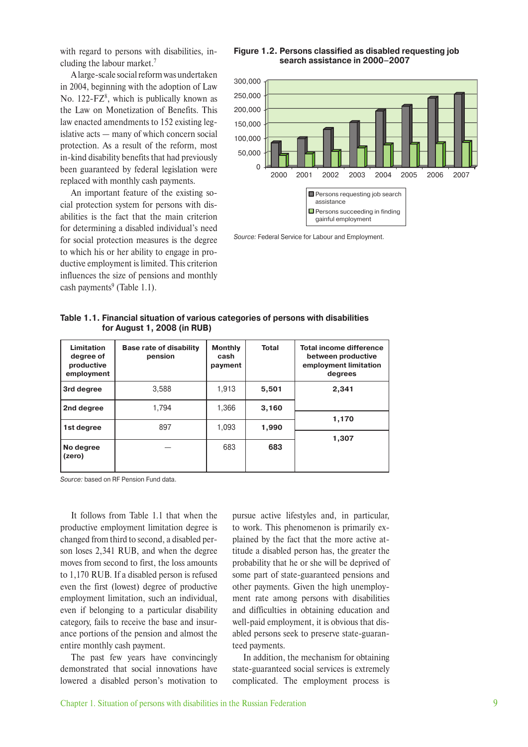with regard to persons with disabilities, including the labour market.[7]

A large-scale social reform was undertaken in 2004, beginning with the adoption of Law No. 122-FZ[8], which is publically known as the Law on Monetization of Benefits. This law enacted amendments to 152 existing legislative acts — many of which concern social protection. As a result of the reform, most in-kind disability benefits that had previously been guaranteed by federal legislation were replaced with monthly cash payments.

An important feature of the existing social protection system for persons with disabilities is the fact that the main criterion for determining a disabled individual's need for social protection is the degree to which his or her ability to engage in productive employment is limited. This criterion influences the size of pensions and monthly cash payments[9] (Table 1.1).

**Figure 1.2. Persons classified as disabled requesting job search assistance in 2000–2007**

Legend: Persons requesting job search assistance; Persons succeeding in finding gainful employment

*Source:* Federal Service for Labour and Employment.

**Table 1.1. Financial situation of various categories of persons with disabilities for August 1, 2008 (in RUB)**

| Limitation degree of productive employment | Base rate of disability pension | Monthly cash payment | Total | Total income difference between productive employment limitation degrees |
|---|---|---|---|---|
| 3rd degree | 3,588 | 1,913 | **5,501** | **2,341** |
| 2nd degree | 1,794 | 1,366 | **3,160** | **1,170** |
| 1st degree | 897 | 1,093 | **1,990** | **1,307** |
| No degree (zero) | — | 683 | **683** | |

*Source:* based on RF Pension Fund data.

It follows from Table 1.1 that when the productive employment limitation degree is changed from third to second, a disabled person loses 2,341 RUB, and when the degree moves from second to first, the loss amounts to 1,170 RUB. If a disabled person is refused even the first (lowest) degree of productive employment limitation, such an individual, even if belonging to a particular disability category, fails to receive the base and insurance portions of the pension and almost the entire monthly cash payment.

The past few years have convincingly demonstrated that social innovations have lowered a disabled person's motivation to pursue active lifestyles and, in particular, to work. This phenomenon is primarily explained by the fact that the more active attitude a disabled person has, the greater the probability that he or she will be deprived of some part of state-guaranteed pensions and other payments. Given the high unemployment rate among persons with disabilities and difficulties in obtaining education and well-paid employment, it is obvious that disabled persons seek to preserve state-guaranteed payments.

In addition, the mechanism for obtaining state-guaranteed social services is extremely complicated. The employment process is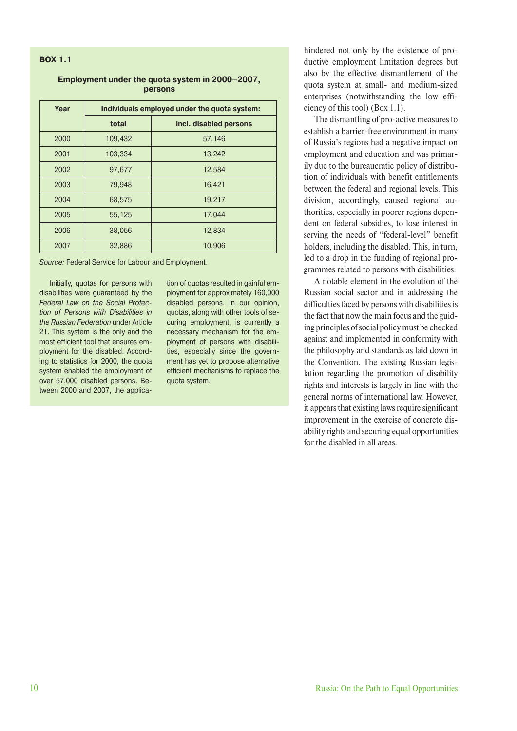**BOX 1.1**

**Employment under the quota system in 2000–2007, persons**

| Year | Individuals employed under the quota system: | |
|---|---|---|
| | total | incl. disabled persons |
| 2000 | 109,432 | 57,146 |
| 2001 | 103,334 | 13,242 |
| 2002 | 97,677 | 12,584 |
| 2003 | 79,948 | 16,421 |
| 2004 | 68,575 | 19,217 |
| 2005 | 55,125 | 17,044 |
| 2006 | 38,056 | 12,834 |
| 2007 | 32,886 | 10,906 |

*Source:* Federal Service for Labour and Employment.

Initially, quotas for persons with disabilities were guaranteed by the *Federal Law on the Social Protection of Persons with Disabilities in the Russian Federation* under Article 21. This system is the only and the most efficient tool that ensures employment for the disabled. According to statistics for 2000, the quota system enabled the employment of over 57,000 disabled persons. Between 2000 and 2007, the application of quotas resulted in gainful employment for approximately 160,000 disabled persons. In our opinion, quotas, along with other tools of securing employment, is currently a necessary mechanism for the employment of persons with disabilities, especially since the government has yet to propose alternative efficient mechanisms to replace the quota system.

hindered not only by the existence of productive employment limitation degrees but also by the effective dismantlement of the quota system at small- and medium-sized enterprises (notwithstanding the low efficiency of this tool) (Box 1.1).

The dismantling of pro-active measures to establish a barrier-free environment in many of Russia's regions had a negative impact on employment and education and was primarily due to the bureaucratic policy of distribution of individuals with benefit entitlements between the federal and regional levels. This division, accordingly, caused regional authorities, especially in poorer regions dependent on federal subsidies, to lose interest in serving the needs of "federal-level" benefit holders, including the disabled. This, in turn, led to a drop in the funding of regional programmes related to persons with disabilities.

A notable element in the evolution of the Russian social sector and in addressing the difficulties faced by persons with disabilities is the fact that now the main focus and the guiding principles of social policy must be checked against and implemented in conformity with the philosophy and standards as laid down in the Convention. The existing Russian legislation regarding the promotion of disability rights and interests is largely in line with the general norms of international law. However, it appears that existing laws require significant improvement in the exercise of concrete disability rights and securing equal opportunities for the disabled in all areas.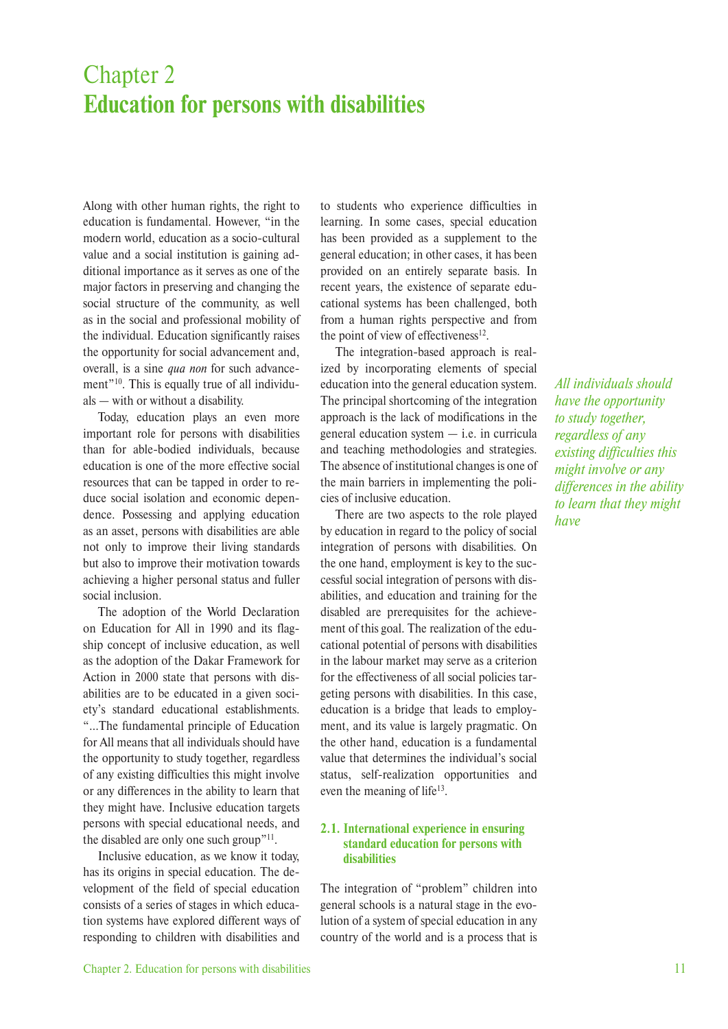# Chapter 2
# Education for persons with disabilities

Along with other human rights, the right to education is fundamental. However, "in the modern world, education as a socio-cultural value and a social institution is gaining additional importance as it serves as one of the major factors in preserving and changing the social structure of the community, as well as in the social and professional mobility of the individual. Education significantly raises the opportunity for social advancement and, overall, is a sine *qua non* for such advancement"[10]. This is equally true of all individuals — with or without a disability.

Today, education plays an even more important role for persons with disabilities than for able-bodied individuals, because education is one of the more effective social resources that can be tapped in order to reduce social isolation and economic dependence. Possessing and applying education as an asset, persons with disabilities are able not only to improve their living standards but also to improve their motivation towards achieving a higher personal status and fuller social inclusion.

The adoption of the World Declaration on Education for All in 1990 and its flagship concept of inclusive education, as well as the adoption of the Dakar Framework for Action in 2000 state that persons with disabilities are to be educated in a given society's standard educational establishments. "...The fundamental principle of Education for All means that all individuals should have the opportunity to study together, regardless of any existing difficulties this might involve or any differences in the ability to learn that they might have. Inclusive education targets persons with special educational needs, and the disabled are only one such group"[11].

Inclusive education, as we know it today, has its origins in special education. The development of the field of special education consists of a series of stages in which education systems have explored different ways of responding to children with disabilities and to students who experience difficulties in learning. In some cases, special education has been provided as a supplement to the general education; in other cases, it has been provided on an entirely separate basis. In recent years, the existence of separate educational systems has been challenged, both from a human rights perspective and from the point of view of effectiveness[12].

The integration-based approach is realized by incorporating elements of special education into the general education system. The principal shortcoming of the integration approach is the lack of modifications in the general education system — i.e. in curricula and teaching methodologies and strategies. The absence of institutional changes is one of the main barriers in implementing the policies of inclusive education.

*All individuals should have the opportunity to study together, regardless of any existing difficulties this might involve or any differences in the ability to learn that they might have*

There are two aspects to the role played by education in regard to the policy of social integration of persons with disabilities. On the one hand, employment is key to the successful social integration of persons with disabilities, and education and training for the disabled are prerequisites for the achievement of this goal. The realization of the educational potential of persons with disabilities in the labour market may serve as a criterion for the effectiveness of all social policies targeting persons with disabilities. In this case, education is a bridge that leads to employment, and its value is largely pragmatic. On the other hand, education is a fundamental value that determines the individual's social status, self-realization opportunities and even the meaning of life[13].

## 2.1. International experience in ensuring standard education for persons with disabilities

The integration of "problem" children into general schools is a natural stage in the evolution of a system of special education in any country of the world and is a process that is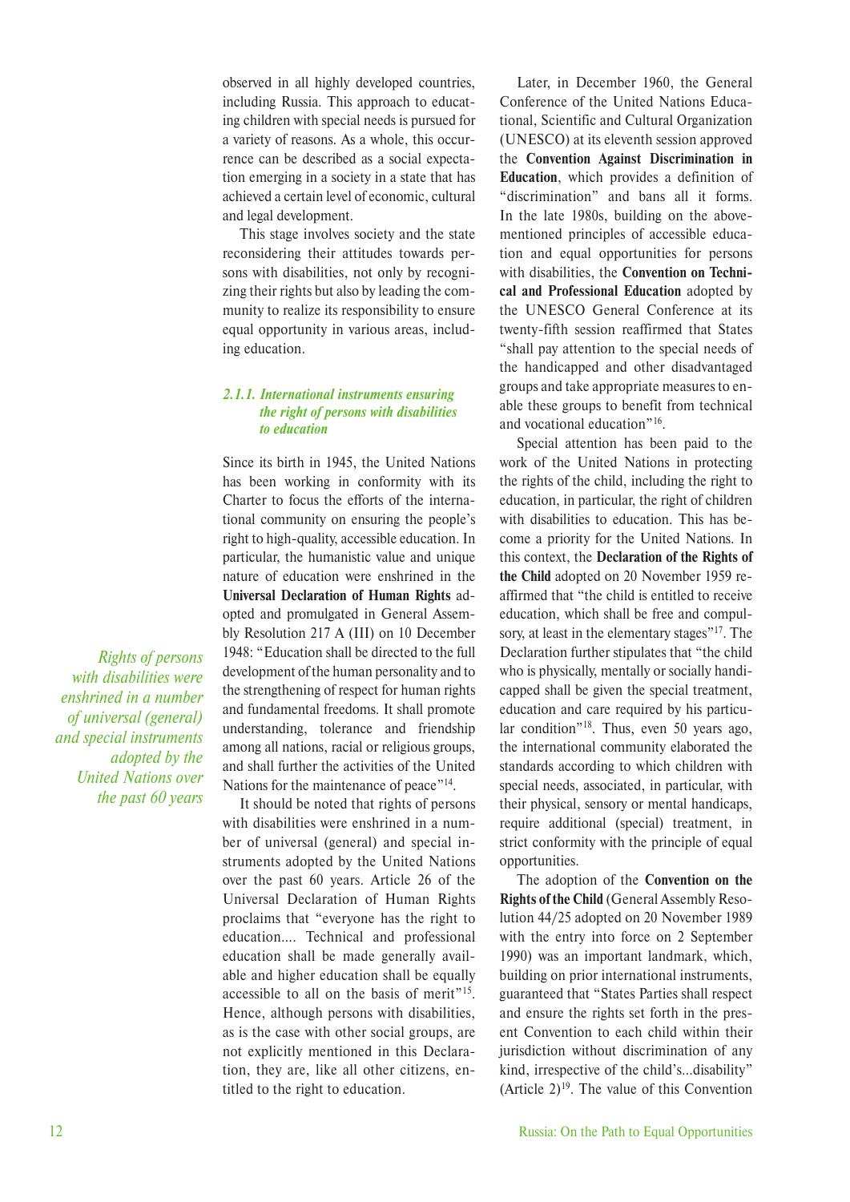observed in all highly developed countries, including Russia. This approach to educating children with special needs is pursued for a variety of reasons. As a whole, this occurrence can be described as a social expectation emerging in a society in a state that has achieved a certain level of economic, cultural and legal development.

This stage involves society and the state reconsidering their attitudes towards persons with disabilities, not only by recognizing their rights but also by leading the community to realize its responsibility to ensure equal opportunity in various areas, including education.

### *2.1.1. International instruments ensuring the right of persons with disabilities to education*

Since its birth in 1945, the United Nations has been working in conformity with its Charter to focus the efforts of the international community on ensuring the people's right to high-quality, accessible education. In particular, the humanistic value and unique nature of education were enshrined in the **Universal Declaration of Human Rights** adopted and promulgated in General Assembly Resolution 217 A (III) on 10 December 1948: "Education shall be directed to the full development of the human personality and to the strengthening of respect for human rights and fundamental freedoms. It shall promote understanding, tolerance and friendship among all nations, racial or religious groups, and shall further the activities of the United Nations for the maintenance of peace"[14].

*Rights of persons with disabilities were enshrined in a number of universal (general) and special instruments adopted by the United Nations over the past 60 years*

It should be noted that rights of persons with disabilities were enshrined in a number of universal (general) and special instruments adopted by the United Nations over the past 60 years. Article 26 of the Universal Declaration of Human Rights proclaims that "everyone has the right to education.... Technical and professional education shall be made generally available and higher education shall be equally accessible to all on the basis of merit"[15]. Hence, although persons with disabilities, as is the case with other social groups, are not explicitly mentioned in this Declaration, they are, like all other citizens, entitled to the right to education.

Later, in December 1960, the General Conference of the United Nations Educational, Scientific and Cultural Organization (UNESCO) at its eleventh session approved the **Convention Against Discrimination in Education**, which provides a definition of "discrimination" and bans all it forms. In the late 1980s, building on the above-mentioned principles of accessible education and equal opportunities for persons with disabilities, the **Convention on Technical and Professional Education** adopted by the UNESCO General Conference at its twenty-fifth session reaffirmed that States "shall pay attention to the special needs of the handicapped and other disadvantaged groups and take appropriate measures to enable these groups to benefit from technical and vocational education"[16].

Special attention has been paid to the work of the United Nations in protecting the rights of the child, including the right to education, in particular, the right of children with disabilities to education. This has become a priority for the United Nations. In this context, the **Declaration of the Rights of the Child** adopted on 20 November 1959 reaffirmed that "the child is entitled to receive education, which shall be free and compulsory, at least in the elementary stages"[17]. The Declaration further stipulates that "the child who is physically, mentally or socially handicapped shall be given the special treatment, education and care required by his particular condition"[18]. Thus, even 50 years ago, the international community elaborated the standards according to which children with special needs, associated, in particular, with their physical, sensory or mental handicaps, require additional (special) treatment, in strict conformity with the principle of equal opportunities.

The adoption of the **Convention on the Rights of the Child** (General Assembly Resolution 44/25 adopted on 20 November 1989 with the entry into force on 2 September 1990) was an important landmark, which, building on prior international instruments, guaranteed that "States Parties shall respect and ensure the rights set forth in the present Convention to each child within their jurisdiction without discrimination of any kind, irrespective of the child's...disability" (Article 2)[19]. The value of this Convention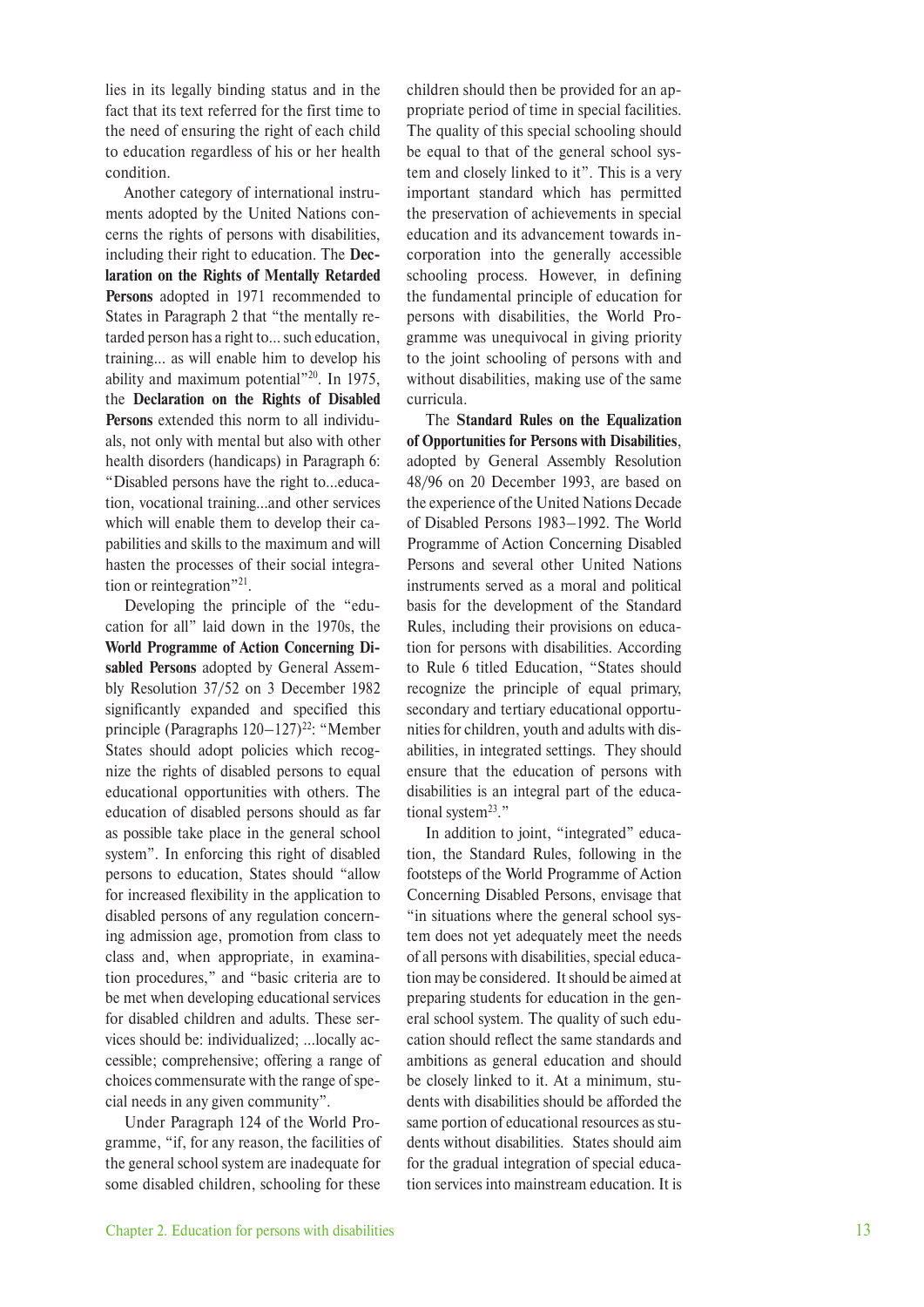lies in its legally binding status and in the fact that its text referred for the first time to the need of ensuring the right of each child to education regardless of his or her health condition.

Another category of international instruments adopted by the United Nations concerns the rights of persons with disabilities, including their right to education. The **Declaration on the Rights of Mentally Retarded Persons** adopted in 1971 recommended to States in Paragraph 2 that "the mentally retarded person has a right to... such education, training... as will enable him to develop his ability and maximum potential"[20]. In 1975, the **Declaration on the Rights of Disabled Persons** extended this norm to all individuals, not only with mental but also with other health disorders (handicaps) in Paragraph 6: "Disabled persons have the right to...education, vocational training...and other services which will enable them to develop their capabilities and skills to the maximum and will hasten the processes of their social integration or reintegration"[21].

Developing the principle of the "education for all" laid down in the 1970s, the **World Programme of Action Concerning Disabled Persons** adopted by General Assembly Resolution 37/52 on 3 December 1982 significantly expanded and specified this principle (Paragraphs 120–127)[22]: "Member States should adopt policies which recognize the rights of disabled persons to equal educational opportunities with others. The education of disabled persons should as far as possible take place in the general school system". In enforcing this right of disabled persons to education, States should "allow for increased flexibility in the application to disabled persons of any regulation concerning admission age, promotion from class to class and, when appropriate, in examination procedures," and "basic criteria are to be met when developing educational services for disabled children and adults. These services should be: individualized; ...locally accessible; comprehensive; offering a range of choices commensurate with the range of special needs in any given community".

Under Paragraph 124 of the World Programme, "if, for any reason, the facilities of the general school system are inadequate for some disabled children, schooling for these children should then be provided for an appropriate period of time in special facilities. The quality of this special schooling should be equal to that of the general school system and closely linked to it". This is a very important standard which has permitted the preservation of achievements in special education and its advancement towards incorporation into the generally accessible schooling process. However, in defining the fundamental principle of education for persons with disabilities, the World Programme was unequivocal in giving priority to the joint schooling of persons with and without disabilities, making use of the same curricula.

The **Standard Rules on the Equalization of Opportunities for Persons with Disabilities**, adopted by General Assembly Resolution 48/96 on 20 December 1993, are based on the experience of the United Nations Decade of Disabled Persons 1983–1992. The World Programme of Action Concerning Disabled Persons and several other United Nations instruments served as a moral and political basis for the development of the Standard Rules, including their provisions on education for persons with disabilities. According to Rule 6 titled Education, "States should recognize the principle of equal primary, secondary and tertiary educational opportunities for children, youth and adults with disabilities, in integrated settings. They should ensure that the education of persons with disabilities is an integral part of the educational system[23]."

In addition to joint, "integrated" education, the Standard Rules, following in the footsteps of the World Programme of Action Concerning Disabled Persons, envisage that "in situations where the general school system does not yet adequately meet the needs of all persons with disabilities, special education may be considered. It should be aimed at preparing students for education in the general school system. The quality of such education should reflect the same standards and ambitions as general education and should be closely linked to it. At a minimum, students with disabilities should be afforded the same portion of educational resources as students without disabilities. States should aim for the gradual integration of special education services into mainstream education. It is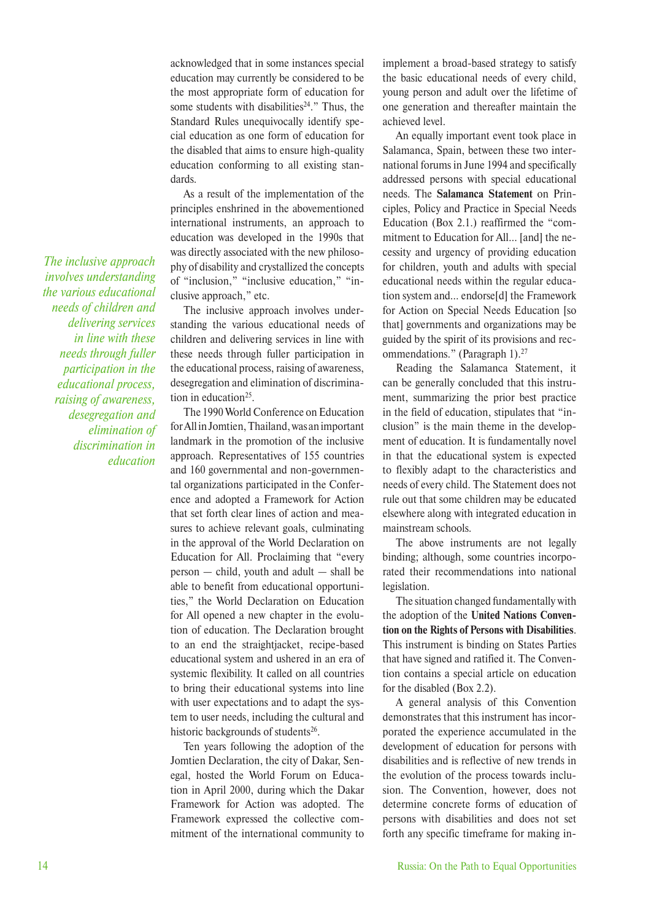acknowledged that in some instances special education may currently be considered to be the most appropriate form of education for some students with disabilities[24]." Thus, the Standard Rules unequivocally identify special education as one form of education for the disabled that aims to ensure high-quality education conforming to all existing standards.

As a result of the implementation of the principles enshrined in the abovementioned international instruments, an approach to education was developed in the 1990s that was directly associated with the new philosophy of disability and crystallized the concepts of "inclusion," "inclusive education," "inclusive approach," etc.

*The inclusive approach involves understanding the various educational needs of children and delivering services in line with these needs through fuller participation in the educational process, raising of awareness, desegregation and elimination of discrimination in education*

The inclusive approach involves understanding the various educational needs of children and delivering services in line with these needs through fuller participation in the educational process, raising of awareness, desegregation and elimination of discrimination in education[25].

The 1990 World Conference on Education for All in Jomtien, Thailand, was an important landmark in the promotion of the inclusive approach. Representatives of 155 countries and 160 governmental and non-governmental organizations participated in the Conference and adopted a Framework for Action that set forth clear lines of action and measures to achieve relevant goals, culminating in the approval of the World Declaration on Education for All. Proclaiming that "every person — child, youth and adult — shall be able to benefit from educational opportunities," the World Declaration on Education for All opened a new chapter in the evolution of education. The Declaration brought to an end the straightjacket, recipe-based educational system and ushered in an era of systemic flexibility. It called on all countries to bring their educational systems into line with user expectations and to adapt the system to user needs, including the cultural and historic backgrounds of students[26].

Ten years following the adoption of the Jomtien Declaration, the city of Dakar, Senegal, hosted the World Forum on Education in April 2000, during which the Dakar Framework for Action was adopted. The Framework expressed the collective commitment of the international community to implement a broad-based strategy to satisfy the basic educational needs of every child, young person and adult over the lifetime of one generation and thereafter maintain the achieved level.

An equally important event took place in Salamanca, Spain, between these two international forums in June 1994 and specifically addressed persons with special educational needs. The **Salamanca Statement** on Principles, Policy and Practice in Special Needs Education (Box 2.1.) reaffirmed the "commitment to Education for All... [and] the necessity and urgency of providing education for children, youth and adults with special educational needs within the regular education system and... endorse[d] the Framework for Action on Special Needs Education [so that] governments and organizations may be guided by the spirit of its provisions and recommendations." (Paragraph 1).[27]

Reading the Salamanca Statement, it can be generally concluded that this instrument, summarizing the prior best practice in the field of education, stipulates that "inclusion" is the main theme in the development of education. It is fundamentally novel in that the educational system is expected to flexibly adapt to the characteristics and needs of every child. The Statement does not rule out that some children may be educated elsewhere along with integrated education in mainstream schools.

The above instruments are not legally binding; although, some countries incorporated their recommendations into national legislation.

The situation changed fundamentally with the adoption of the **United Nations Convention on the Rights of Persons with Disabilities**. This instrument is binding on States Parties that have signed and ratified it. The Convention contains a special article on education for the disabled (Box 2.2).

A general analysis of this Convention demonstrates that this instrument has incorporated the experience accumulated in the development of education for persons with disabilities and is reflective of new trends in the evolution of the process towards inclusion. The Convention, however, does not determine concrete forms of education of persons with disabilities and does not set forth any specific timeframe for making in-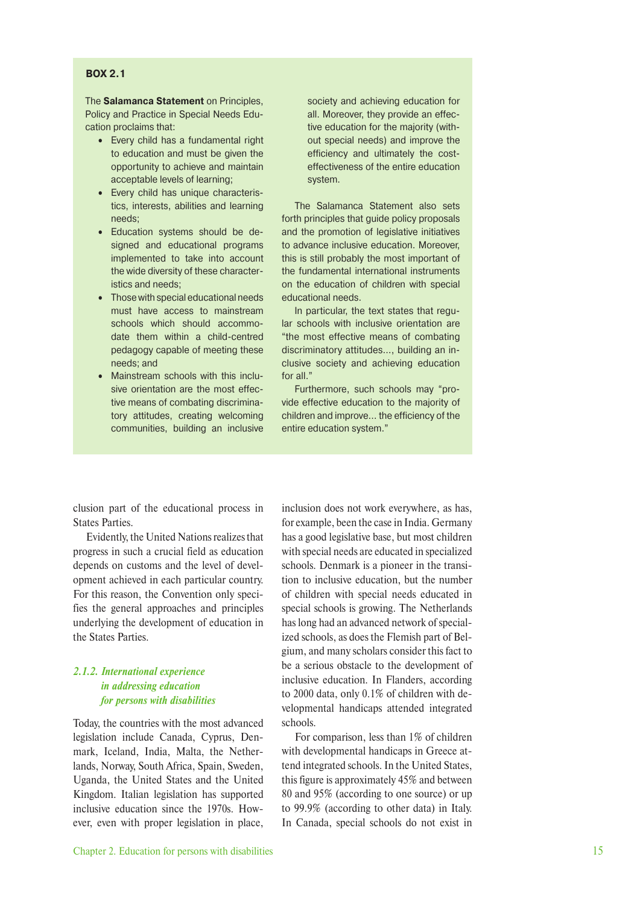**BOX 2.1**

The **Salamanca Statement** on Principles, Policy and Practice in Special Needs Education proclaims that:

- Every child has a fundamental right to education and must be given the opportunity to achieve and maintain acceptable levels of learning;
- Every child has unique characteristics, interests, abilities and learning needs;
- Education systems should be designed and educational programs implemented to take into account the wide diversity of these characteristics and needs;
- Those with special educational needs must have access to mainstream schools which should accommodate them within a child-centred pedagogy capable of meeting these needs; and
- Mainstream schools with this inclusive orientation are the most effective means of combating discriminatory attitudes, creating welcoming communities, building an inclusive society and achieving education for all. Moreover, they provide an effective education for the majority (without special needs) and improve the efficiency and ultimately the cost-effectiveness of the entire education system.

The Salamanca Statement also sets forth principles that guide policy proposals and the promotion of legislative initiatives to advance inclusive education. Moreover, this is still probably the most important of the fundamental international instruments on the education of children with special educational needs.

In particular, the text states that regular schools with inclusive orientation are "the most effective means of combating discriminatory attitudes..., building an inclusive society and achieving education for all."

Furthermore, such schools may "provide effective education to the majority of children and improve... the efficiency of the entire education system."

clusion part of the educational process in States Parties.

Evidently, the United Nations realizes that progress in such a crucial field as education depends on customs and the level of development achieved in each particular country. For this reason, the Convention only specifies the general approaches and principles underlying the development of education in the States Parties.

### *2.1.2. International experience in addressing education for persons with disabilities*

Today, the countries with the most advanced legislation include Canada, Cyprus, Denmark, Iceland, India, Malta, the Netherlands, Norway, South Africa, Spain, Sweden, Uganda, the United States and the United Kingdom. Italian legislation has supported inclusive education since the 1970s. However, even with proper legislation in place, inclusion does not work everywhere, as has, for example, been the case in India. Germany has a good legislative base, but most children with special needs are educated in specialized schools. Denmark is a pioneer in the transition to inclusive education, but the number of children with special needs educated in special schools is growing. The Netherlands has long had an advanced network of specialized schools, as does the Flemish part of Belgium, and many scholars consider this fact to be a serious obstacle to the development of inclusive education. In Flanders, according to 2000 data, only 0.1% of children with developmental handicaps attended integrated schools.

For comparison, less than 1% of children with developmental handicaps in Greece attend integrated schools. In the United States, this figure is approximately 45% and between 80 and 95% (according to one source) or up to 99.9% (according to other data) in Italy. In Canada, special schools do not exist in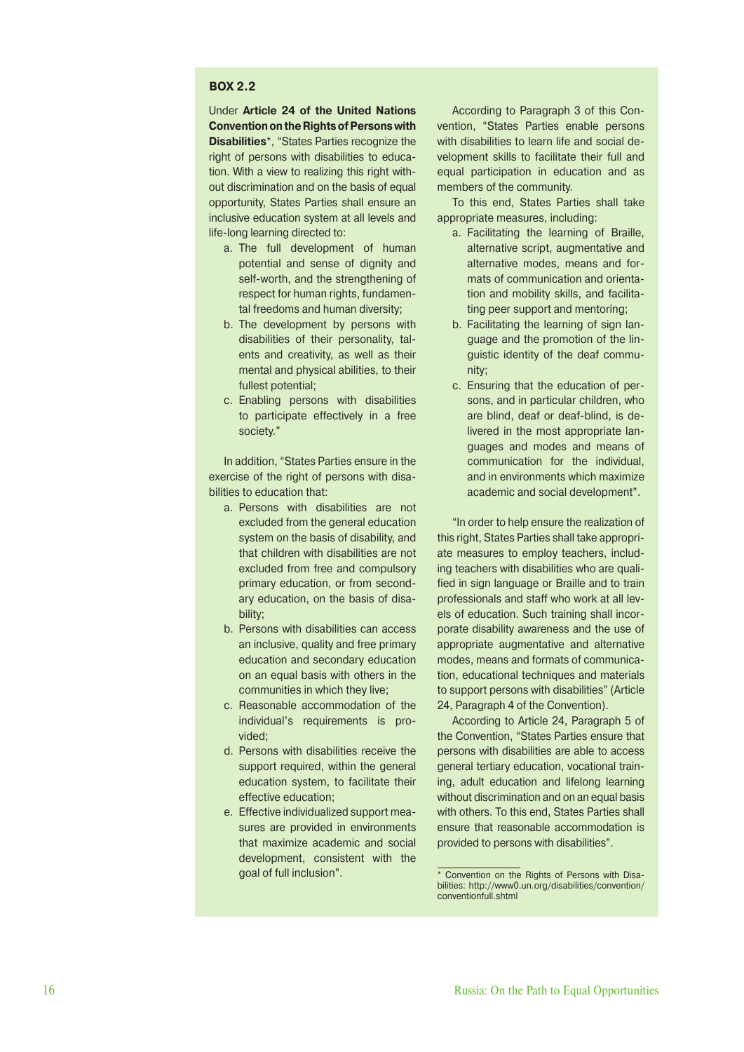**BOX 2.2**

Under **Article 24 of the United Nations Convention on the Rights of Persons with Disabilities***, "States Parties recognize the right of persons with disabilities to education. With a view to realizing this right without discrimination and on the basis of equal opportunity, States Parties shall ensure an inclusive education system at all levels and life-long learning directed to:

a. The full development of human potential and sense of dignity and self-worth, and the strengthening of respect for human rights, fundamental freedoms and human diversity;
b. The development by persons with disabilities of their personality, talents and creativity, as well as their mental and physical abilities, to their fullest potential;
c. Enabling persons with disabilities to participate effectively in a free society."

In addition, "States Parties ensure in the exercise of the right of persons with disabilities to education that:

a. Persons with disabilities are not excluded from the general education system on the basis of disability, and that children with disabilities are not excluded from free and compulsory primary education, or from secondary education, on the basis of disability;
b. Persons with disabilities can access an inclusive, quality and free primary education and secondary education on an equal basis with others in the communities in which they live;
c. Reasonable accommodation of the individual's requirements is provided;
d. Persons with disabilities receive the support required, within the general education system, to facilitate their effective education;
e. Effective individualized support measures are provided in environments that maximize academic and social development, consistent with the goal of full inclusion".

According to Paragraph 3 of this Convention, "States Parties enable persons with disabilities to learn life and social development skills to facilitate their full and equal participation in education and as members of the community.

To this end, States Parties shall take appropriate measures, including:

a. Facilitating the learning of Braille, alternative script, augmentative and alternative modes, means and formats of communication and orientation and mobility skills, and facilitating peer support and mentoring;
b. Facilitating the learning of sign language and the promotion of the linguistic identity of the deaf community;
c. Ensuring that the education of persons, and in particular children, who are blind, deaf or deaf-blind, is delivered in the most appropriate languages and modes and means of communication for the individual, and in environments which maximize academic and social development".

"In order to help ensure the realization of this right, States Parties shall take appropriate measures to employ teachers, including teachers with disabilities who are qualified in sign language or Braille and to train professionals and staff who work at all levels of education. Such training shall incorporate disability awareness and the use of appropriate augmentative and alternative modes, means and formats of communication, educational techniques and materials to support persons with disabilities" (Article 24, Paragraph 4 of the Convention).

According to Article 24, Paragraph 5 of the Convention, "States Parties ensure that persons with disabilities are able to access general tertiary education, vocational training, adult education and lifelong learning without discrimination and on an equal basis with others. To this end, States Parties shall ensure that reasonable accommodation is provided to persons with disabilities".

* Convention on the Rights of Persons with Disabilities: http://www0.un.org/disabilities/convention/conventionfull.shtml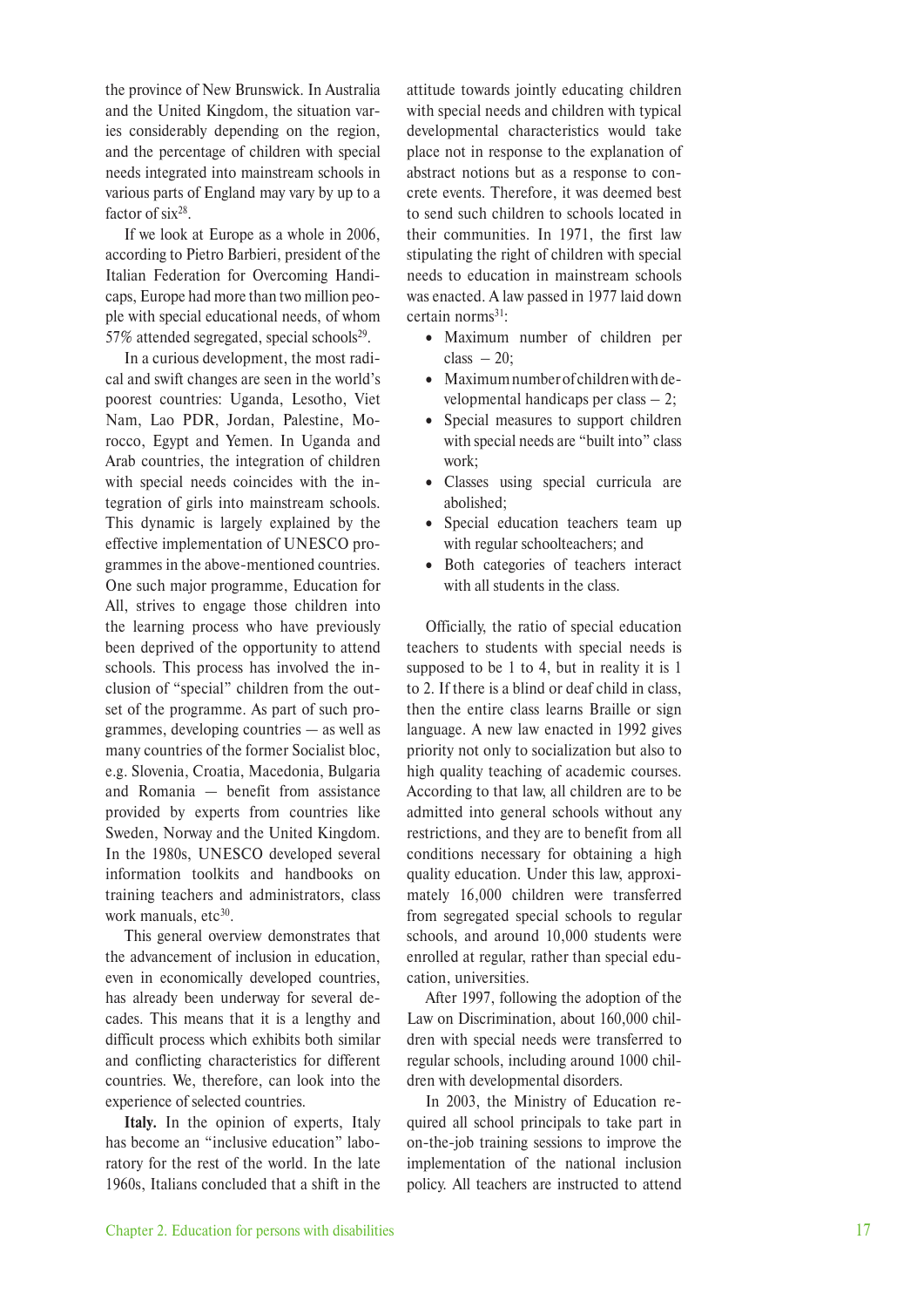the province of New Brunswick. In Australia and the United Kingdom, the situation varies considerably depending on the region, and the percentage of children with special needs integrated into mainstream schools in various parts of England may vary by up to a factor of six[28].

If we look at Europe as a whole in 2006, according to Pietro Barbieri, president of the Italian Federation for Overcoming Handicaps, Europe had more than two million people with special educational needs, of whom 57% attended segregated, special schools[29].

In a curious development, the most radical and swift changes are seen in the world's poorest countries: Uganda, Lesotho, Viet Nam, Lao PDR, Jordan, Palestine, Morocco, Egypt and Yemen. In Uganda and Arab countries, the integration of children with special needs coincides with the integration of girls into mainstream schools. This dynamic is largely explained by the effective implementation of UNESCO programmes in the above-mentioned countries. One such major programme, Education for All, strives to engage those children into the learning process who have previously been deprived of the opportunity to attend schools. This process has involved the inclusion of "special" children from the outset of the programme. As part of such programmes, developing countries — as well as many countries of the former Socialist bloc, e.g. Slovenia, Croatia, Macedonia, Bulgaria and Romania — benefit from assistance provided by experts from countries like Sweden, Norway and the United Kingdom. In the 1980s, UNESCO developed several information toolkits and handbooks on training teachers and administrators, class work manuals, etc[30].

This general overview demonstrates that the advancement of inclusion in education, even in economically developed countries, has already been underway for several decades. This means that it is a lengthy and difficult process which exhibits both similar and conflicting characteristics for different countries. We, therefore, can look into the experience of selected countries.

**Italy.** In the opinion of experts, Italy has become an "inclusive education" laboratory for the rest of the world. In the late 1960s, Italians concluded that a shift in the attitude towards jointly educating children with special needs and children with typical developmental characteristics would take place not in response to the explanation of abstract notions but as a response to concrete events. Therefore, it was deemed best to send such children to schools located in their communities. In 1971, the first law stipulating the right of children with special needs to education in mainstream schools was enacted. A law passed in 1977 laid down certain norms[31]:

- Maximum number of children per class – 20;
- Maximum number of children with developmental handicaps per class – 2;
- Special measures to support children with special needs are "built into" class work;
- Classes using special curricula are abolished;
- Special education teachers team up with regular schoolteachers; and
- Both categories of teachers interact with all students in the class.

Officially, the ratio of special education teachers to students with special needs is supposed to be 1 to 4, but in reality it is 1 to 2. If there is a blind or deaf child in class, then the entire class learns Braille or sign language. A new law enacted in 1992 gives priority not only to socialization but also to high quality teaching of academic courses. According to that law, all children are to be admitted into general schools without any restrictions, and they are to benefit from all conditions necessary for obtaining a high quality education. Under this law, approximately 16,000 children were transferred from segregated special schools to regular schools, and around 10,000 students were enrolled at regular, rather than special education, universities.

After 1997, following the adoption of the Law on Discrimination, about 160,000 children with special needs were transferred to regular schools, including around 1000 children with developmental disorders.

In 2003, the Ministry of Education required all school principals to take part in on-the-job training sessions to improve the implementation of the national inclusion policy. All teachers are instructed to attend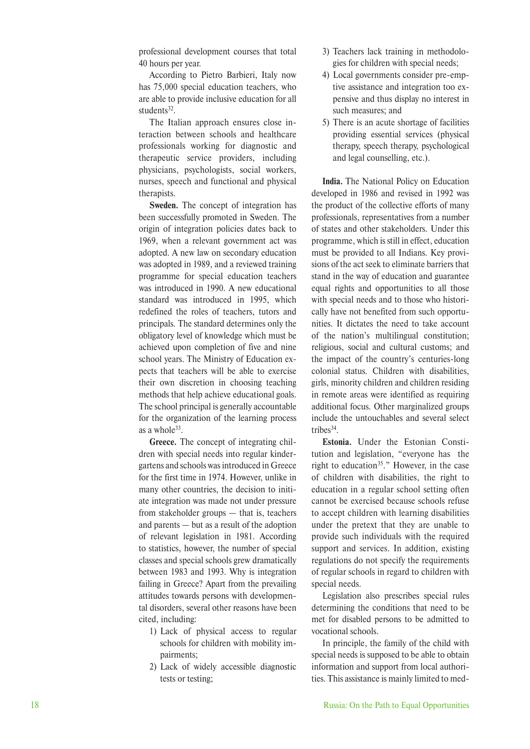professional development courses that total 40 hours per year.

According to Pietro Barbieri, Italy now has 75,000 special education teachers, who are able to provide inclusive education for all students[32].

The Italian approach ensures close interaction between schools and healthcare professionals working for diagnostic and therapeutic service providers, including physicians, psychologists, social workers, nurses, speech and functional and physical therapists.

**Sweden.** The concept of integration has been successfully promoted in Sweden. The origin of integration policies dates back to 1969, when a relevant government act was adopted. A new law on secondary education was adopted in 1989, and a reviewed training programme for special education teachers was introduced in 1990. A new educational standard was introduced in 1995, which redefined the roles of teachers, tutors and principals. The standard determines only the obligatory level of knowledge which must be achieved upon completion of five and nine school years. The Ministry of Education expects that teachers will be able to exercise their own discretion in choosing teaching methods that help achieve educational goals. The school principal is generally accountable for the organization of the learning process as a whole[33].

**Greece.** The concept of integrating children with special needs into regular kindergartens and schools was introduced in Greece for the first time in 1974. However, unlike in many other countries, the decision to initiate integration was made not under pressure from stakeholder groups — that is, teachers and parents — but as a result of the adoption of relevant legislation in 1981. According to statistics, however, the number of special classes and special schools grew dramatically between 1983 and 1993. Why is integration failing in Greece? Apart from the prevailing attitudes towards persons with developmental disorders, several other reasons have been cited, including:

1) Lack of physical access to regular schools for children with mobility impairments;
2) Lack of widely accessible diagnostic tests or testing;
3) Teachers lack training in methodologies for children with special needs;
4) Local governments consider pre-emptive assistance and integration too expensive and thus display no interest in such measures; and
5) There is an acute shortage of facilities providing essential services (physical therapy, speech therapy, psychological and legal counselling, etc.).

**India.** The National Policy on Education developed in 1986 and revised in 1992 was the product of the collective efforts of many professionals, representatives from a number of states and other stakeholders. Under this programme, which is still in effect, education must be provided to all Indians. Key provisions of the act seek to eliminate barriers that stand in the way of education and guarantee equal rights and opportunities to all those with special needs and to those who historically have not benefited from such opportunities. It dictates the need to take account of the nation's multilingual constitution; religious, social and cultural customs; and the impact of the country's centuries-long colonial status. Children with disabilities, girls, minority children and children residing in remote areas were identified as requiring additional focus. Other marginalized groups include the untouchables and several select tribes[34].

**Estonia.** Under the Estonian Constitution and legislation, "everyone has the right to education[35]." However, in the case of children with disabilities, the right to education in a regular school setting often cannot be exercised because schools refuse to accept children with learning disabilities under the pretext that they are unable to provide such individuals with the required support and services. In addition, existing regulations do not specify the requirements of regular schools in regard to children with special needs.

Legislation also prescribes special rules determining the conditions that need to be met for disabled persons to be admitted to vocational schools.

In principle, the family of the child with special needs is supposed to be able to obtain information and support from local authorities. This assistance is mainly limited to med-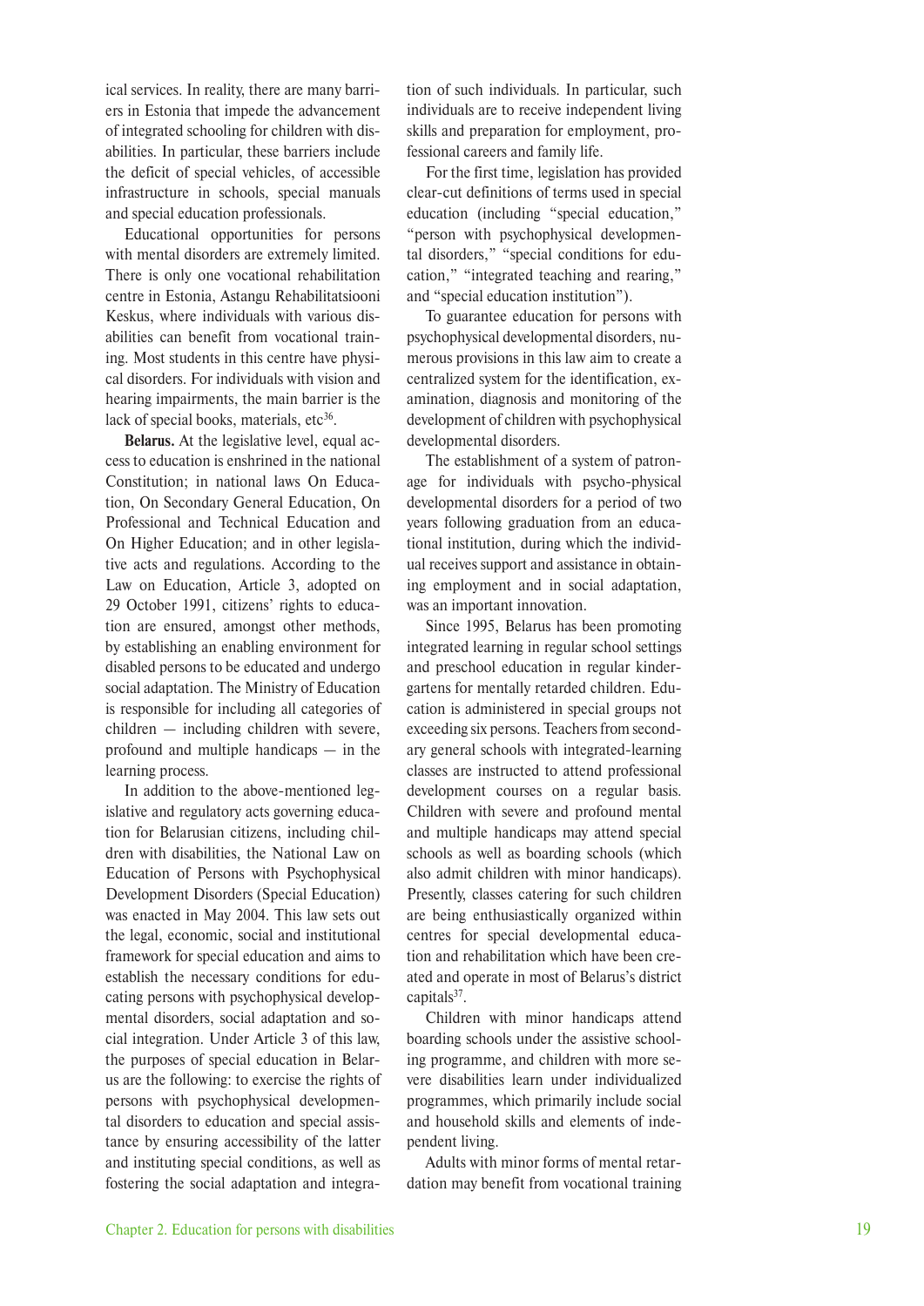ical services. In reality, there are many barriers in Estonia that impede the advancement of integrated schooling for children with disabilities. In particular, these barriers include the deficit of special vehicles, of accessible infrastructure in schools, special manuals and special education professionals.

Educational opportunities for persons with mental disorders are extremely limited. There is only one vocational rehabilitation centre in Estonia, Astangu Rehabilitatsiooni Keskus, where individuals with various disabilities can benefit from vocational training. Most students in this centre have physical disorders. For individuals with vision and hearing impairments, the main barrier is the lack of special books, materials, etc[36].

**Belarus.** At the legislative level, equal access to education is enshrined in the national Constitution; in national laws On Education, On Secondary General Education, On Professional and Technical Education and On Higher Education; and in other legislative acts and regulations. According to the Law on Education, Article 3, adopted on 29 October 1991, citizens' rights to education are ensured, amongst other methods, by establishing an enabling environment for disabled persons to be educated and undergo social adaptation. The Ministry of Education is responsible for including all categories of children — including children with severe, profound and multiple handicaps — in the learning process.

In addition to the above-mentioned legislative and regulatory acts governing education for Belarusian citizens, including children with disabilities, the National Law on Education of Persons with Psychophysical Development Disorders (Special Education) was enacted in May 2004. This law sets out the legal, economic, social and institutional framework for special education and aims to establish the necessary conditions for educating persons with psychophysical developmental disorders, social adaptation and social integration. Under Article 3 of this law, the purposes of special education in Belarus are the following: to exercise the rights of persons with psychophysical developmental disorders to education and special assistance by ensuring accessibility of the latter and instituting special conditions, as well as fostering the social adaptation and integration of such individuals. In particular, such individuals are to receive independent living skills and preparation for employment, professional careers and family life.

For the first time, legislation has provided clear-cut definitions of terms used in special education (including "special education," "person with psychophysical developmental disorders," "special conditions for education," "integrated teaching and rearing," and "special education institution").

To guarantee education for persons with psychophysical developmental disorders, numerous provisions in this law aim to create a centralized system for the identification, examination, diagnosis and monitoring of the development of children with psychophysical developmental disorders.

The establishment of a system of patronage for individuals with psycho-physical developmental disorders for a period of two years following graduation from an educational institution, during which the individual receives support and assistance in obtaining employment and in social adaptation, was an important innovation.

Since 1995, Belarus has been promoting integrated learning in regular school settings and preschool education in regular kindergartens for mentally retarded children. Education is administered in special groups not exceeding six persons. Teachers from secondary general schools with integrated-learning classes are instructed to attend professional development courses on a regular basis. Children with severe and profound mental and multiple handicaps may attend special schools as well as boarding schools (which also admit children with minor handicaps). Presently, classes catering for such children are being enthusiastically organized within centres for special developmental education and rehabilitation which have been created and operate in most of Belarus's district capitals[37].

Children with minor handicaps attend boarding schools under the assistive schooling programme, and children with more severe disabilities learn under individualized programmes, which primarily include social and household skills and elements of independent living.

Adults with minor forms of mental retardation may benefit from vocational training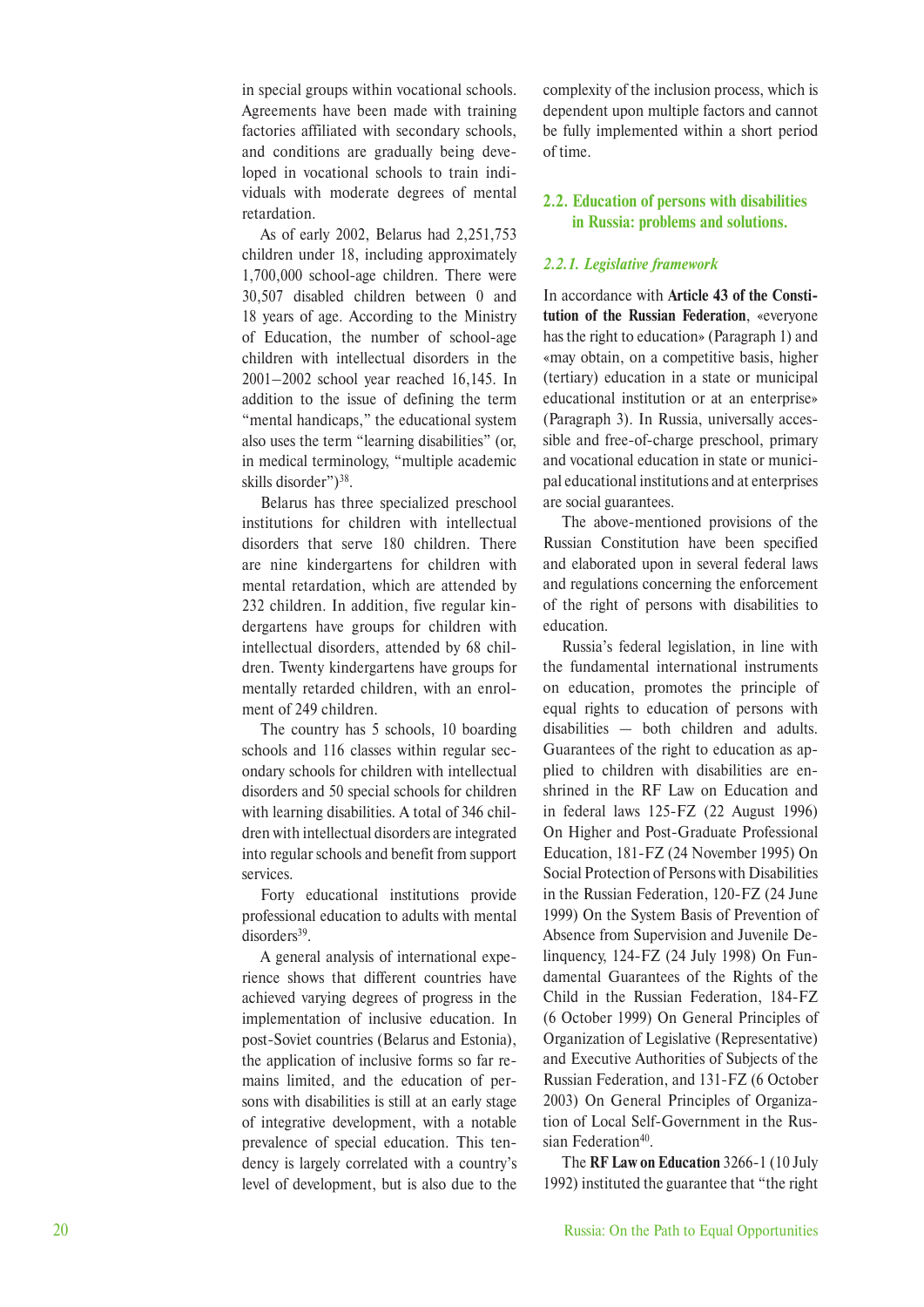in special groups within vocational schools. Agreements have been made with training factories affiliated with secondary schools, and conditions are gradually being developed in vocational schools to train individuals with moderate degrees of mental retardation.

As of early 2002, Belarus had 2,251,753 children under 18, including approximately 1,700,000 school-age children. There were 30,507 disabled children between 0 and 18 years of age. According to the Ministry of Education, the number of school-age children with intellectual disorders in the 2001–2002 school year reached 16,145. In addition to the issue of defining the term "mental handicaps," the educational system also uses the term "learning disabilities" (or, in medical terminology, "multiple academic skills disorder")[38].

Belarus has three specialized preschool institutions for children with intellectual disorders that serve 180 children. There are nine kindergartens for children with mental retardation, which are attended by 232 children. In addition, five regular kindergartens have groups for children with intellectual disorders, attended by 68 children. Twenty kindergartens have groups for mentally retarded children, with an enrolment of 249 children.

The country has 5 schools, 10 boarding schools and 116 classes within regular secondary schools for children with intellectual disorders and 50 special schools for children with learning disabilities. A total of 346 children with intellectual disorders are integrated into regular schools and benefit from support services.

Forty educational institutions provide professional education to adults with mental disorders[39].

A general analysis of international experience shows that different countries have achieved varying degrees of progress in the implementation of inclusive education. In post-Soviet countries (Belarus and Estonia), the application of inclusive forms so far remains limited, and the education of persons with disabilities is still at an early stage of integrative development, with a notable prevalence of special education. This tendency is largely correlated with a country's level of development, but is also due to the complexity of the inclusion process, which is dependent upon multiple factors and cannot be fully implemented within a short period of time.

## 2.2. Education of persons with disabilities in Russia: problems and solutions.

### *2.2.1. Legislative framework*

In accordance with **Article 43 of the Constitution of the Russian Federation**, «everyone has the right to education» (Paragraph 1) and «may obtain, on a competitive basis, higher (tertiary) education in a state or municipal educational institution or at an enterprise» (Paragraph 3). In Russia, universally accessible and free-of-charge preschool, primary and vocational education in state or municipal educational institutions and at enterprises are social guarantees.

The above-mentioned provisions of the Russian Constitution have been specified and elaborated upon in several federal laws and regulations concerning the enforcement of the right of persons with disabilities to education.

Russia's federal legislation, in line with the fundamental international instruments on education, promotes the principle of equal rights to education of persons with disabilities — both children and adults. Guarantees of the right to education as applied to children with disabilities are enshrined in the RF Law on Education and in federal laws 125-FZ (22 August 1996) On Higher and Post-Graduate Professional Education, 181-FZ (24 November 1995) On Social Protection of Persons with Disabilities in the Russian Federation, 120-FZ (24 June 1999) On the System Basis of Prevention of Absence from Supervision and Juvenile Delinquency, 124-FZ (24 July 1998) On Fundamental Guarantees of the Rights of the Child in the Russian Federation, 184-FZ (6 October 1999) On General Principles of Organization of Legislative (Representative) and Executive Authorities of Subjects of the Russian Federation, and 131-FZ (6 October 2003) On General Principles of Organization of Local Self-Government in the Russian Federation[40].

The **RF Law on Education** 3266-1 (10 July 1992) instituted the guarantee that "the right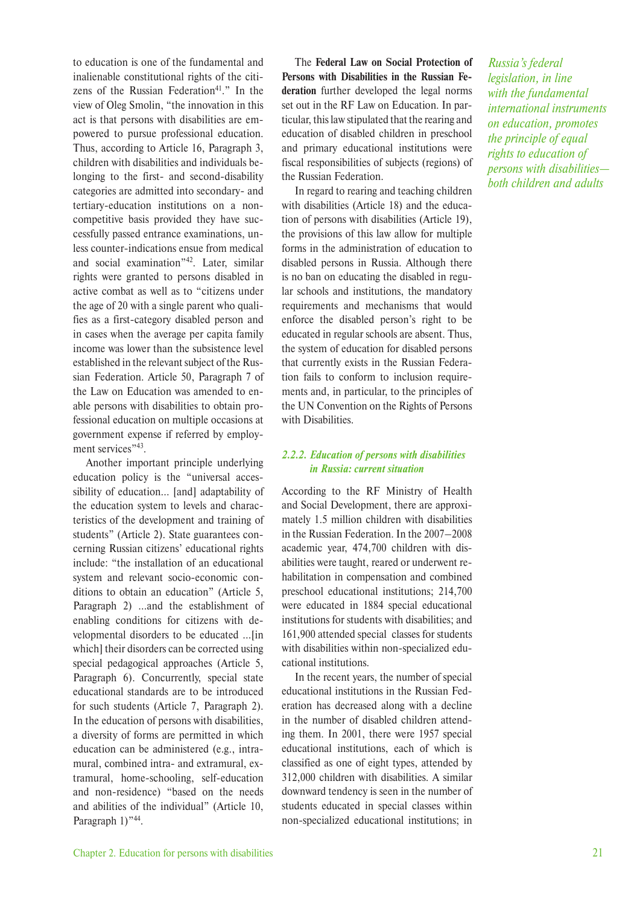to education is one of the fundamental and inalienable constitutional rights of the citizens of the Russian Federation[41]." In the view of Oleg Smolin, "the innovation in this act is that persons with disabilities are empowered to pursue professional education. Thus, according to Article 16, Paragraph 3, children with disabilities and individuals belonging to the first- and second-disability categories are admitted into secondary- and tertiary-education institutions on a non-competitive basis provided they have successfully passed entrance examinations, unless counter-indications ensue from medical and social examination"[42]. Later, similar rights were granted to persons disabled in active combat as well as to "citizens under the age of 20 with a single parent who qualifies as a first-category disabled person and in cases when the average per capita family income was lower than the subsistence level established in the relevant subject of the Russian Federation. Article 50, Paragraph 7 of the Law on Education was amended to enable persons with disabilities to obtain professional education on multiple occasions at government expense if referred by employment services"[43].

Another important principle underlying education policy is the "universal accessibility of education... [and] adaptability of the education system to levels and characteristics of the development and training of students" (Article 2). State guarantees concerning Russian citizens' educational rights include: "the installation of an educational system and relevant socio-economic conditions to obtain an education" (Article 5, Paragraph 2) ...and the establishment of enabling conditions for citizens with developmental disorders to be educated ...[in which] their disorders can be corrected using special pedagogical approaches (Article 5, Paragraph 6). Concurrently, special state educational standards are to be introduced for such students (Article 7, Paragraph 2). In the education of persons with disabilities, a diversity of forms are permitted in which education can be administered (e.g., intramural, combined intra- and extramural, extramural, home-schooling, self-education and non-residence) "based on the needs and abilities of the individual" (Article 10, Paragraph 1)"[44].

The **Federal Law on Social Protection of Persons with Disabilities in the Russian Federation** further developed the legal norms set out in the RF Law on Education. In particular, this law stipulated that the rearing and education of disabled children in preschool and primary educational institutions were fiscal responsibilities of subjects (regions) of the Russian Federation.

In regard to rearing and teaching children with disabilities (Article 18) and the education of persons with disabilities (Article 19), the provisions of this law allow for multiple forms in the administration of education to disabled persons in Russia. Although there is no ban on educating the disabled in regular schools and institutions, the mandatory requirements and mechanisms that would enforce the disabled person's right to be educated in regular schools are absent. Thus, the system of education for disabled persons that currently exists in the Russian Federation fails to conform to inclusion requirements and, in particular, to the principles of the UN Convention on the Rights of Persons with Disabilities.

*Russia's federal legislation, in line with the fundamental international instruments on education, promotes the principle of equal rights to education of persons with disabilities—both children and adults*

### *2.2.2. Education of persons with disabilities in Russia: current situation*

According to the RF Ministry of Health and Social Development, there are approximately 1.5 million children with disabilities in the Russian Federation. In the 2007–2008 academic year, 474,700 children with disabilities were taught, reared or underwent rehabilitation in compensation and combined preschool educational institutions; 214,700 were educated in 1884 special educational institutions for students with disabilities; and 161,900 attended special classes for students with disabilities within non-specialized educational institutions.

In the recent years, the number of special educational institutions in the Russian Federation has decreased along with a decline in the number of disabled children attending them. In 2001, there were 1957 special educational institutions, each of which is classified as one of eight types, attended by 312,000 children with disabilities. A similar downward tendency is seen in the number of students educated in special classes within non-specialized educational institutions; in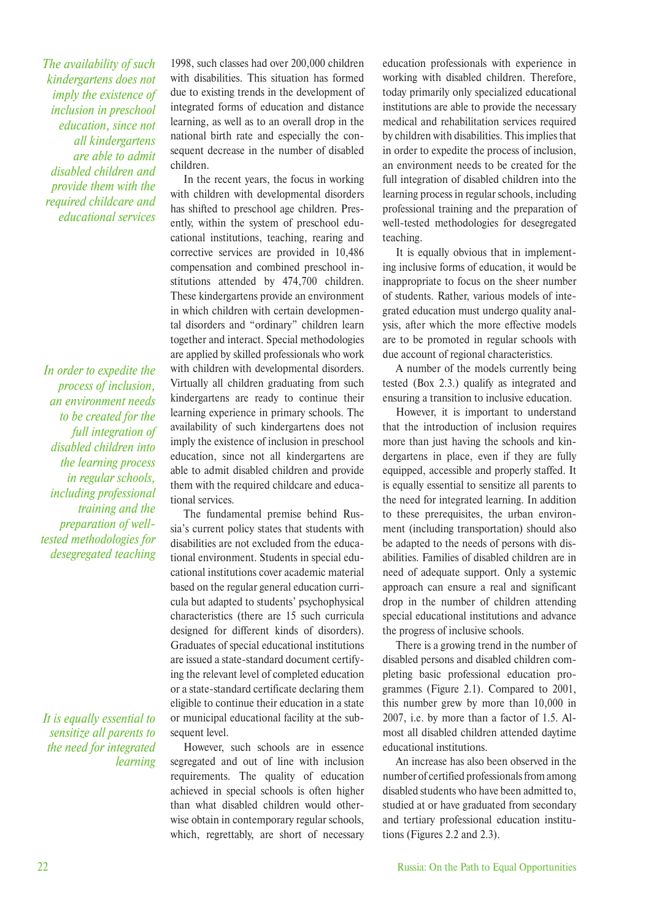1998, such classes had over 200,000 children with disabilities. This situation has formed due to existing trends in the development of integrated forms of education and distance learning, as well as to an overall drop in the national birth rate and especially the consequent decrease in the number of disabled children.

In the recent years, the focus in working with children with developmental disorders has shifted to preschool age children. Presently, within the system of preschool educational institutions, teaching, rearing and corrective services are provided in 10,486 compensation and combined preschool institutions attended by 474,700 children. These kindergartens provide an environment in which children with certain developmental disorders and "ordinary" children learn together and interact. Special methodologies are applied by skilled professionals who work with children with developmental disorders. Virtually all children graduating from such kindergartens are ready to continue their learning experience in primary schools. The availability of such kindergartens does not imply the existence of inclusion in preschool education, since not all kindergartens are able to admit disabled children and provide them with the required childcare and educational services.

*The availability of such kindergartens does not imply the existence of inclusion in preschool education, since not all kindergartens are able to admit disabled children and provide them with the required childcare and educational services*

The fundamental premise behind Russia's current policy states that students with disabilities are not excluded from the educational environment. Students in special educational institutions cover academic material based on the regular general education curricula but adapted to students' psychophysical characteristics (there are 15 such curricula designed for different kinds of disorders). Graduates of special educational institutions are issued a state-standard document certifying the relevant level of completed education or a state-standard certificate declaring them eligible to continue their education in a state or municipal educational facility at the subsequent level.

However, such schools are in essence segregated and out of line with inclusion requirements. The quality of education achieved in special schools is often higher than what disabled children would otherwise obtain in contemporary regular schools, which, regrettably, are short of necessary education professionals with experience in working with disabled children. Therefore, today primarily only specialized educational institutions are able to provide the necessary medical and rehabilitation services required by children with disabilities. This implies that in order to expedite the process of inclusion, an environment needs to be created for the full integration of disabled children into the learning process in regular schools, including professional training and the preparation of well-tested methodologies for desegregated teaching.

*In order to expedite the process of inclusion, an environment needs to be created for the full integration of disabled children into the learning process in regular schools, including professional training and the preparation of well-tested methodologies for desegregated teaching*

It is equally obvious that in implementing inclusive forms of education, it would be inappropriate to focus on the sheer number of students. Rather, various models of integrated education must undergo quality analysis, after which the more effective models are to be promoted in regular schools with due account of regional characteristics.

A number of the models currently being tested (Box 2.3.) qualify as integrated and ensuring a transition to inclusive education.

However, it is important to understand that the introduction of inclusion requires more than just having the schools and kindergartens in place, even if they are fully equipped, accessible and properly staffed. It is equally essential to sensitize all parents to the need for integrated learning. In addition to these prerequisites, the urban environment (including transportation) should also be adapted to the needs of persons with disabilities. Families of disabled children are in need of adequate support. Only a systemic approach can ensure a real and significant drop in the number of children attending special educational institutions and advance the progress of inclusive schools.

*It is equally essential to sensitize all parents to the need for integrated learning*

There is a growing trend in the number of disabled persons and disabled children completing basic professional education programmes (Figure 2.1). Compared to 2001, this number grew by more than 10,000 in 2007, i.e. by more than a factor of 1.5. Almost all disabled children attended daytime educational institutions.

An increase has also been observed in the number of certified professionals from among disabled students who have been admitted to, studied at or have graduated from secondary and tertiary professional education institutions (Figures 2.2 and 2.3).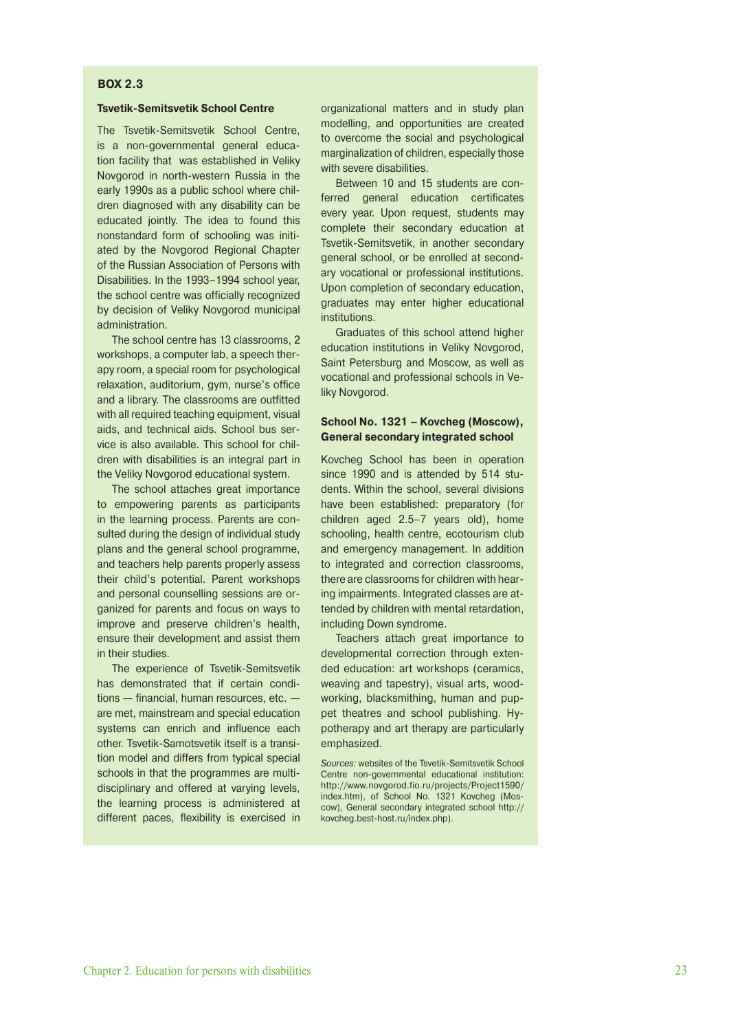**BOX 2.3**

### Tsvetik-Semitsvetik School Centre

The Tsvetik-Semitsvetik School Centre, is a non-governmental general education facility that was established in Veliky Novgorod in north-western Russia in the early 1990s as a public school where children diagnosed with any disability can be educated jointly. The idea to found this nonstandard form of schooling was initiated by the Novgorod Regional Chapter of the Russian Association of Persons with Disabilities. In the 1993–1994 school year, the school centre was officially recognized by decision of Veliky Novgorod municipal administration.

The school centre has 13 classrooms, 2 workshops, a computer lab, a speech therapy room, a special room for psychological relaxation, auditorium, gym, nurse's office and a library. The classrooms are outfitted with all required teaching equipment, visual aids, and technical aids. School bus service is also available. This school for children with disabilities is an integral part in the Veliky Novgorod educational system.

The school attaches great importance to empowering parents as participants in the learning process. Parents are consulted during the design of individual study plans and the general school programme, and teachers help parents properly assess their child's potential. Parent workshops and personal counselling sessions are organized for parents and focus on ways to improve and preserve children's health, ensure their development and assist them in their studies.

The experience of Tsvetik-Semitsvetik has demonstrated that if certain conditions — financial, human resources, etc. — are met, mainstream and special education systems can enrich and influence each other. Tsvetik-Samotsvetik itself is a transition model and differs from typical special schools in that the programmes are multidisciplinary and offered at varying levels, the learning process is administered at different paces, flexibility is exercised in organizational matters and in study plan modelling, and opportunities are created to overcome the social and psychological marginalization of children, especially those with severe disabilities.

Between 10 and 15 students are conferred general education certificates every year. Upon request, students may complete their secondary education at Tsvetik-Semitsvetik, in another secondary general school, or be enrolled at secondary vocational or professional institutions. Upon completion of secondary education, graduates may enter higher educational institutions.

Graduates of this school attend higher education institutions in Veliky Novgorod, Saint Petersburg and Moscow, as well as vocational and professional schools in Veliky Novgorod.

### School No. 1321 – Kovcheg (Moscow), General secondary integrated school

Kovcheg School has been in operation since 1990 and is attended by 514 students. Within the school, several divisions have been established: preparatory (for children aged 2.5–7 years old), home schooling, health centre, ecotourism club and emergency management. In addition to integrated and correction classrooms, there are classrooms for children with hearing impairments. Integrated classes are attended by children with mental retardation, including Down syndrome.

Teachers attach great importance to developmental correction through extended education: art workshops (ceramics, weaving and tapestry), visual arts, woodworking, blacksmithing, human and puppet theatres and school publishing. Hypotherapy and art therapy are particularly emphasized.

*Sources:* websites of the Tsvetik-Semitsvetik School Centre non-governmental educational institution: http://www.novgorod.fio.ru/projects/Project1590/index.htm), of School No. 1321 Kovcheg (Moscow), General secondary integrated school http://kovcheg.best-host.ru/index.php).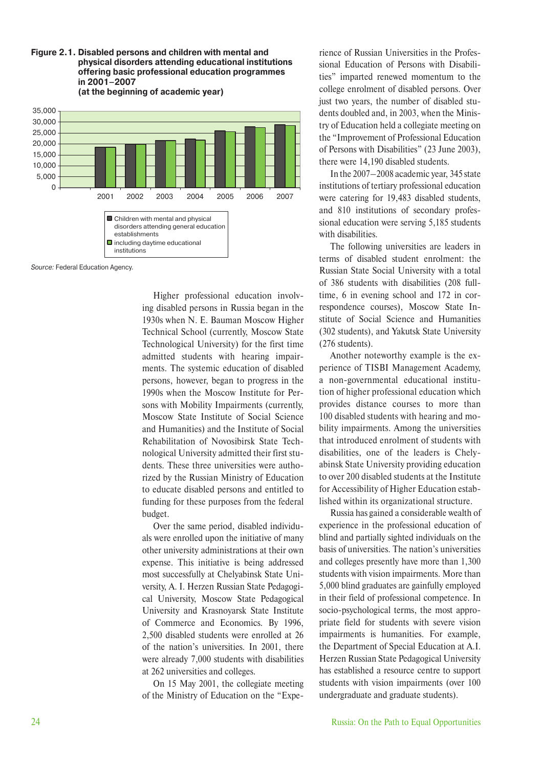**Figure 2.1. Disabled persons and children with mental and physical disorders attending educational institutions offering basic professional education programmes in 2001–2007 (at the beginning of academic year)**

*Source:* Federal Education Agency.

Higher professional education involving disabled persons in Russia began in the 1930s when N. E. Bauman Moscow Higher Technical School (currently, Moscow State Technological University) for the first time admitted students with hearing impairments. The systemic education of disabled persons, however, began to progress in the 1990s when the Moscow Institute for Persons with Mobility Impairments (currently, Moscow State Institute of Social Science and Humanities) and the Institute of Social Rehabilitation of Novosibirsk State Technological University admitted their first students. These three universities were authorized by the Russian Ministry of Education to educate disabled persons and entitled to funding for these purposes from the federal budget.

Over the same period, disabled individuals were enrolled upon the initiative of many other university administrations at their own expense. This initiative is being addressed most successfully at Chelyabinsk State University, A. I. Herzen Russian State Pedagogical University, Moscow State Pedagogical University and Krasnoyarsk State Institute of Commerce and Economics. By 1996, 2,500 disabled students were enrolled at 26 of the nation's universities. In 2001, there were already 7,000 students with disabilities at 262 universities and colleges.

On 15 May 2001, the collegiate meeting of the Ministry of Education on the "Experience of Russian Universities in the Professional Education of Persons with Disabilities" imparted renewed momentum to the college enrolment of disabled persons. Over just two years, the number of disabled students doubled and, in 2003, when the Ministry of Education held a collegiate meeting on the "Improvement of Professional Education of Persons with Disabilities" (23 June 2003), there were 14,190 disabled students.

In the 2007–2008 academic year, 345 state institutions of tertiary professional education were catering for 19,483 disabled students, and 810 institutions of secondary professional education were serving 5,185 students with disabilities.

The following universities are leaders in terms of disabled student enrolment: the Russian State Social University with a total of 386 students with disabilities (208 full-time, 6 in evening school and 172 in correspondence courses), Moscow State Institute of Social Science and Humanities (302 students), and Yakutsk State University (276 students).

Another noteworthy example is the experience of TISBI Management Academy, a non-governmental educational institution of higher professional education which provides distance courses to more than 100 disabled students with hearing and mobility impairments. Among the universities that introduced enrolment of students with disabilities, one of the leaders is Chelyabinsk State University providing education to over 200 disabled students at the Institute for Accessibility of Higher Education established within its organizational structure.

Russia has gained a considerable wealth of experience in the professional education of blind and partially sighted individuals on the basis of universities. The nation's universities and colleges presently have more than 1,300 students with vision impairments. More than 5,000 blind graduates are gainfully employed in their field of professional competence. In socio-psychological terms, the most appropriate field for students with severe vision impairments is humanities. For example, the Department of Special Education at A.I. Herzen Russian State Pedagogical University has established a resource centre to support students with vision impairments (over 100 undergraduate and graduate students).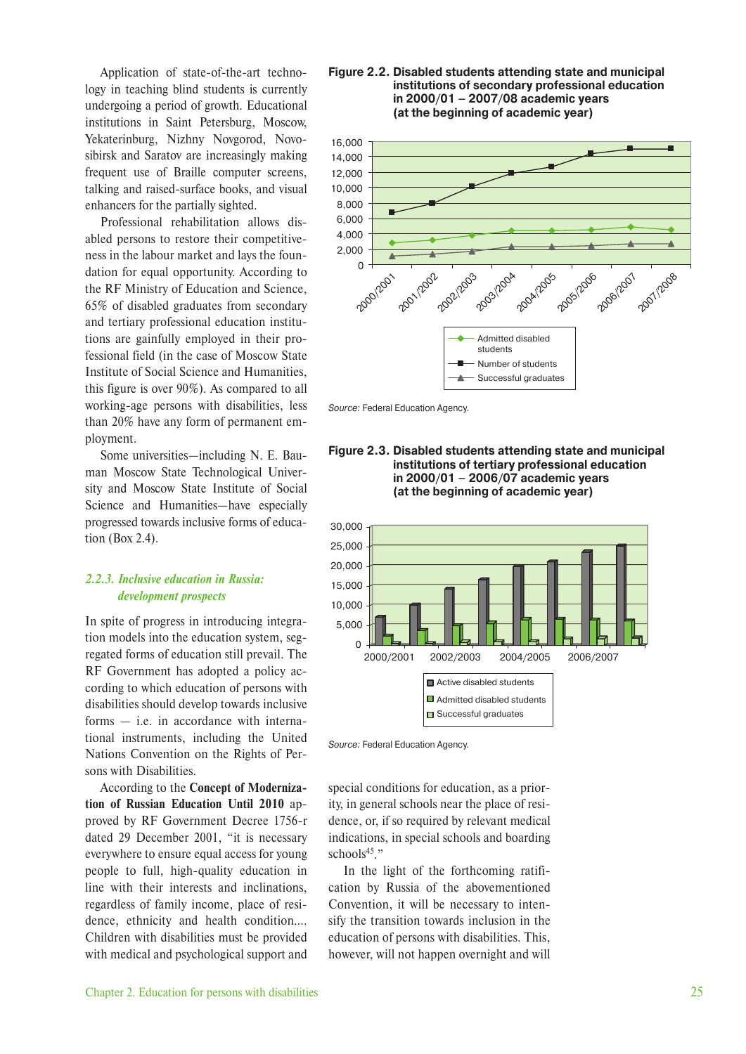Application of state-of-the-art technology in teaching blind students is currently undergoing a period of growth. Educational institutions in Saint Petersburg, Moscow, Yekaterinburg, Nizhny Novgorod, Novosibirsk and Saratov are increasingly making frequent use of Braille computer screens, talking and raised-surface books, and visual enhancers for the partially sighted.

Professional rehabilitation allows disabled persons to restore their competitiveness in the labour market and lays the foundation for equal opportunity. According to the RF Ministry of Education and Science, 65% of disabled graduates from secondary and tertiary professional education institutions are gainfully employed in their professional field (in the case of Moscow State Institute of Social Science and Humanities, this figure is over 90%). As compared to all working-age persons with disabilities, less than 20% have any form of permanent employment.

Some universities—including N. E. Bauman Moscow State Technological University and Moscow State Institute of Social Science and Humanities—have especially progressed towards inclusive forms of education (Box 2.4).

### *2.2.3. Inclusive education in Russia: development prospects*

In spite of progress in introducing integration models into the education system, segregated forms of education still prevail. The RF Government has adopted a policy according to which education of persons with disabilities should develop towards inclusive forms — i.e. in accordance with international instruments, including the United Nations Convention on the Rights of Persons with Disabilities.

According to the **Concept of Modernization of Russian Education Until 2010** approved by RF Government Decree 1756-r dated 29 December 2001, "it is necessary everywhere to ensure equal access for young people to full, high-quality education in line with their interests and inclinations, regardless of family income, place of residence, ethnicity and health condition.... Children with disabilities must be provided with medical and psychological support and special conditions for education, as a priority, in general schools near the place of residence, or, if so required by relevant medical indications, in special schools and boarding schools[45]."

In the light of the forthcoming ratification by Russia of the abovementioned Convention, it will be necessary to intensify the transition towards inclusion in the education of persons with disabilities. This, however, will not happen overnight and will

**Figure 2.2. Disabled students attending state and municipal institutions of secondary professional education in 2000/01 – 2007/08 academic years (at the beginning of academic year)**

*Source:* Federal Education Agency.

**Figure 2.3. Disabled students attending state and municipal institutions of tertiary professional education in 2000/01 – 2006/07 academic years (at the beginning of academic year)**

*Source:* Federal Education Agency.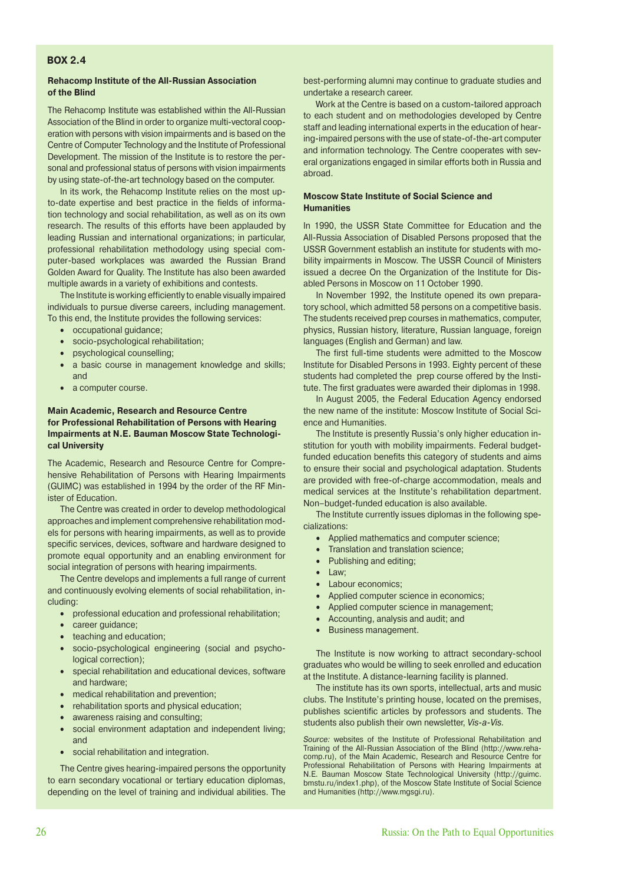**BOX 2.4**

**Rehacomp Institute of the All-Russian Association of the Blind**

The Rehacomp Institute was established within the All-Russian Association of the Blind in order to organize multi-vectoral cooperation with persons with vision impairments and is based on the Centre of Computer Technology and the Institute of Professional Development. The mission of the Institute is to restore the personal and professional status of persons with vision impairments by using state-of-the-art technology based on the computer.

In its work, the Rehacomp Institute relies on the most up-to-date expertise and best practice in the fields of information technology and social rehabilitation, as well as on its own research. The results of this efforts have been applauded by leading Russian and international organizations; in particular, professional rehabilitation methodology using special computer-based workplaces was awarded the Russian Brand Golden Award for Quality. The Institute has also been awarded multiple awards in a variety of exhibitions and contests.

The Institute is working efficiently to enable visually impaired individuals to pursue diverse careers, including management. To this end, the Institute provides the following services:

- occupational guidance;
- socio-psychological rehabilitation;
- psychological counselling;
- a basic course in management knowledge and skills; and
- a computer course.

**Main Academic, Research and Resource Centre for Professional Rehabilitation of Persons with Hearing Impairments at N.E. Bauman Moscow State Technological University**

The Academic, Research and Resource Centre for Comprehensive Rehabilitation of Persons with Hearing Impairments (GUIMC) was established in 1994 by the order of the RF Minister of Education.

The Centre was created in order to develop methodological approaches and implement comprehensive rehabilitation models for persons with hearing impairments, as well as to provide specific services, devices, software and hardware designed to promote equal opportunity and an enabling environment for social integration of persons with hearing impairments.

The Centre develops and implements a full range of current and continuously evolving elements of social rehabilitation, including:

- professional education and professional rehabilitation;
- career guidance;
- teaching and education;
- socio-psychological engineering (social and psychological correction);
- special rehabilitation and educational devices, software and hardware;
- medical rehabilitation and prevention;
- rehabilitation sports and physical education;
- awareness raising and consulting;
- social environment adaptation and independent living; and
- social rehabilitation and integration.

The Centre gives hearing-impaired persons the opportunity to earn secondary vocational or tertiary education diplomas, depending on the level of training and individual abilities. The best-performing alumni may continue to graduate studies and undertake a research career.

Work at the Centre is based on a custom-tailored approach to each student and on methodologies developed by Centre staff and leading international experts in the education of hearing-impaired persons with the use of state-of-the-art computer and information technology. The Centre cooperates with several organizations engaged in similar efforts both in Russia and abroad.

**Moscow State Institute of Social Science and Humanities**

In 1990, the USSR State Committee for Education and the All-Russia Association of Disabled Persons proposed that the USSR Government establish an institute for students with mobility impairments in Moscow. The USSR Council of Ministers issued a decree On the Organization of the Institute for Disabled Persons in Moscow on 11 October 1990.

In November 1992, the Institute opened its own preparatory school, which admitted 58 persons on a competitive basis. The students received prep courses in mathematics, computer, physics, Russian history, literature, Russian language, foreign languages (English and German) and law.

The first full-time students were admitted to the Moscow Institute for Disabled Persons in 1993. Eighty percent of these students had completed the prep course offered by the Institute. The first graduates were awarded their diplomas in 1998.

In August 2005, the Federal Education Agency endorsed the new name of the institute: Moscow Institute of Social Science and Humanities.

The Institute is presently Russia's only higher education institution for youth with mobility impairments. Federal budget-funded education benefits this category of students and aims to ensure their social and psychological adaptation. Students are provided with free-of-charge accommodation, meals and medical services at the Institute's rehabilitation department. Non–budget-funded education is also available.

The Institute currently issues diplomas in the following specializations:

- Applied mathematics and computer science;
- Translation and translation science;
- Publishing and editing;
- Law;
- Labour economics;
- Applied computer science in economics;
- Applied computer science in management;
- Accounting, analysis and audit; and
- Business management.

The Institute is now working to attract secondary-school graduates who would be willing to seek enrolled and education at the Institute. A distance-learning facility is planned.

The institute has its own sports, intellectual, arts and music clubs. The Institute's printing house, located on the premises, publishes scientific articles by professors and students. The students also publish their own newsletter, *Vis-a-Vis.*

*Source:* websites of the Institute of Professional Rehabilitation and Training of the All-Russian Association of the Blind (http://www.rehacomp.ru), of the Main Academic, Research and Resource Centre for Professional Rehabilitation of Persons with Hearing Impairments at N.E. Bauman Moscow State Technological University (http://guimc.bmstu.ru/index1.php), of the Moscow State Institute of Social Science and Humanities (http://www.mgsgi.ru).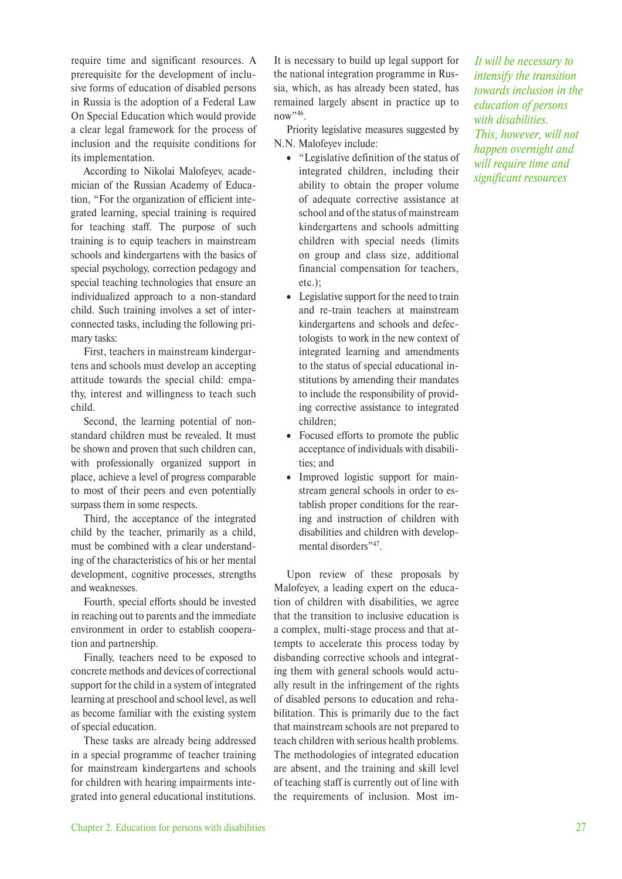require time and significant resources. A prerequisite for the development of inclusive forms of education of disabled persons in Russia is the adoption of a Federal Law On Special Education which would provide a clear legal framework for the process of inclusion and the requisite conditions for its implementation.

According to Nikolai Malofeyev, academician of the Russian Academy of Education, "For the organization of efficient integrated learning, special training is required for teaching staff. The purpose of such training is to equip teachers in mainstream schools and kindergartens with the basics of special psychology, correction pedagogy and special teaching technologies that ensure an individualized approach to a non-standard child. Such training involves a set of interconnected tasks, including the following primary tasks:

First, teachers in mainstream kindergartens and schools must develop an accepting attitude towards the special child: empathy, interest and willingness to teach such child.

Second, the learning potential of non-standard children must be revealed. It must be shown and proven that such children can, with professionally organized support in place, achieve a level of progress comparable to most of their peers and even potentially surpass them in some respects.

Third, the acceptance of the integrated child by the teacher, primarily as a child, must be combined with a clear understanding of the characteristics of his or her mental development, cognitive processes, strengths and weaknesses.

Fourth, special efforts should be invested in reaching out to parents and the immediate environment in order to establish cooperation and partnership.

Finally, teachers need to be exposed to concrete methods and devices of correctional support for the child in a system of integrated learning at preschool and school level, as well as become familiar with the existing system of special education.

These tasks are already being addressed in a special programme of teacher training for mainstream kindergartens and schools for children with hearing impairments integrated into general educational institutions. It is necessary to build up legal support for the national integration programme in Russia, which, as has already been stated, has remained largely absent in practice up to now"[46].

Priority legislative measures suggested by N.N. Malofeyev include:

- "Legislative definition of the status of integrated children, including their ability to obtain the proper volume of adequate corrective assistance at school and of the status of mainstream kindergartens and schools admitting children with special needs (limits on group and class size, additional financial compensation for teachers, etc.);
- Legislative support for the need to train and re-train teachers at mainstream kindergartens and schools and defectologists to work in the new context of integrated learning and amendments to the status of special educational institutions by amending their mandates to include the responsibility of providing corrective assistance to integrated children;
- Focused efforts to promote the public acceptance of individuals with disabilities; and
- Improved logistic support for mainstream general schools in order to establish proper conditions for the rearing and instruction of children with disabilities and children with developmental disorders"[47].

Upon review of these proposals by Malofeyev, a leading expert on the education of children with disabilities, we agree that the transition to inclusive education is a complex, multi-stage process and that attempts to accelerate this process today by disbanding corrective schools and integrating them with general schools would actually result in the infringement of the rights of disabled persons to education and rehabilitation. This is primarily due to the fact that mainstream schools are not prepared to teach children with serious health problems. The methodologies of integrated education are absent, and the training and skill level of teaching staff is currently out of line with the requirements of inclusion. Most im-

*It will be necessary to intensify the transition towards inclusion in the education of persons with disabilities. This, however, will not happen overnight and will require time and significant resources*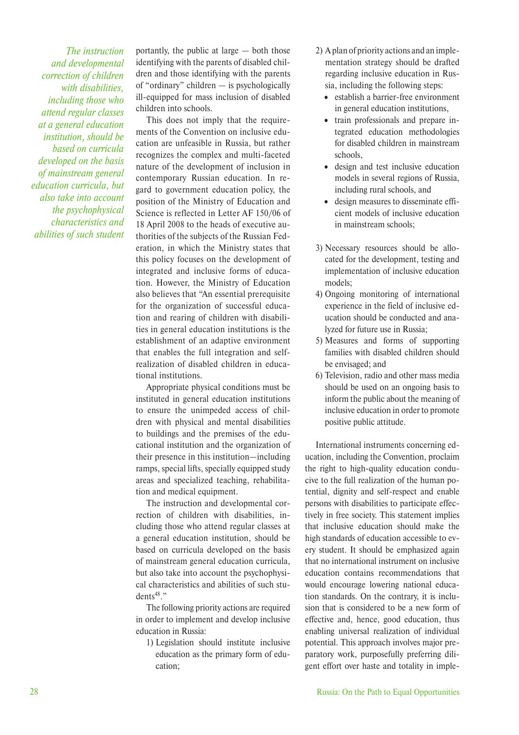*The instruction and developmental correction of children with disabilities, including those who attend regular classes at a general education institution, should be based on curricula developed on the basis of mainstream general education curricula, but also take into account the psychophysical characteristics and abilities of such student*

portantly, the public at large — both those identifying with the parents of disabled children and those identifying with the parents of "ordinary" children — is psychologically ill-equipped for mass inclusion of disabled children into schools.

This does not imply that the requirements of the Convention on inclusive education are unfeasible in Russia, but rather recognizes the complex and multi-faceted nature of the development of inclusion in contemporary Russian education. In regard to government education policy, the position of the Ministry of Education and Science is reflected in Letter AF 150/06 of 18 April 2008 to the heads of executive authorities of the subjects of the Russian Federation, in which the Ministry states that this policy focuses on the development of integrated and inclusive forms of education. However, the Ministry of Education also believes that "An essential prerequisite for the organization of successful education and rearing of children with disabilities in general education institutions is the establishment of an adaptive environment that enables the full integration and self-realization of disabled children in educational institutions.

Appropriate physical conditions must be instituted in general education institutions to ensure the unimpeded access of children with physical and mental disabilities to buildings and the premises of the educational institution and the organization of their presence in this institution—including ramps, special lifts, specially equipped study areas and specialized teaching, rehabilitation and medical equipment.

The instruction and developmental correction of children with disabilities, including those who attend regular classes at a general education institution, should be based on curricula developed on the basis of mainstream general education curricula, but also take into account the psychophysical characteristics and abilities of such students[48]."

The following priority actions are required in order to implement and develop inclusive education in Russia:

1) Legislation should institute inclusive education as the primary form of education;
2) A plan of priority actions and an implementation strategy should be drafted regarding inclusive education in Russia, including the following steps:
   - establish a barrier-free environment in general education institutions,
   - train professionals and prepare integrated education methodologies for disabled children in mainstream schools,
   - design and test inclusive education models in several regions of Russia, including rural schools, and
   - design measures to disseminate efficient models of inclusive education in mainstream schools;
3) Necessary resources should be allocated for the development, testing and implementation of inclusive education models;
4) Ongoing monitoring of international experience in the field of inclusive education should be conducted and analyzed for future use in Russia;
5) Measures and forms of supporting families with disabled children should be envisaged; and
6) Television, radio and other mass media should be used on an ongoing basis to inform the public about the meaning of inclusive education in order to promote positive public attitude.

International instruments concerning education, including the Convention, proclaim the right to high-quality education conducive to the full realization of the human potential, dignity and self-respect and enable persons with disabilities to participate effectively in free society. This statement implies that inclusive education should make the high standards of education accessible to every student. It should be emphasized again that no international instrument on inclusive education contains recommendations that would encourage lowering national education standards. On the contrary, it is inclusion that is considered to be a new form of effective and, hence, good education, thus enabling universal realization of individual potential. This approach involves major preparatory work, purposefully preferring diligent effort over haste and totality in imple-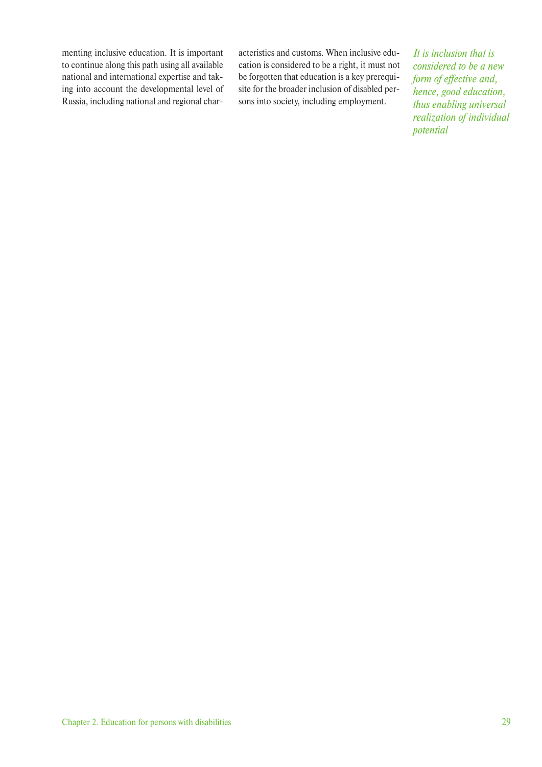menting inclusive education. It is important to continue along this path using all available national and international expertise and taking into account the developmental level of Russia, including national and regional characteristics and customs. When inclusive education is considered to be a right, it must not be forgotten that education is a key prerequisite for the broader inclusion of disabled persons into society, including employment.

*It is inclusion that is considered to be a new form of effective and, hence, good education, thus enabling universal realization of individual potential*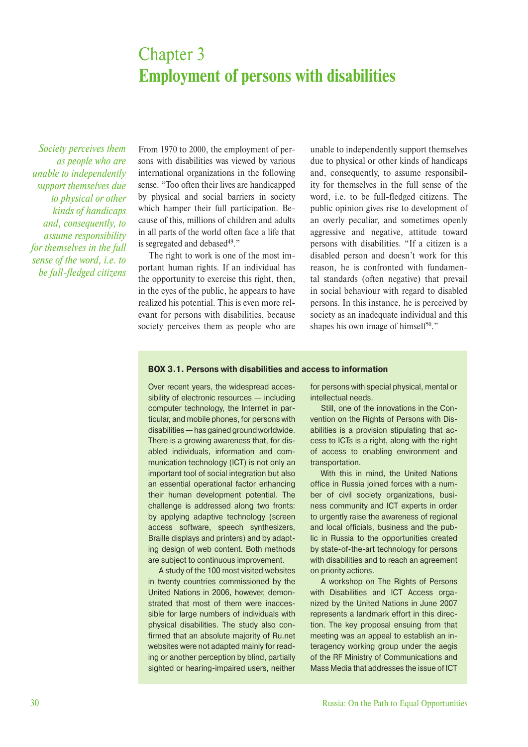# Chapter 3
# Employment of persons with disabilities

*Society perceives them as people who are unable to independently support themselves due to physical or other kinds of handicaps and, consequently, to assume responsibility for themselves in the full sense of the word, i.e. to be full-fledged citizens*

From 1970 to 2000, the employment of persons with disabilities was viewed by various international organizations in the following sense. "Too often their lives are handicapped by physical and social barriers in society which hamper their full participation. Because of this, millions of children and adults in all parts of the world often face a life that is segregated and debased[49]."

The right to work is one of the most important human rights. If an individual has the opportunity to exercise this right, then, in the eyes of the public, he appears to have realized his potential. This is even more relevant for persons with disabilities, because society perceives them as people who are unable to independently support themselves due to physical or other kinds of handicaps and, consequently, to assume responsibility for themselves in the full sense of the word, i.e. to be full-fledged citizens. The public opinion gives rise to development of an overly peculiar, and sometimes openly aggressive and negative, attitude toward persons with disabilities. "If a citizen is a disabled person and doesn't work for this reason, he is confronted with fundamental standards (often negative) that prevail in social behaviour with regard to disabled persons. In this instance, he is perceived by society as an inadequate individual and this shapes his own image of himself[50]."

**BOX 3.1. Persons with disabilities and access to information**

Over recent years, the widespread accessibility of electronic resources — including computer technology, the Internet in particular, and mobile phones, for persons with disabilities — has gained ground worldwide. There is a growing awareness that, for disabled individuals, information and communication technology (ICT) is not only an important tool of social integration but also an essential operational factor enhancing their human development potential. The challenge is addressed along two fronts: by applying adaptive technology (screen access software, speech synthesizers, Braille displays and printers) and by adapting design of web content. Both methods are subject to continuous improvement.

A study of the 100 most visited websites in twenty countries commissioned by the United Nations in 2006, however, demonstrated that most of them were inaccessible for large numbers of individuals with physical disabilities. The study also confirmed that an absolute majority of Ru.net websites were not adapted mainly for reading or another perception by blind, partially sighted or hearing-impaired users, neither for persons with special physical, mental or intellectual needs.

Still, one of the innovations in the Convention on the Rights of Persons with Disabilities is a provision stipulating that access to ICTs is a right, along with the right of access to enabling environment and transportation.

With this in mind, the United Nations office in Russia joined forces with a number of civil society organizations, business community and ICT experts in order to urgently raise the awareness of regional and local officials, business and the public in Russia to the opportunities created by state-of-the-art technology for persons with disabilities and to reach an agreement on priority actions.

A workshop on The Rights of Persons with Disabilities and ICT Access organized by the United Nations in June 2007 represents a landmark effort in this direction. The key proposal ensuing from that meeting was an appeal to establish an interagency working group under the aegis of the RF Ministry of Communications and Mass Media that addresses the issue of ICT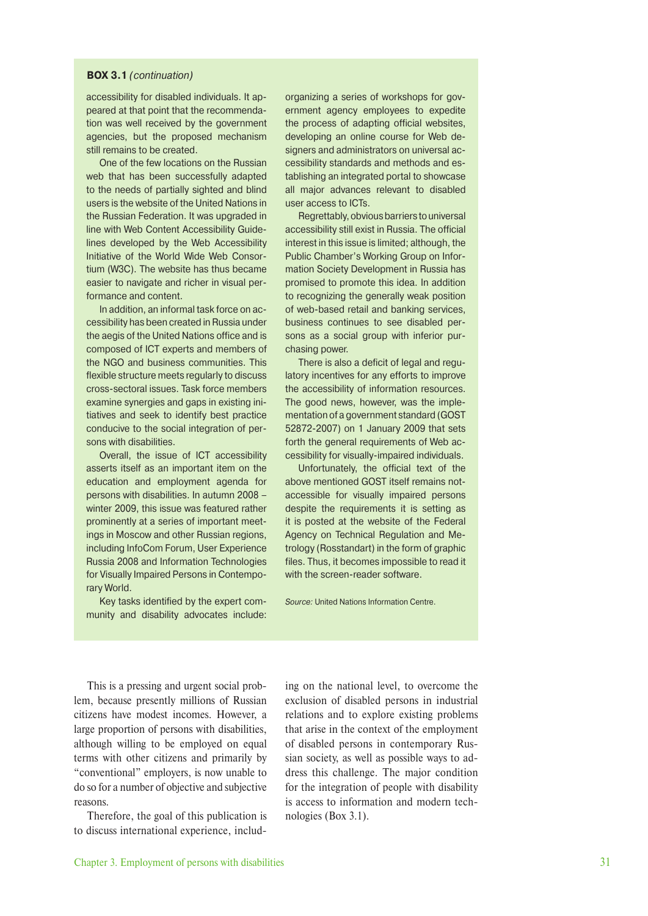**BOX 3.1** *(continuation)*

accessibility for disabled individuals. It appeared at that point that the recommendation was well received by the government agencies, but the proposed mechanism still remains to be created.

One of the few locations on the Russian web that has been successfully adapted to the needs of partially sighted and blind users is the website of the United Nations in the Russian Federation. It was upgraded in line with Web Content Accessibility Guidelines developed by the Web Accessibility Initiative of the World Wide Web Consortium (W3C). The website has thus became easier to navigate and richer in visual performance and content.

In addition, an informal task force on accessibility has been created in Russia under the aegis of the United Nations office and is composed of ICT experts and members of the NGO and business communities. This flexible structure meets regularly to discuss cross-sectoral issues. Task force members examine synergies and gaps in existing initiatives and seek to identify best practice conducive to the social integration of persons with disabilities.

Overall, the issue of ICT accessibility asserts itself as an important item on the education and employment agenda for persons with disabilities. In autumn 2008 – winter 2009, this issue was featured rather prominently at a series of important meetings in Moscow and other Russian regions, including InfoCom Forum, User Experience Russia 2008 and Information Technologies for Visually Impaired Persons in Contemporary World.

Key tasks identified by the expert community and disability advocates include: organizing a series of workshops for government agency employees to expedite the process of adapting official websites, developing an online course for Web designers and administrators on universal accessibility standards and methods and establishing an integrated portal to showcase all major advances relevant to disabled user access to ICTs.

Regrettably, obvious barriers to universal accessibility still exist in Russia. The official interest in this issue is limited; although, the Public Chamber's Working Group on Information Society Development in Russia has promised to promote this idea. In addition to recognizing the generally weak position of web-based retail and banking services, business continues to see disabled persons as a social group with inferior purchasing power.

There is also a deficit of legal and regulatory incentives for any efforts to improve the accessibility of information resources. The good news, however, was the implementation of a government standard (GOST 52872-2007) on 1 January 2009 that sets forth the general requirements of Web accessibility for visually-impaired individuals.

Unfortunately, the official text of the above mentioned GOST itself remains not-accessible for visually impaired persons despite the requirements it is setting as it is posted at the website of the Federal Agency on Technical Regulation and Metrology (Rosstandart) in the form of graphic files. Thus, it becomes impossible to read it with the screen-reader software.

*Source:* United Nations Information Centre.

This is a pressing and urgent social problem, because presently millions of Russian citizens have modest incomes. However, a large proportion of persons with disabilities, although willing to be employed on equal terms with other citizens and primarily by "conventional" employers, is now unable to do so for a number of objective and subjective reasons.

Therefore, the goal of this publication is to discuss international experience, including on the national level, to overcome the exclusion of disabled persons in industrial relations and to explore existing problems that arise in the context of the employment of disabled persons in contemporary Russian society, as well as possible ways to address this challenge. The major condition for the integration of people with disability is access to information and modern technologies (Box 3.1).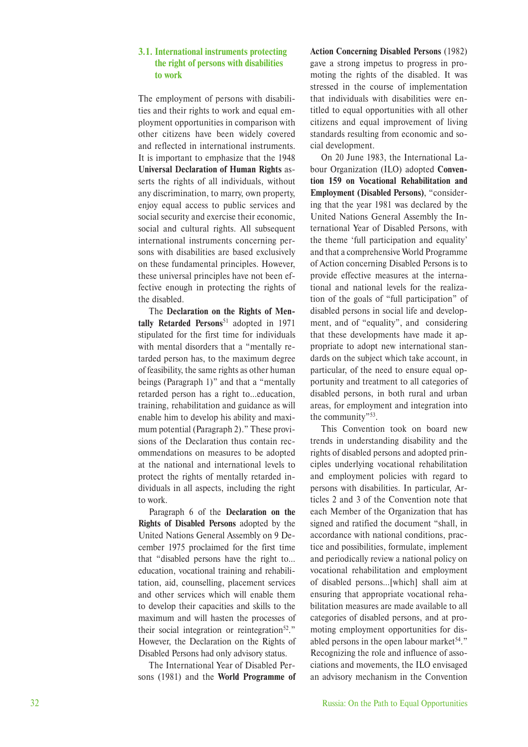### 3.1. International instruments protecting the right of persons with disabilities to work

The employment of persons with disabilities and their rights to work and equal employment opportunities in comparison with other citizens have been widely covered and reflected in international instruments. It is important to emphasize that the 1948 **Universal Declaration of Human Rights** asserts the rights of all individuals, without any discrimination, to marry, own property, enjoy equal access to public services and social security and exercise their economic, social and cultural rights. All subsequent international instruments concerning persons with disabilities are based exclusively on these fundamental principles. However, these universal principles have not been effective enough in protecting the rights of the disabled.

The **Declaration on the Rights of Mentally Retarded Persons**[51] adopted in 1971 stipulated for the first time for individuals with mental disorders that a "mentally retarded person has, to the maximum degree of feasibility, the same rights as other human beings (Paragraph 1)" and that a "mentally retarded person has a right to...education, training, rehabilitation and guidance as will enable him to develop his ability and maximum potential (Paragraph 2)." These provisions of the Declaration thus contain recommendations on measures to be adopted at the national and international levels to protect the rights of mentally retarded individuals in all aspects, including the right to work.

Paragraph 6 of the **Declaration on the Rights of Disabled Persons** adopted by the United Nations General Assembly on 9 December 1975 proclaimed for the first time that "disabled persons have the right to... education, vocational training and rehabilitation, aid, counselling, placement services and other services which will enable them to develop their capacities and skills to the maximum and will hasten the processes of their social integration or reintegration[52]." However, the Declaration on the Rights of Disabled Persons had only advisory status.

The International Year of Disabled Persons (1981) and the **World Programme of Action Concerning Disabled Persons** (1982) gave a strong impetus to progress in promoting the rights of the disabled. It was stressed in the course of implementation that individuals with disabilities were entitled to equal opportunities with all other citizens and equal improvement of living standards resulting from economic and social development.

On 20 June 1983, the International Labour Organization (ILO) adopted **Convention 159 on Vocational Rehabilitation and Employment (Disabled Persons)**, "considering that the year 1981 was declared by the United Nations General Assembly the International Year of Disabled Persons, with the theme 'full participation and equality' and that a comprehensive World Programme of Action concerning Disabled Persons is to provide effective measures at the international and national levels for the realization of the goals of "full participation" of disabled persons in social life and development, and of "equality", and considering that these developments have made it appropriate to adopt new international standards on the subject which take account, in particular, of the need to ensure equal opportunity and treatment to all categories of disabled persons, in both rural and urban areas, for employment and integration into the community"[53].

This Convention took on board new trends in understanding disability and the rights of disabled persons and adopted principles underlying vocational rehabilitation and employment policies with regard to persons with disabilities. In particular, Articles 2 and 3 of the Convention note that each Member of the Organization that has signed and ratified the document "shall, in accordance with national conditions, practice and possibilities, formulate, implement and periodically review a national policy on vocational rehabilitation and employment of disabled persons...[which] shall aim at ensuring that appropriate vocational rehabilitation measures are made available to all categories of disabled persons, and at promoting employment opportunities for disabled persons in the open labour market[54]." Recognizing the role and influence of associations and movements, the ILO envisaged an advisory mechanism in the Convention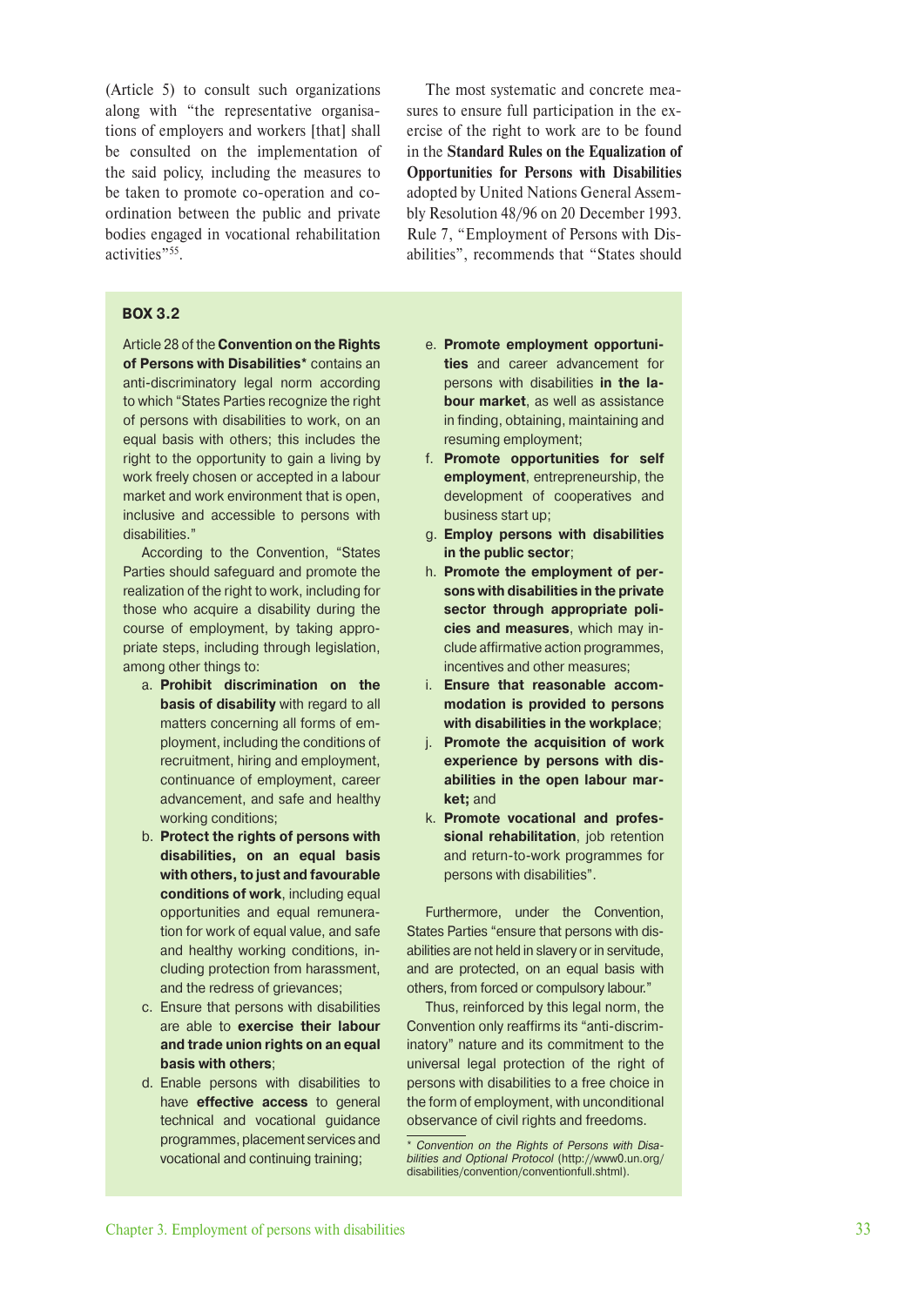(Article 5) to consult such organizations along with "the representative organisations of employers and workers [that] shall be consulted on the implementation of the said policy, including the measures to be taken to promote co-operation and co-ordination between the public and private bodies engaged in vocational rehabilitation activities"[55].

The most systematic and concrete measures to ensure full participation in the exercise of the right to work are to be found in the **Standard Rules on the Equalization of Opportunities for Persons with Disabilities** adopted by United Nations General Assembly Resolution 48/96 on 20 December 1993. Rule 7, "Employment of Persons with Disabilities", recommends that "States should

**BOX 3.2**

Article 28 of the **Convention on the Rights of Persons with Disabilities*** contains an anti-discriminatory legal norm according to which "States Parties recognize the right of persons with disabilities to work, on an equal basis with others; this includes the right to the opportunity to gain a living by work freely chosen or accepted in a labour market and work environment that is open, inclusive and accessible to persons with disabilities."

According to the Convention, "States Parties should safeguard and promote the realization of the right to work, including for those who acquire a disability during the course of employment, by taking appropriate steps, including through legislation, among other things to:

a. **Prohibit discrimination on the basis of disability** with regard to all matters concerning all forms of employment, including the conditions of recruitment, hiring and employment, continuance of employment, career advancement, and safe and healthy working conditions;
b. **Protect the rights of persons with disabilities, on an equal basis with others, to just and favourable conditions of work**, including equal opportunities and equal remuneration for work of equal value, and safe and healthy working conditions, including protection from harassment, and the redress of grievances;
c. Ensure that persons with disabilities are able to **exercise their labour and trade union rights on an equal basis with others**;
d. Enable persons with disabilities to have **effective access** to general technical and vocational guidance programmes, placement services and vocational and continuing training;
e. **Promote employment opportunities** and career advancement for persons with disabilities **in the labour market**, as well as assistance in finding, obtaining, maintaining and resuming employment;
f. **Promote opportunities for self employment**, entrepreneurship, the development of cooperatives and business start up;
g. **Employ persons with disabilities in the public sector**;
h. **Promote the employment of persons with disabilities in the private sector through appropriate policies and measures**, which may include affirmative action programmes, incentives and other measures;
i. **Ensure that reasonable accommodation is provided to persons with disabilities in the workplace**;
j. **Promote the acquisition of work experience by persons with disabilities in the open labour market;** and
k. **Promote vocational and professional rehabilitation**, job retention and return-to-work programmes for persons with disabilities".

Furthermore, under the Convention, States Parties "ensure that persons with disabilities are not held in slavery or in servitude, and are protected, on an equal basis with others, from forced or compulsory labour."

Thus, reinforced by this legal norm, the Convention only reaffirms its "anti-discriminatory" nature and its commitment to the universal legal protection of the right of persons with disabilities to a free choice in the form of employment, with unconditional observance of civil rights and freedoms.

\* *Convention on the Rights of Persons with Disabilities and Optional Protocol* (http://www0.un.org/disabilities/convention/conventionfull.shtml).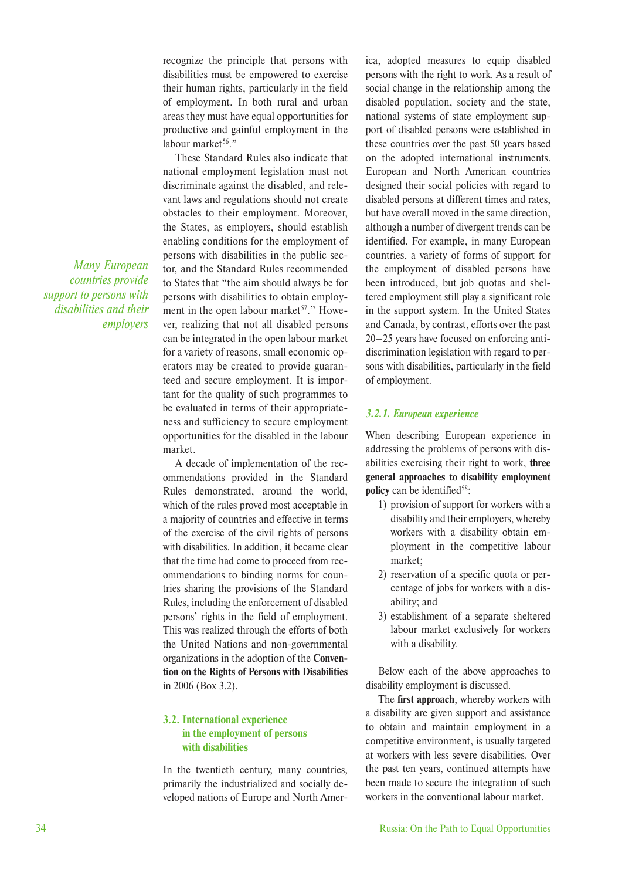recognize the principle that persons with disabilities must be empowered to exercise their human rights, particularly in the field of employment. In both rural and urban areas they must have equal opportunities for productive and gainful employment in the labour market[56]."

These Standard Rules also indicate that national employment legislation must not discriminate against the disabled, and relevant laws and regulations should not create obstacles to their employment. Moreover, the States, as employers, should establish enabling conditions for the employment of persons with disabilities in the public sector, and the Standard Rules recommended to States that "the aim should always be for persons with disabilities to obtain employment in the open labour market[57]." However, realizing that not all disabled persons can be integrated in the open labour market for a variety of reasons, small economic operators may be created to provide guaranteed and secure employment. It is important for the quality of such programmes to be evaluated in terms of their appropriateness and sufficiency to secure employment opportunities for the disabled in the labour market.

*Many European countries provide support to persons with disabilities and their employers*

A decade of implementation of the recommendations provided in the Standard Rules demonstrated, around the world, which of the rules proved most acceptable in a majority of countries and effective in terms of the exercise of the civil rights of persons with disabilities. In addition, it became clear that the time had come to proceed from recommendations to binding norms for countries sharing the provisions of the Standard Rules, including the enforcement of disabled persons' rights in the field of employment. This was realized through the efforts of both the United Nations and non-governmental organizations in the adoption of the **Convention on the Rights of Persons with Disabilities** in 2006 (Box 3.2).

## 3.2. International experience in the employment of persons with disabilities

In the twentieth century, many countries, primarily the industrialized and socially developed nations of Europe and North America, adopted measures to equip disabled persons with the right to work. As a result of social change in the relationship among the disabled population, society and the state, national systems of state employment support of disabled persons were established in these countries over the past 50 years based on the adopted international instruments. European and North American countries designed their social policies with regard to disabled persons at different times and rates, but have overall moved in the same direction, although a number of divergent trends can be identified. For example, in many European countries, a variety of forms of support for the employment of disabled persons have been introduced, but job quotas and sheltered employment still play a significant role in the support system. In the United States and Canada, by contrast, efforts over the past 20–25 years have focused on enforcing anti-discrimination legislation with regard to persons with disabilities, particularly in the field of employment.

### *3.2.1. European experience*

When describing European experience in addressing the problems of persons with disabilities exercising their right to work, **three general approaches to disability employment policy** can be identified[58]:

1) provision of support for workers with a disability and their employers, whereby workers with a disability obtain employment in the competitive labour market;
2) reservation of a specific quota or percentage of jobs for workers with a disability; and
3) establishment of a separate sheltered labour market exclusively for workers with a disability.

Below each of the above approaches to disability employment is discussed.

The **first approach**, whereby workers with a disability are given support and assistance to obtain and maintain employment in a competitive environment, is usually targeted at workers with less severe disabilities. Over the past ten years, continued attempts have been made to secure the integration of such workers in the conventional labour market.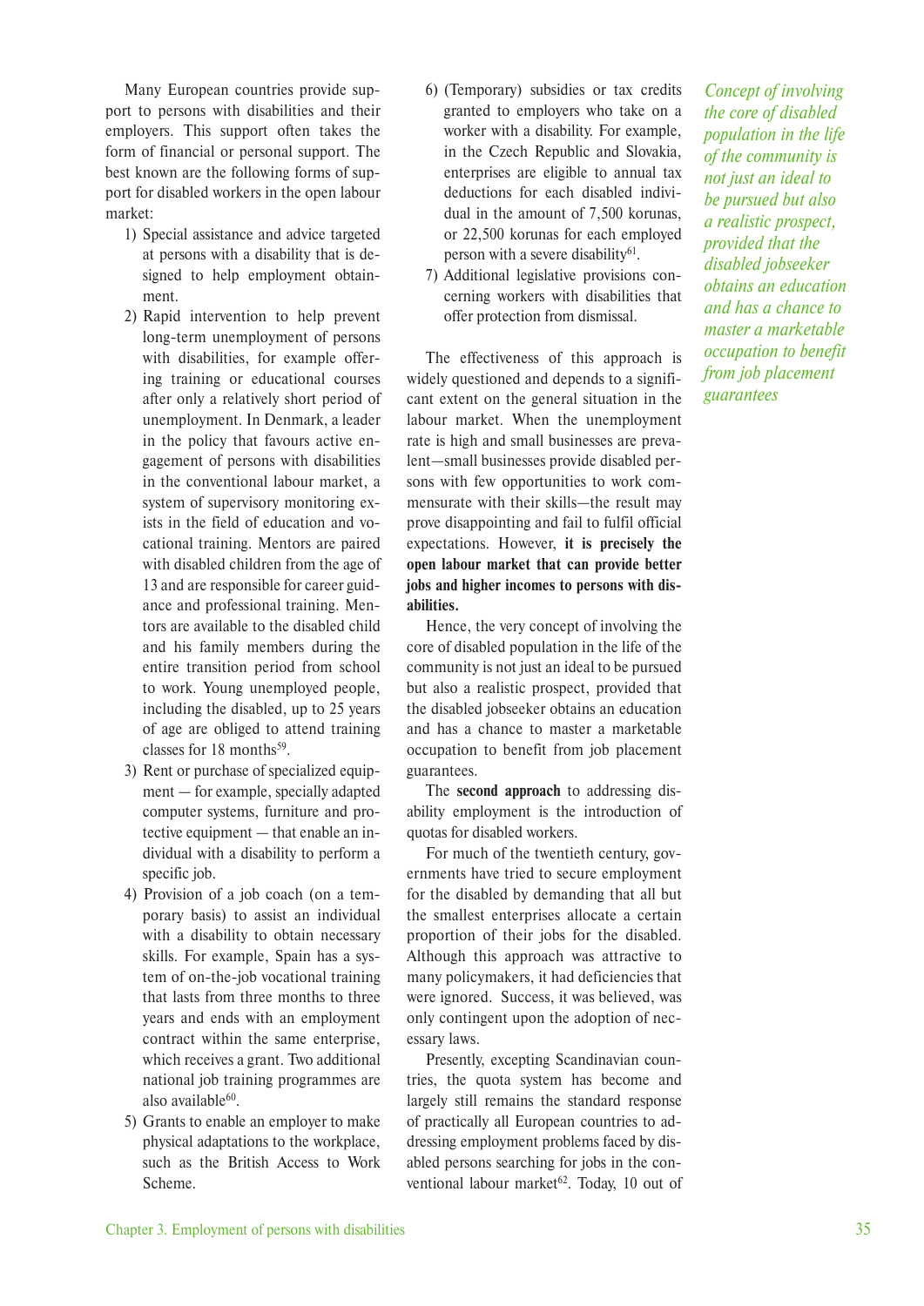Many European countries provide support to persons with disabilities and their employers. This support often takes the form of financial or personal support. The best known are the following forms of support for disabled workers in the open labour market:

1) Special assistance and advice targeted at persons with a disability that is designed to help employment obtainment.
2) Rapid intervention to help prevent long-term unemployment of persons with disabilities, for example offering training or educational courses after only a relatively short period of unemployment. In Denmark, a leader in the policy that favours active engagement of persons with disabilities in the conventional labour market, a system of supervisory monitoring exists in the field of education and vocational training. Mentors are paired with disabled children from the age of 13 and are responsible for career guidance and professional training. Mentors are available to the disabled child and his family members during the entire transition period from school to work. Young unemployed people, including the disabled, up to 25 years of age are obliged to attend training classes for 18 months[59].
3) Rent or purchase of specialized equipment — for example, specially adapted computer systems, furniture and protective equipment — that enable an individual with a disability to perform a specific job.
4) Provision of a job coach (on a temporary basis) to assist an individual with a disability to obtain necessary skills. For example, Spain has a system of on-the-job vocational training that lasts from three months to three years and ends with an employment contract within the same enterprise, which receives a grant. Two additional national job training programmes are also available[60].
5) Grants to enable an employer to make physical adaptations to the workplace, such as the British Access to Work Scheme.
6) (Temporary) subsidies or tax credits granted to employers who take on a worker with a disability. For example, in the Czech Republic and Slovakia, enterprises are eligible to annual tax deductions for each disabled individual in the amount of 7,500 korunas, or 22,500 korunas for each employed person with a severe disability[61].
7) Additional legislative provisions concerning workers with disabilities that offer protection from dismissal.

The effectiveness of this approach is widely questioned and depends to a significant extent on the general situation in the labour market. When the unemployment rate is high and small businesses are prevalent—small businesses provide disabled persons with few opportunities to work commensurate with their skills—the result may prove disappointing and fail to fulfil official expectations. However, **it is precisely the open labour market that can provide better jobs and higher incomes to persons with disabilities.**

Hence, the very concept of involving the core of disabled population in the life of the community is not just an ideal to be pursued but also a realistic prospect, provided that the disabled jobseeker obtains an education and has a chance to master a marketable occupation to benefit from job placement guarantees.

*Concept of involving the core of disabled population in the life of the community is not just an ideal to be pursued but also a realistic prospect, provided that the disabled jobseeker obtains an education and has a chance to master a marketable occupation to benefit from job placement guarantees*

The **second approach** to addressing disability employment is the introduction of quotas for disabled workers.

For much of the twentieth century, governments have tried to secure employment for the disabled by demanding that all but the smallest enterprises allocate a certain proportion of their jobs for the disabled. Although this approach was attractive to many policymakers, it had deficiencies that were ignored. Success, it was believed, was only contingent upon the adoption of necessary laws.

Presently, excepting Scandinavian countries, the quota system has become and largely still remains the standard response of practically all European countries to addressing employment problems faced by disabled persons searching for jobs in the conventional labour market[62]. Today, 10 out of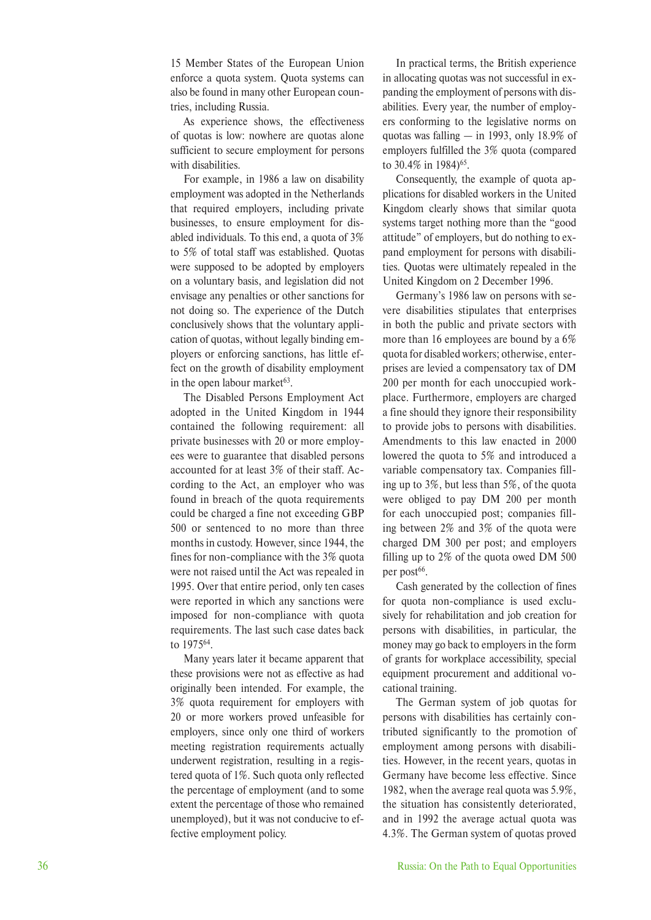15 Member States of the European Union enforce a quota system. Quota systems can also be found in many other European countries, including Russia.

As experience shows, the effectiveness of quotas is low: nowhere are quotas alone sufficient to secure employment for persons with disabilities.

For example, in 1986 a law on disability employment was adopted in the Netherlands that required employers, including private businesses, to ensure employment for disabled individuals. To this end, a quota of 3% to 5% of total staff was established. Quotas were supposed to be adopted by employers on a voluntary basis, and legislation did not envisage any penalties or other sanctions for not doing so. The experience of the Dutch conclusively shows that the voluntary application of quotas, without legally binding employers or enforcing sanctions, has little effect on the growth of disability employment in the open labour market[63].

The Disabled Persons Employment Act adopted in the United Kingdom in 1944 contained the following requirement: all private businesses with 20 or more employees were to guarantee that disabled persons accounted for at least 3% of their staff. According to the Act, an employer who was found in breach of the quota requirements could be charged a fine not exceeding GBP 500 or sentenced to no more than three months in custody. However, since 1944, the fines for non-compliance with the 3% quota were not raised until the Act was repealed in 1995. Over that entire period, only ten cases were reported in which any sanctions were imposed for non-compliance with quota requirements. The last such case dates back to 1975[64].

Many years later it became apparent that these provisions were not as effective as had originally been intended. For example, the 3% quota requirement for employers with 20 or more workers proved unfeasible for employers, since only one third of workers meeting registration requirements actually underwent registration, resulting in a registered quota of 1%. Such quota only reflected the percentage of employment (and to some extent the percentage of those who remained unemployed), but it was not conducive to effective employment policy.

In practical terms, the British experience in allocating quotas was not successful in expanding the employment of persons with disabilities. Every year, the number of employers conforming to the legislative norms on quotas was falling — in 1993, only 18.9% of employers fulfilled the 3% quota (compared to 30.4% in 1984)[65].

Consequently, the example of quota applications for disabled workers in the United Kingdom clearly shows that similar quota systems target nothing more than the "good attitude" of employers, but do nothing to expand employment for persons with disabilities. Quotas were ultimately repealed in the United Kingdom on 2 December 1996.

Germany's 1986 law on persons with severe disabilities stipulates that enterprises in both the public and private sectors with more than 16 employees are bound by a 6% quota for disabled workers; otherwise, enterprises are levied a compensatory tax of DM 200 per month for each unoccupied workplace. Furthermore, employers are charged a fine should they ignore their responsibility to provide jobs to persons with disabilities. Amendments to this law enacted in 2000 lowered the quota to 5% and introduced a variable compensatory tax. Companies filling up to 3%, but less than 5%, of the quota were obliged to pay DM 200 per month for each unoccupied post; companies filling between 2% and 3% of the quota were charged DM 300 per post; and employers filling up to 2% of the quota owed DM 500 per post[66].

Cash generated by the collection of fines for quota non-compliance is used exclusively for rehabilitation and job creation for persons with disabilities, in particular, the money may go back to employers in the form of grants for workplace accessibility, special equipment procurement and additional vocational training.

The German system of job quotas for persons with disabilities has certainly contributed significantly to the promotion of employment among persons with disabilities. However, in the recent years, quotas in Germany have become less effective. Since 1982, when the average real quota was 5.9%, the situation has consistently deteriorated, and in 1992 the average actual quota was 4.3%. The German system of quotas proved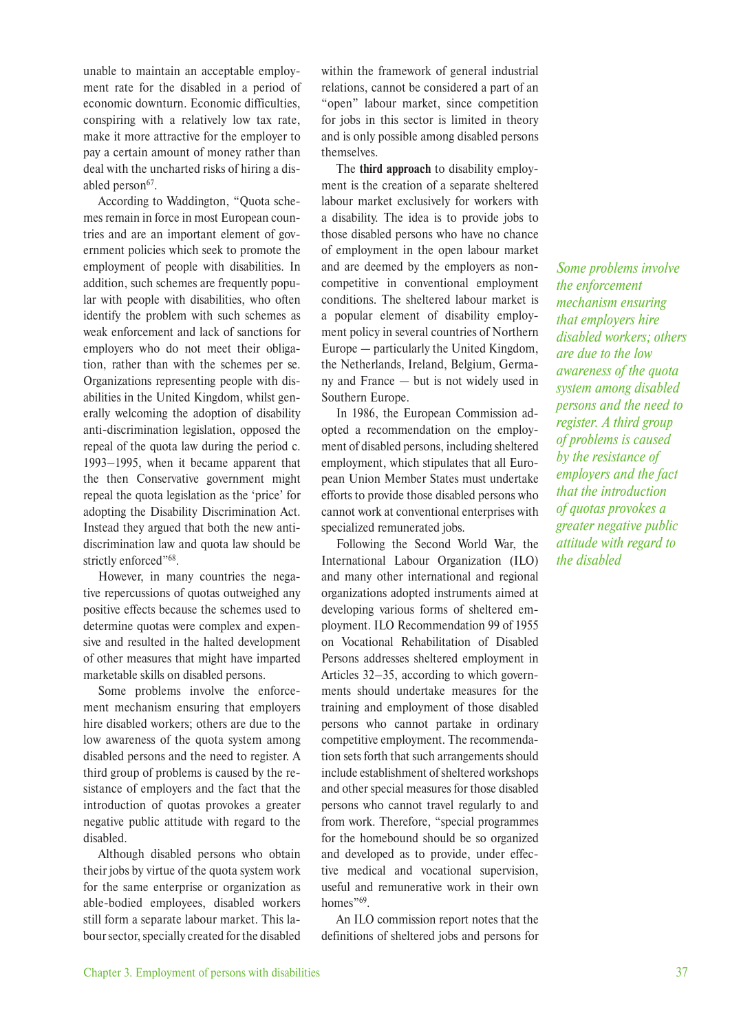unable to maintain an acceptable employment rate for the disabled in a period of economic downturn. Economic difficulties, conspiring with a relatively low tax rate, make it more attractive for the employer to pay a certain amount of money rather than deal with the uncharted risks of hiring a disabled person[67].

According to Waddington, "Quota schemes remain in force in most European countries and are an important element of government policies which seek to promote the employment of people with disabilities. In addition, such schemes are frequently popular with people with disabilities, who often identify the problem with such schemes as weak enforcement and lack of sanctions for employers who do not meet their obligation, rather than with the schemes per se. Organizations representing people with disabilities in the United Kingdom, whilst generally welcoming the adoption of disability anti-discrimination legislation, opposed the repeal of the quota law during the period c. 1993–1995, when it became apparent that the then Conservative government might repeal the quota legislation as the 'price' for adopting the Disability Discrimination Act. Instead they argued that both the new anti-discrimination law and quota law should be strictly enforced"[68].

However, in many countries the negative repercussions of quotas outweighed any positive effects because the schemes used to determine quotas were complex and expensive and resulted in the halted development of other measures that might have imparted marketable skills on disabled persons.

Some problems involve the enforcement mechanism ensuring that employers hire disabled workers; others are due to the low awareness of the quota system among disabled persons and the need to register. A third group of problems is caused by the resistance of employers and the fact that the introduction of quotas provokes a greater negative public attitude with regard to the disabled.

*Some problems involve the enforcement mechanism ensuring that employers hire disabled workers; others are due to the low awareness of the quota system among disabled persons and the need to register. A third group of problems is caused by the resistance of employers and the fact that the introduction of quotas provokes a greater negative public attitude with regard to the disabled*

Although disabled persons who obtain their jobs by virtue of the quota system work for the same enterprise or organization as able-bodied employees, disabled workers still form a separate labour market. This labour sector, specially created for the disabled within the framework of general industrial relations, cannot be considered a part of an "open" labour market, since competition for jobs in this sector is limited in theory and is only possible among disabled persons themselves.

The **third approach** to disability employment is the creation of a separate sheltered labour market exclusively for workers with a disability. The idea is to provide jobs to those disabled persons who have no chance of employment in the open labour market and are deemed by the employers as non-competitive in conventional employment conditions. The sheltered labour market is a popular element of disability employment policy in several countries of Northern Europe — particularly the United Kingdom, the Netherlands, Ireland, Belgium, Germany and France — but is not widely used in Southern Europe.

In 1986, the European Commission adopted a recommendation on the employment of disabled persons, including sheltered employment, which stipulates that all European Union Member States must undertake efforts to provide those disabled persons who cannot work at conventional enterprises with specialized remunerated jobs.

Following the Second World War, the International Labour Organization (ILO) and many other international and regional organizations adopted instruments aimed at developing various forms of sheltered employment. ILO Recommendation 99 of 1955 on Vocational Rehabilitation of Disabled Persons addresses sheltered employment in Articles 32–35, according to which governments should undertake measures for the training and employment of those disabled persons who cannot partake in ordinary competitive employment. The recommendation sets forth that such arrangements should include establishment of sheltered workshops and other special measures for those disabled persons who cannot travel regularly to and from work. Therefore, "special programmes for the homebound should be so organized and developed as to provide, under effective medical and vocational supervision, useful and remunerative work in their own homes"[69].

An ILO commission report notes that the definitions of sheltered jobs and persons for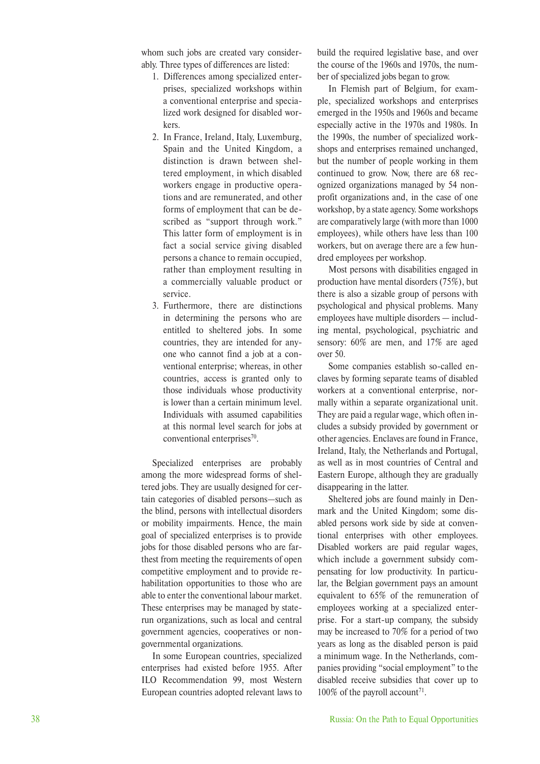whom such jobs are created vary considerably. Three types of differences are listed:

1. Differences among specialized enterprises, specialized workshops within a conventional enterprise and specialized work designed for disabled workers.
2. In France, Ireland, Italy, Luxemburg, Spain and the United Kingdom, a distinction is drawn between sheltered employment, in which disabled workers engage in productive operations and are remunerated, and other forms of employment that can be described as "support through work." This latter form of employment is in fact a social service giving disabled persons a chance to remain occupied, rather than employment resulting in a commercially valuable product or service.
3. Furthermore, there are distinctions in determining the persons who are entitled to sheltered jobs. In some countries, they are intended for anyone who cannot find a job at a conventional enterprise; whereas, in other countries, access is granted only to those individuals whose productivity is lower than a certain minimum level. Individuals with assumed capabilities at this normal level search for jobs at conventional enterprises[70].

Specialized enterprises are probably among the more widespread forms of sheltered jobs. They are usually designed for certain categories of disabled persons—such as the blind, persons with intellectual disorders or mobility impairments. Hence, the main goal of specialized enterprises is to provide jobs for those disabled persons who are farthest from meeting the requirements of open competitive employment and to provide rehabilitation opportunities to those who are able to enter the conventional labour market. These enterprises may be managed by state-run organizations, such as local and central government agencies, cooperatives or non-governmental organizations.

In some European countries, specialized enterprises had existed before 1955. After ILO Recommendation 99, most Western European countries adopted relevant laws to build the required legislative base, and over the course of the 1960s and 1970s, the number of specialized jobs began to grow.

In Flemish part of Belgium, for example, specialized workshops and enterprises emerged in the 1950s and 1960s and became especially active in the 1970s and 1980s. In the 1990s, the number of specialized workshops and enterprises remained unchanged, but the number of people working in them continued to grow. Now, there are 68 recognized organizations managed by 54 non-profit organizations and, in the case of one workshop, by a state agency. Some workshops are comparatively large (with more than 1000 employees), while others have less than 100 workers, but on average there are a few hundred employees per workshop.

Most persons with disabilities engaged in production have mental disorders (75%), but there is also a sizable group of persons with psychological and physical problems. Many employees have multiple disorders — including mental, psychological, psychiatric and sensory: 60% are men, and 17% are aged over 50.

Some companies establish so-called enclaves by forming separate teams of disabled workers at a conventional enterprise, normally within a separate organizational unit. They are paid a regular wage, which often includes a subsidy provided by government or other agencies. Enclaves are found in France, Ireland, Italy, the Netherlands and Portugal, as well as in most countries of Central and Eastern Europe, although they are gradually disappearing in the latter.

Sheltered jobs are found mainly in Denmark and the United Kingdom; some disabled persons work side by side at conventional enterprises with other employees. Disabled workers are paid regular wages, which include a government subsidy compensating for low productivity. In particular, the Belgian government pays an amount equivalent to 65% of the remuneration of employees working at a specialized enterprise. For a start-up company, the subsidy may be increased to 70% for a period of two years as long as the disabled person is paid a minimum wage. In the Netherlands, companies providing "social employment" to the disabled receive subsidies that cover up to 100% of the payroll account[71].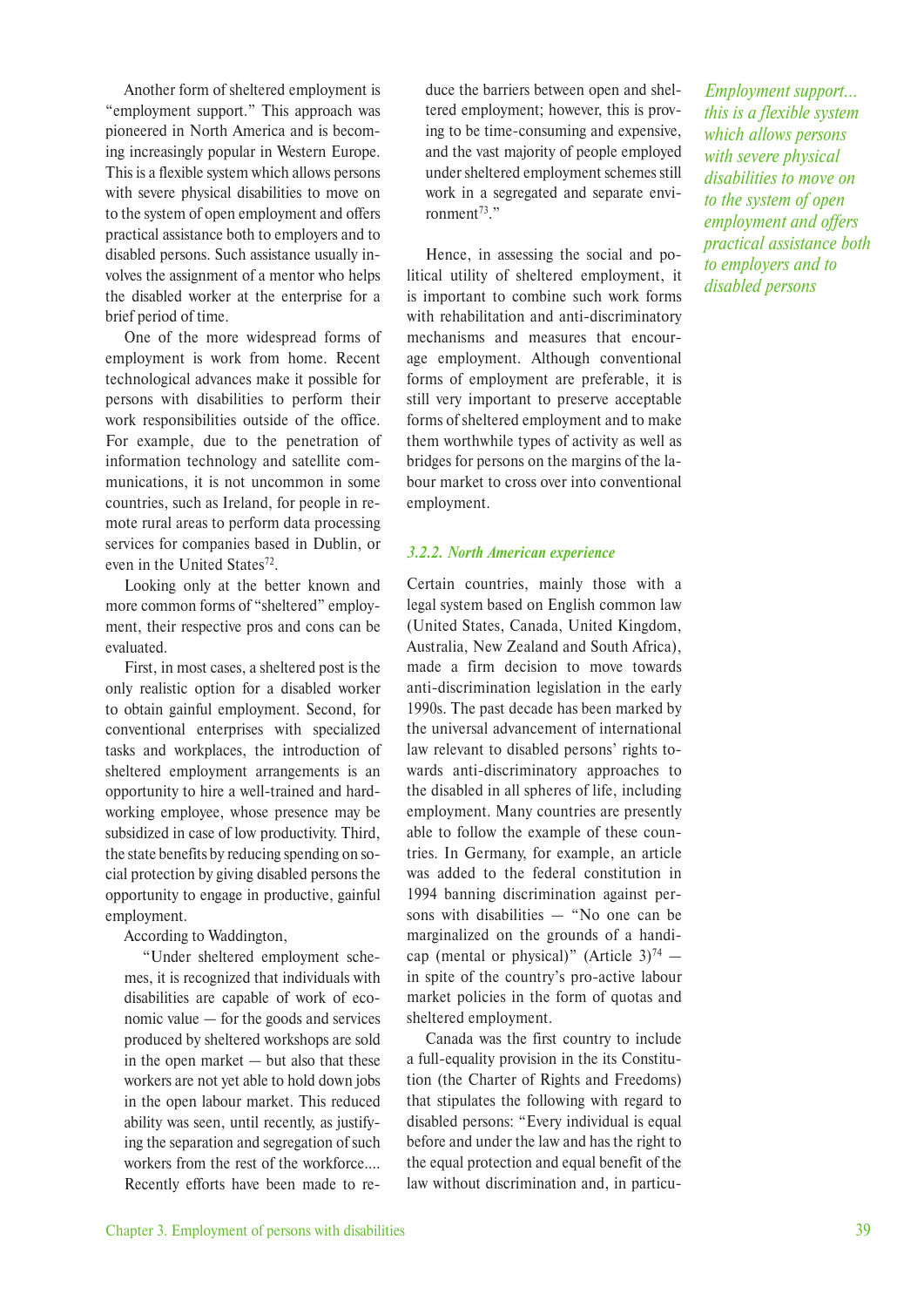Another form of sheltered employment is "employment support." This approach was pioneered in North America and is becoming increasingly popular in Western Europe. This is a flexible system which allows persons with severe physical disabilities to move on to the system of open employment and offers practical assistance both to employers and to disabled persons. Such assistance usually involves the assignment of a mentor who helps the disabled worker at the enterprise for a brief period of time.

One of the more widespread forms of employment is work from home. Recent technological advances make it possible for persons with disabilities to perform their work responsibilities outside of the office. For example, due to the penetration of information technology and satellite communications, it is not uncommon in some countries, such as Ireland, for people in remote rural areas to perform data processing services for companies based in Dublin, or even in the United States[72].

Looking only at the better known and more common forms of "sheltered" employment, their respective pros and cons can be evaluated.

First, in most cases, a sheltered post is the only realistic option for a disabled worker to obtain gainful employment. Second, for conventional enterprises with specialized tasks and workplaces, the introduction of sheltered employment arrangements is an opportunity to hire a well-trained and hard-working employee, whose presence may be subsidized in case of low productivity. Third, the state benefits by reducing spending on social protection by giving disabled persons the opportunity to engage in productive, gainful employment.

According to Waddington,

> "Under sheltered employment schemes, it is recognized that individuals with disabilities are capable of work of economic value — for the goods and services produced by sheltered workshops are sold in the open market — but also that these workers are not yet able to hold down jobs in the open labour market. This reduced ability was seen, until recently, as justifying the separation and segregation of such workers from the rest of the workforce.... Recently efforts have been made to reduce the barriers between open and sheltered employment; however, this is proving to be time-consuming and expensive, and the vast majority of people employed under sheltered employment schemes still work in a segregated and separate environment[73]."

Hence, in assessing the social and political utility of sheltered employment, it is important to combine such work forms with rehabilitation and anti-discriminatory mechanisms and measures that encourage employment. Although conventional forms of employment are preferable, it is still very important to preserve acceptable forms of sheltered employment and to make them worthwhile types of activity as well as bridges for persons on the margins of the labour market to cross over into conventional employment.

*Employment support... this is a flexible system which allows persons with severe physical disabilities to move on to the system of open employment and offers practical assistance both to employers and to disabled persons*

### *3.2.2. North American experience*

Certain countries, mainly those with a legal system based on English common law (United States, Canada, United Kingdom, Australia, New Zealand and South Africa), made a firm decision to move towards anti-discrimination legislation in the early 1990s. The past decade has been marked by the universal advancement of international law relevant to disabled persons' rights towards anti-discriminatory approaches to the disabled in all spheres of life, including employment. Many countries are presently able to follow the example of these countries. In Germany, for example, an article was added to the federal constitution in 1994 banning discrimination against persons with disabilities — "No one can be marginalized on the grounds of a handicap (mental or physical)" (Article 3)[74] — in spite of the country's pro-active labour market policies in the form of quotas and sheltered employment.

Canada was the first country to include a full-equality provision in the its Constitution (the Charter of Rights and Freedoms) that stipulates the following with regard to disabled persons: "Every individual is equal before and under the law and has the right to the equal protection and equal benefit of the law without discrimination and, in particu-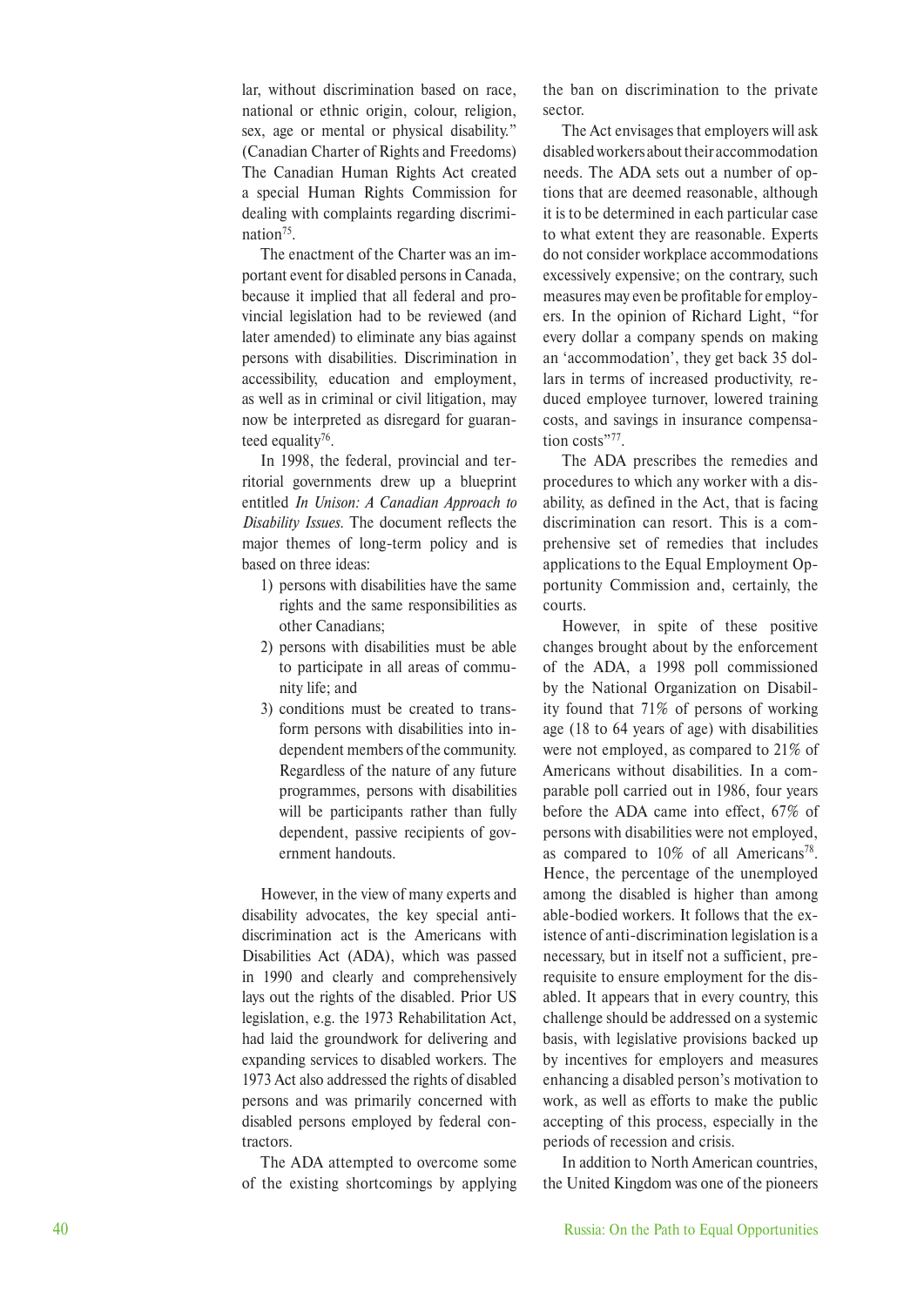lar, without discrimination based on race, national or ethnic origin, colour, religion, sex, age or mental or physical disability." (Canadian Charter of Rights and Freedoms) The Canadian Human Rights Act created a special Human Rights Commission for dealing with complaints regarding discrimination[75].

The enactment of the Charter was an important event for disabled persons in Canada, because it implied that all federal and provincial legislation had to be reviewed (and later amended) to eliminate any bias against persons with disabilities. Discrimination in accessibility, education and employment, as well as in criminal or civil litigation, may now be interpreted as disregard for guaranteed equality[76].

In 1998, the federal, provincial and territorial governments drew up a blueprint entitled *In Unison: A Canadian Approach to Disability Issues*. The document reflects the major themes of long-term policy and is based on three ideas:

1) persons with disabilities have the same rights and the same responsibilities as other Canadians;
2) persons with disabilities must be able to participate in all areas of community life; and
3) conditions must be created to transform persons with disabilities into independent members of the community. Regardless of the nature of any future programmes, persons with disabilities will be participants rather than fully dependent, passive recipients of government handouts.

However, in the view of many experts and disability advocates, the key special anti-discrimination act is the Americans with Disabilities Act (ADA), which was passed in 1990 and clearly and comprehensively lays out the rights of the disabled. Prior US legislation, e.g. the 1973 Rehabilitation Act, had laid the groundwork for delivering and expanding services to disabled workers. The 1973 Act also addressed the rights of disabled persons and was primarily concerned with disabled persons employed by federal contractors.

The ADA attempted to overcome some of the existing shortcomings by applying the ban on discrimination to the private sector.

The Act envisages that employers will ask disabled workers about their accommodation needs. The ADA sets out a number of options that are deemed reasonable, although it is to be determined in each particular case to what extent they are reasonable. Experts do not consider workplace accommodations excessively expensive; on the contrary, such measures may even be profitable for employers. In the opinion of Richard Light, "for every dollar a company spends on making an 'accommodation', they get back 35 dollars in terms of increased productivity, reduced employee turnover, lowered training costs, and savings in insurance compensation costs"[77].

The ADA prescribes the remedies and procedures to which any worker with a disability, as defined in the Act, that is facing discrimination can resort. This is a comprehensive set of remedies that includes applications to the Equal Employment Opportunity Commission and, certainly, the courts.

However, in spite of these positive changes brought about by the enforcement of the ADA, a 1998 poll commissioned by the National Organization on Disability found that 71% of persons of working age (18 to 64 years of age) with disabilities were not employed, as compared to 21% of Americans without disabilities. In a comparable poll carried out in 1986, four years before the ADA came into effect, 67% of persons with disabilities were not employed, as compared to 10% of all Americans[78]. Hence, the percentage of the unemployed among the disabled is higher than among able-bodied workers. It follows that the existence of anti-discrimination legislation is a necessary, but in itself not a sufficient, prerequisite to ensure employment for the disabled. It appears that in every country, this challenge should be addressed on a systemic basis, with legislative provisions backed up by incentives for employers and measures enhancing a disabled person's motivation to work, as well as efforts to make the public accepting of this process, especially in the periods of recession and crisis.

In addition to North American countries, the United Kingdom was one of the pioneers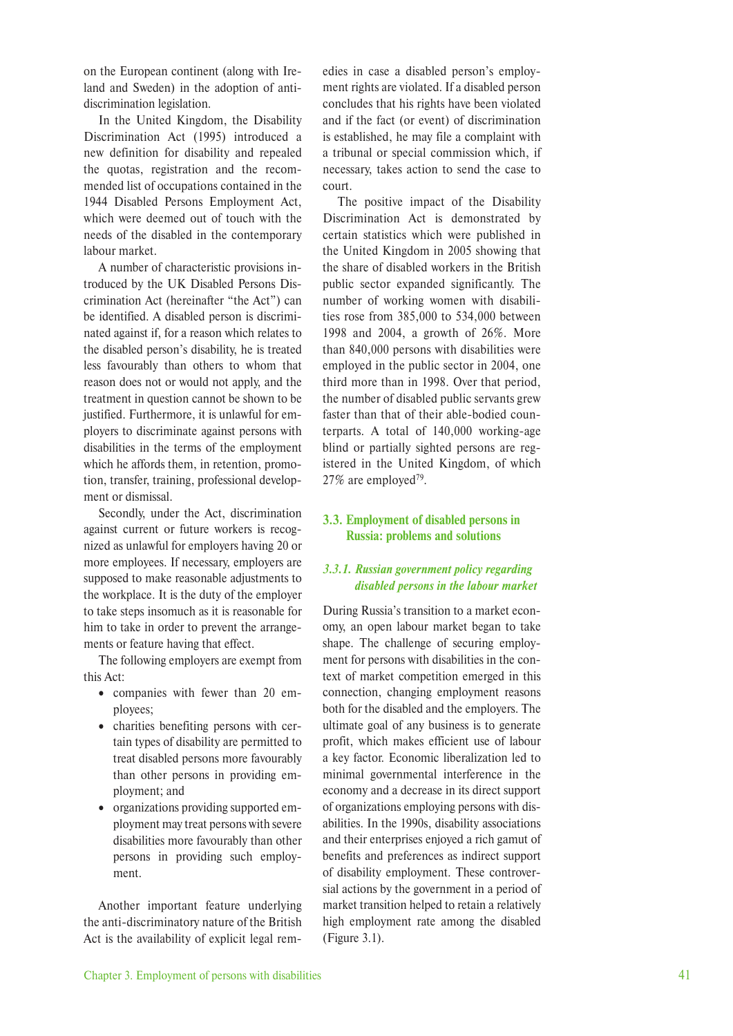on the European continent (along with Ireland and Sweden) in the adoption of anti-discrimination legislation.

In the United Kingdom, the Disability Discrimination Act (1995) introduced a new definition for disability and repealed the quotas, registration and the recommended list of occupations contained in the 1944 Disabled Persons Employment Act, which were deemed out of touch with the needs of the disabled in the contemporary labour market.

A number of characteristic provisions introduced by the UK Disabled Persons Discrimination Act (hereinafter "the Act") can be identified. A disabled person is discriminated against if, for a reason which relates to the disabled person's disability, he is treated less favourably than others to whom that reason does not or would not apply, and the treatment in question cannot be shown to be justified. Furthermore, it is unlawful for employers to discriminate against persons with disabilities in the terms of the employment which he affords them, in retention, promotion, transfer, training, professional development or dismissal.

Secondly, under the Act, discrimination against current or future workers is recognized as unlawful for employers having 20 or more employees. If necessary, employers are supposed to make reasonable adjustments to the workplace. It is the duty of the employer to take steps insomuch as it is reasonable for him to take in order to prevent the arrangements or feature having that effect.

The following employers are exempt from this Act:

- companies with fewer than 20 employees;
- charities benefiting persons with certain types of disability are permitted to treat disabled persons more favourably than other persons in providing employment; and
- organizations providing supported employment may treat persons with severe disabilities more favourably than other persons in providing such employment.

Another important feature underlying the anti-discriminatory nature of the British Act is the availability of explicit legal remedies in case a disabled person's employment rights are violated. If a disabled person concludes that his rights have been violated and if the fact (or event) of discrimination is established, he may file a complaint with a tribunal or special commission which, if necessary, takes action to send the case to court.

The positive impact of the Disability Discrimination Act is demonstrated by certain statistics which were published in the United Kingdom in 2005 showing that the share of disabled workers in the British public sector expanded significantly. The number of working women with disabilities rose from 385,000 to 534,000 between 1998 and 2004, a growth of 26%. More than 840,000 persons with disabilities were employed in the public sector in 2004, one third more than in 1998. Over that period, the number of disabled public servants grew faster than that of their able-bodied counterparts. A total of 140,000 working-age blind or partially sighted persons are registered in the United Kingdom, of which 27% are employed[79].

## 3.3. Employment of disabled persons in Russia: problems and solutions

### *3.3.1. Russian government policy regarding disabled persons in the labour market*

During Russia's transition to a market economy, an open labour market began to take shape. The challenge of securing employment for persons with disabilities in the context of market competition emerged in this connection, changing employment reasons both for the disabled and the employers. The ultimate goal of any business is to generate profit, which makes efficient use of labour a key factor. Economic liberalization led to minimal governmental interference in the economy and a decrease in its direct support of organizations employing persons with disabilities. In the 1990s, disability associations and their enterprises enjoyed a rich gamut of benefits and preferences as indirect support of disability employment. These controversial actions by the government in a period of market transition helped to retain a relatively high employment rate among the disabled (Figure 3.1).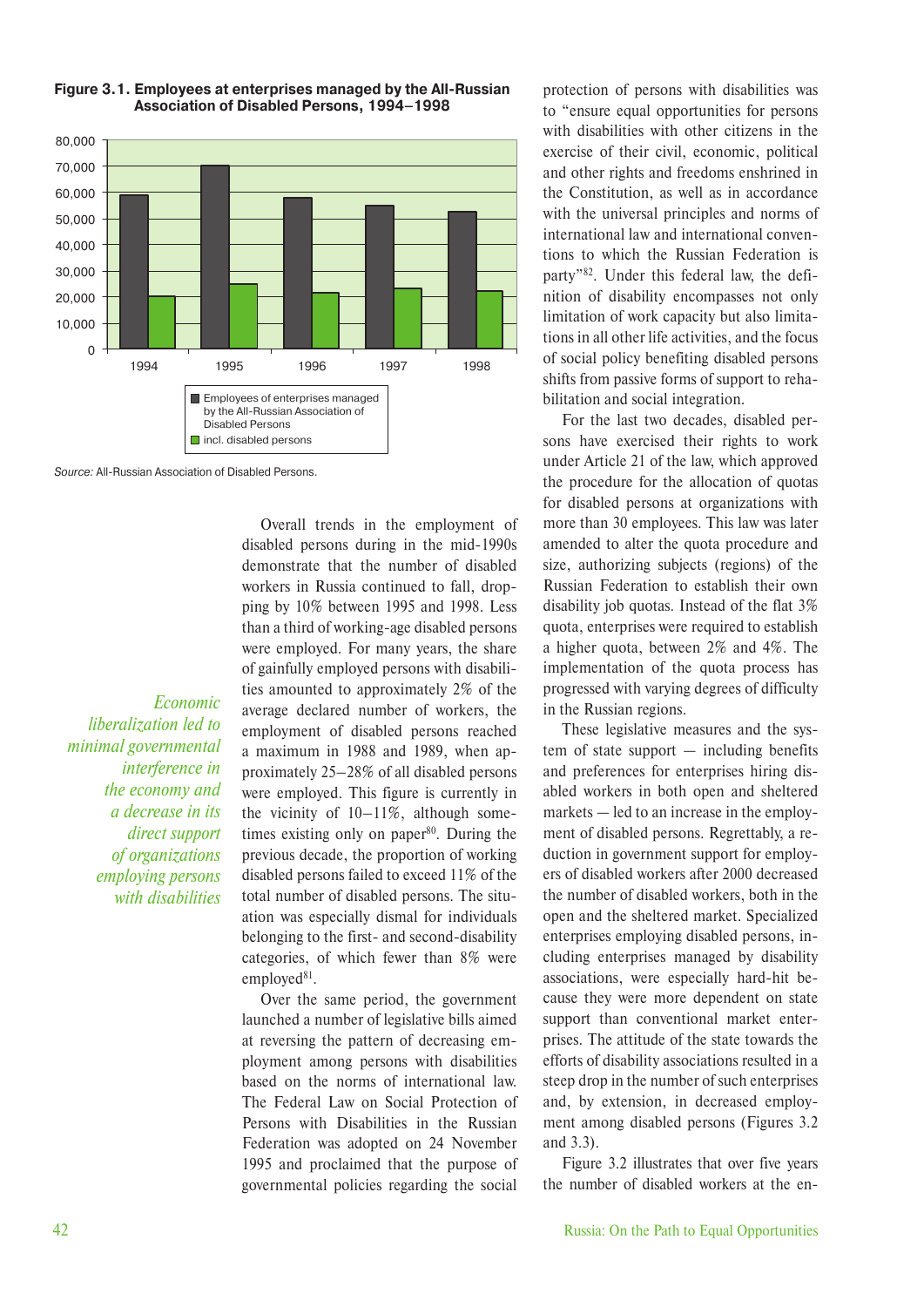**Figure 3.1. Employees at enterprises managed by the All-Russian Association of Disabled Persons, 1994–1998**

*Source:* All-Russian Association of Disabled Persons.

*Economic liberalization led to minimal governmental interference in the economy and a decrease in its direct support of organizations employing persons with disabilities*

Overall trends in the employment of disabled persons during in the mid-1990s demonstrate that the number of disabled workers in Russia continued to fall, dropping by 10% between 1995 and 1998. Less than a third of working-age disabled persons were employed. For many years, the share of gainfully employed persons with disabilities amounted to approximately 2% of the average declared number of workers, the employment of disabled persons reached a maximum in 1988 and 1989, when approximately 25–28% of all disabled persons were employed. This figure is currently in the vicinity of 10–11%, although sometimes existing only on paper[80]. During the previous decade, the proportion of working disabled persons failed to exceed 11% of the total number of disabled persons. The situation was especially dismal for individuals belonging to the first- and second-disability categories, of which fewer than 8% were employed[81].

Over the same period, the government launched a number of legislative bills aimed at reversing the pattern of decreasing employment among persons with disabilities based on the norms of international law. The Federal Law on Social Protection of Persons with Disabilities in the Russian Federation was adopted on 24 November 1995 and proclaimed that the purpose of governmental policies regarding the social protection of persons with disabilities was to "ensure equal opportunities for persons with disabilities with other citizens in the exercise of their civil, economic, political and other rights and freedoms enshrined in the Constitution, as well as in accordance with the universal principles and norms of international law and international conventions to which the Russian Federation is party"[82]. Under this federal law, the definition of disability encompasses not only limitation of work capacity but also limitations in all other life activities, and the focus of social policy benefiting disabled persons shifts from passive forms of support to rehabilitation and social integration.

For the last two decades, disabled persons have exercised their rights to work under Article 21 of the law, which approved the procedure for the allocation of quotas for disabled persons at organizations with more than 30 employees. This law was later amended to alter the quota procedure and size, authorizing subjects (regions) of the Russian Federation to establish their own disability job quotas. Instead of the flat 3% quota, enterprises were required to establish a higher quota, between 2% and 4%. The implementation of the quota process has progressed with varying degrees of difficulty in the Russian regions.

These legislative measures and the system of state support — including benefits and preferences for enterprises hiring disabled workers in both open and sheltered markets — led to an increase in the employment of disabled persons. Regrettably, a reduction in government support for employers of disabled workers after 2000 decreased the number of disabled workers, both in the open and the sheltered market. Specialized enterprises employing disabled persons, including enterprises managed by disability associations, were especially hard-hit because they were more dependent on state support than conventional market enterprises. The attitude of the state towards the efforts of disability associations resulted in a steep drop in the number of such enterprises and, by extension, in decreased employment among disabled persons (Figures 3.2 and 3.3).

Figure 3.2 illustrates that over five years the number of disabled workers at the en-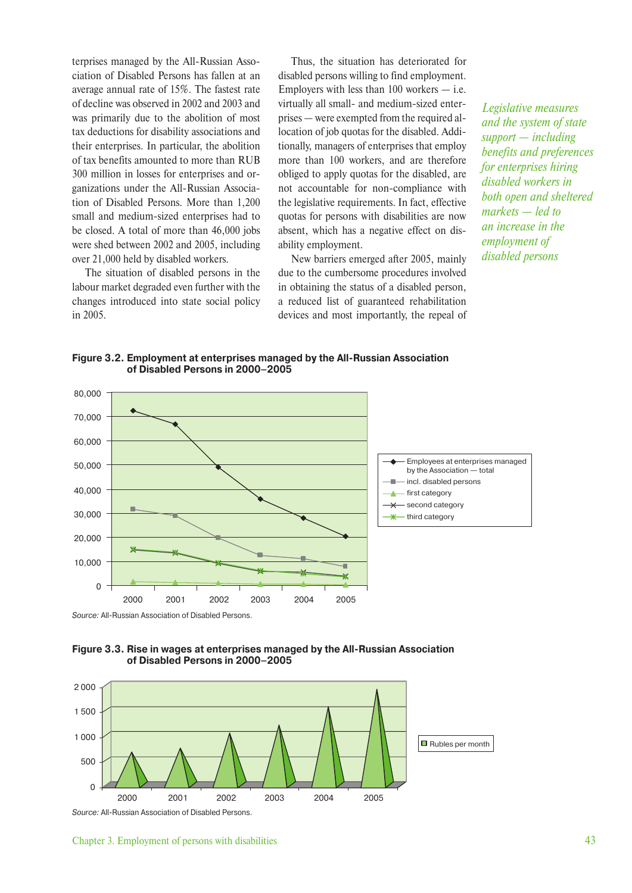terprises managed by the All-Russian Association of Disabled Persons has fallen at an average annual rate of 15%. The fastest rate of decline was observed in 2002 and 2003 and was primarily due to the abolition of most tax deductions for disability associations and their enterprises. In particular, the abolition of tax benefits amounted to more than RUB 300 million in losses for enterprises and organizations under the All-Russian Association of Disabled Persons. More than 1,200 small and medium-sized enterprises had to be closed. A total of more than 46,000 jobs were shed between 2002 and 2005, including over 21,000 held by disabled workers.

The situation of disabled persons in the labour market degraded even further with the changes introduced into state social policy in 2005.

Thus, the situation has deteriorated for disabled persons willing to find employment. Employers with less than 100 workers — i.e. virtually all small- and medium-sized enterprises — were exempted from the required allocation of job quotas for the disabled. Additionally, managers of enterprises that employ more than 100 workers, and are therefore obliged to apply quotas for the disabled, are not accountable for non-compliance with the legislative requirements. In fact, effective quotas for persons with disabilities are now absent, which has a negative effect on disability employment.

New barriers emerged after 2005, mainly due to the cumbersome procedures involved in obtaining the status of a disabled person, a reduced list of guaranteed rehabilitation devices and most importantly, the repeal of

*Legislative measures and the system of state support — including benefits and preferences for enterprises hiring disabled workers in both open and sheltered markets — led to an increase in the employment of disabled persons*

**Figure 3.2. Employment at enterprises managed by the All-Russian Association of Disabled Persons in 2000–2005**

Legend: Employees at enterprises managed by the Association — total; incl. disabled persons; first category; second category; third category

*Source:* All-Russian Association of Disabled Persons.

**Figure 3.3. Rise in wages at enterprises managed by the All-Russian Association of Disabled Persons in 2000–2005**

Legend: Rubles per month

*Source:* All-Russian Association of Disabled Persons.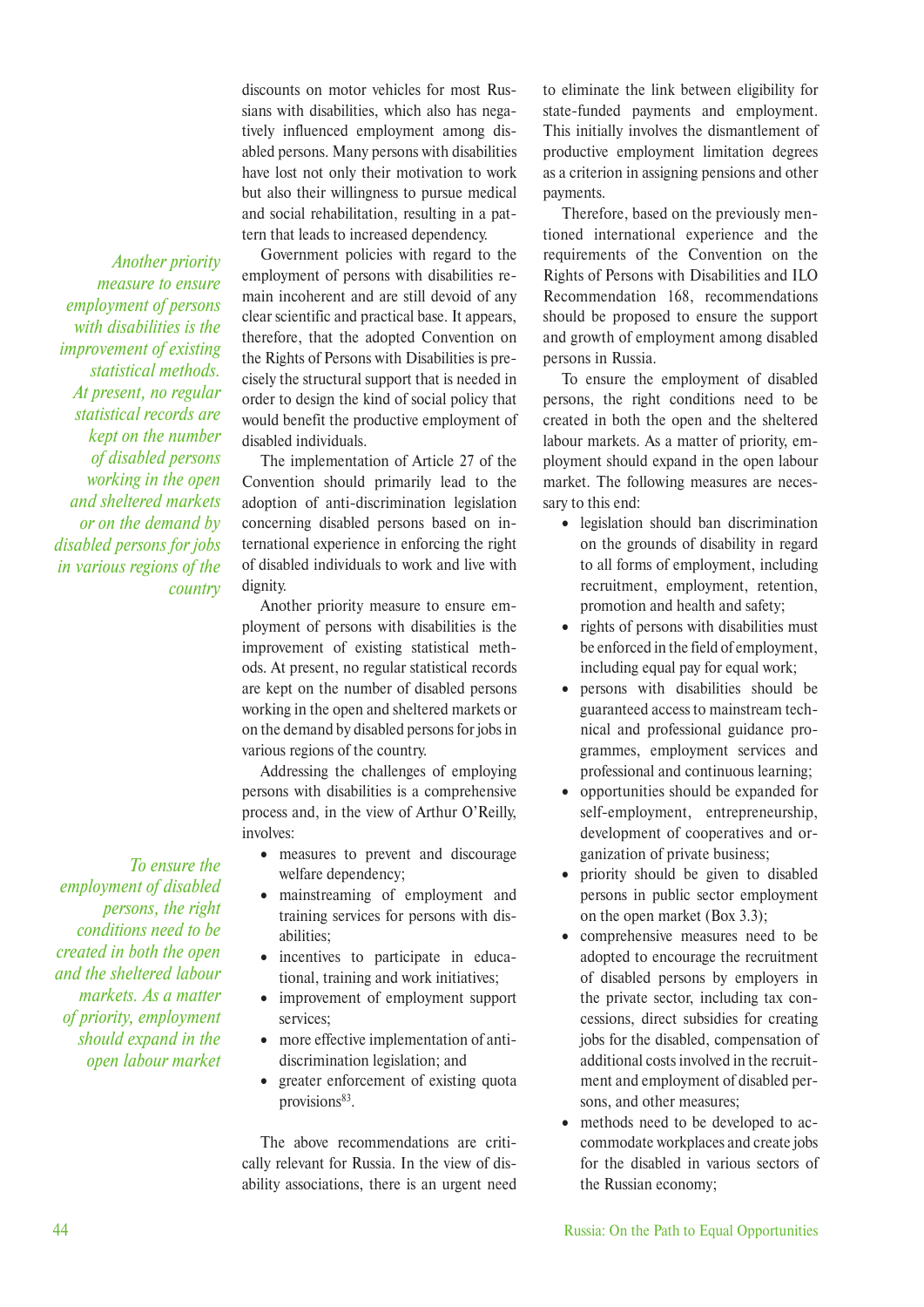discounts on motor vehicles for most Russians with disabilities, which also has negatively influenced employment among disabled persons. Many persons with disabilities have lost not only their motivation to work but also their willingness to pursue medical and social rehabilitation, resulting in a pattern that leads to increased dependency.

*Another priority measure to ensure employment of persons with disabilities is the improvement of existing statistical methods. At present, no regular statistical records are kept on the number of disabled persons working in the open and sheltered markets or on the demand by disabled persons for jobs in various regions of the country*

Government policies with regard to the employment of persons with disabilities remain incoherent and are still devoid of any clear scientific and practical base. It appears, therefore, that the adopted Convention on the Rights of Persons with Disabilities is precisely the structural support that is needed in order to design the kind of social policy that would benefit the productive employment of disabled individuals.

The implementation of Article 27 of the Convention should primarily lead to the adoption of anti-discrimination legislation concerning disabled persons based on international experience in enforcing the right of disabled individuals to work and live with dignity.

Another priority measure to ensure employment of persons with disabilities is the improvement of existing statistical methods. At present, no regular statistical records are kept on the number of disabled persons working in the open and sheltered markets or on the demand by disabled persons for jobs in various regions of the country.

Addressing the challenges of employing persons with disabilities is a comprehensive process and, in the view of Arthur O'Reilly, involves:

- measures to prevent and discourage welfare dependency;
- mainstreaming of employment and training services for persons with disabilities;
- incentives to participate in educational, training and work initiatives;
- improvement of employment support services;
- more effective implementation of anti-discrimination legislation; and
- greater enforcement of existing quota provisions[83].

*To ensure the employment of disabled persons, the right conditions need to be created in both the open and the sheltered labour markets. As a matter of priority, employment should expand in the open labour market*

The above recommendations are critically relevant for Russia. In the view of disability associations, there is an urgent need to eliminate the link between eligibility for state-funded payments and employment. This initially involves the dismantlement of productive employment limitation degrees as a criterion in assigning pensions and other payments.

Therefore, based on the previously mentioned international experience and the requirements of the Convention on the Rights of Persons with Disabilities and ILO Recommendation 168, recommendations should be proposed to ensure the support and growth of employment among disabled persons in Russia.

To ensure the employment of disabled persons, the right conditions need to be created in both the open and the sheltered labour markets. As a matter of priority, employment should expand in the open labour market. The following measures are necessary to this end:

- legislation should ban discrimination on the grounds of disability in regard to all forms of employment, including recruitment, employment, retention, promotion and health and safety;
- rights of persons with disabilities must be enforced in the field of employment, including equal pay for equal work;
- persons with disabilities should be guaranteed access to mainstream technical and professional guidance programmes, employment services and professional and continuous learning;
- opportunities should be expanded for self-employment, entrepreneurship, development of cooperatives and organization of private business;
- priority should be given to disabled persons in public sector employment on the open market (Box 3.3);
- comprehensive measures need to be adopted to encourage the recruitment of disabled persons by employers in the private sector, including tax concessions, direct subsidies for creating jobs for the disabled, compensation of additional costs involved in the recruitment and employment of disabled persons, and other measures;
- methods need to be developed to accommodate workplaces and create jobs for the disabled in various sectors of the Russian economy;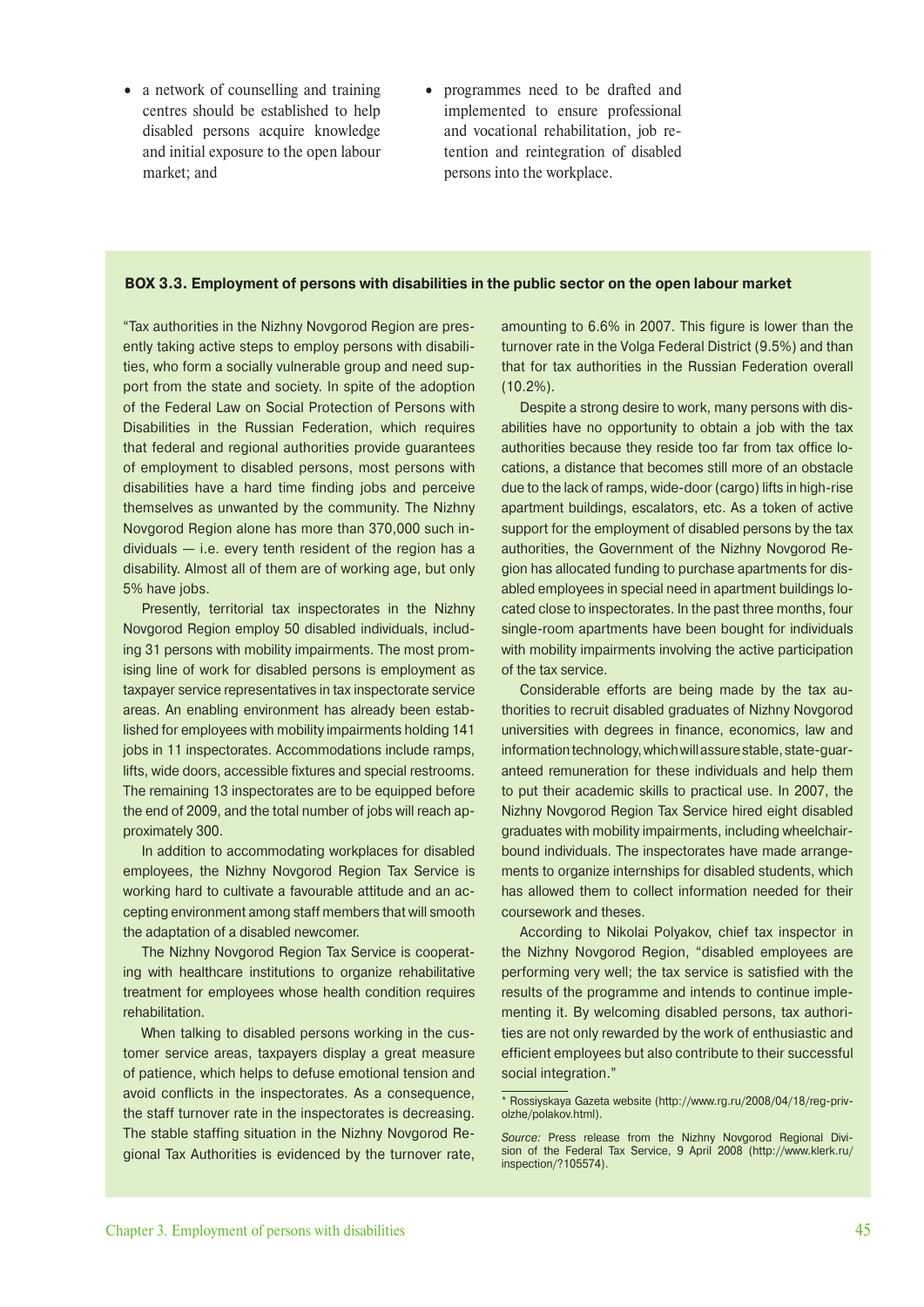- a network of counselling and training centres should be established to help disabled persons acquire knowledge and initial exposure to the open labour market; and
- programmes need to be drafted and implemented to ensure professional and vocational rehabilitation, job retention and reintegration of disabled persons into the workplace.

**BOX 3.3. Employment of persons with disabilities in the public sector on the open labour market**

"Tax authorities in the Nizhny Novgorod Region are presently taking active steps to employ persons with disabilities, who form a socially vulnerable group and need support from the state and society. In spite of the adoption of the Federal Law on Social Protection of Persons with Disabilities in the Russian Federation, which requires that federal and regional authorities provide guarantees of employment to disabled persons, most persons with disabilities have a hard time finding jobs and perceive themselves as unwanted by the community. The Nizhny Novgorod Region alone has more than 370,000 such individuals — i.e. every tenth resident of the region has a disability. Almost all of them are of working age, but only 5% have jobs.

Presently, territorial tax inspectorates in the Nizhny Novgorod Region employ 50 disabled individuals, including 31 persons with mobility impairments. The most promising line of work for disabled persons is employment as taxpayer service representatives in tax inspectorate service areas. An enabling environment has already been established for employees with mobility impairments holding 141 jobs in 11 inspectorates. Accommodations include ramps, lifts, wide doors, accessible fixtures and special restrooms. The remaining 13 inspectorates are to be equipped before the end of 2009, and the total number of jobs will reach approximately 300.

In addition to accommodating workplaces for disabled employees, the Nizhny Novgorod Region Tax Service is working hard to cultivate a favourable attitude and an accepting environment among staff members that will smooth the adaptation of a disabled newcomer.

The Nizhny Novgorod Region Tax Service is cooperating with healthcare institutions to organize rehabilitative treatment for employees whose health condition requires rehabilitation.

When talking to disabled persons working in the customer service areas, taxpayers display a great measure of patience, which helps to defuse emotional tension and avoid conflicts in the inspectorates. As a consequence, the staff turnover rate in the inspectorates is decreasing. The stable staffing situation in the Nizhny Novgorod Regional Tax Authorities is evidenced by the turnover rate, amounting to 6.6% in 2007. This figure is lower than the turnover rate in the Volga Federal District (9.5%) and than that for tax authorities in the Russian Federation overall (10.2%).

Despite a strong desire to work, many persons with disabilities have no opportunity to obtain a job with the tax authorities because they reside too far from tax office locations, a distance that becomes still more of an obstacle due to the lack of ramps, wide-door (cargo) lifts in high-rise apartment buildings, escalators, etc. As a token of active support for the employment of disabled persons by the tax authorities, the Government of the Nizhny Novgorod Region has allocated funding to purchase apartments for disabled employees in special need in apartment buildings located close to inspectorates. In the past three months, four single-room apartments have been bought for individuals with mobility impairments involving the active participation of the tax service.

Considerable efforts are being made by the tax authorities to recruit disabled graduates of Nizhny Novgorod universities with degrees in finance, economics, law and information technology, which will assure stable, state-guaranteed remuneration for these individuals and help them to put their academic skills to practical use. In 2007, the Nizhny Novgorod Region Tax Service hired eight disabled graduates with mobility impairments, including wheelchair-bound individuals. The inspectorates have made arrangements to organize internships for disabled students, which has allowed them to collect information needed for their coursework and theses.

According to Nikolai Polyakov, chief tax inspector in the Nizhny Novgorod Region, "disabled employees are performing very well; the tax service is satisfied with the results of the programme and intends to continue implementing it. By welcoming disabled persons, tax authorities are not only rewarded by the work of enthusiastic and efficient employees but also contribute to their successful social integration."

\* Rossiyskaya Gazeta website (http://www.rg.ru/2008/04/18/reg-privolzhe/polakov.html).

*Source:* Press release from the Nizhny Novgorod Regional Division of the Federal Tax Service, 9 April 2008 (http://www.klerk.ru/inspection/?105574).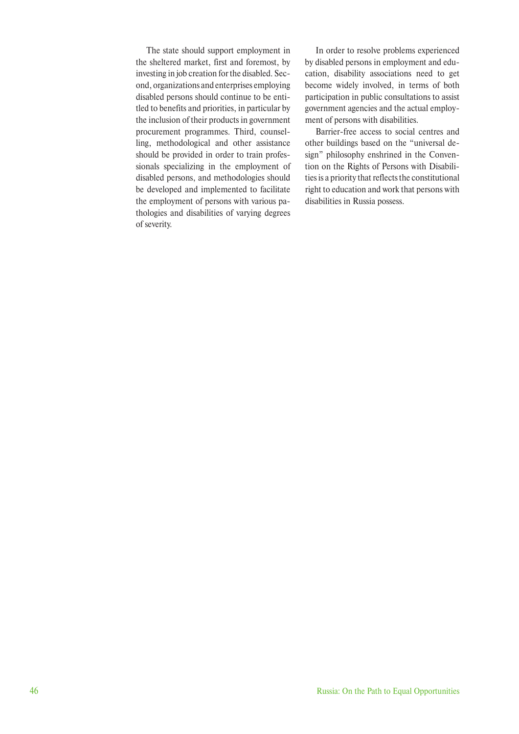The state should support employment in the sheltered market, first and foremost, by investing in job creation for the disabled. Second, organizations and enterprises employing disabled persons should continue to be entitled to benefits and priorities, in particular by the inclusion of their products in government procurement programmes. Third, counselling, methodological and other assistance should be provided in order to train professionals specializing in the employment of disabled persons, and methodologies should be developed and implemented to facilitate the employment of persons with various pathologies and disabilities of varying degrees of severity.

In order to resolve problems experienced by disabled persons in employment and education, disability associations need to get become widely involved, in terms of both participation in public consultations to assist government agencies and the actual employment of persons with disabilities.

Barrier-free access to social centres and other buildings based on the "universal design" philosophy enshrined in the Convention on the Rights of Persons with Disabilities is a priority that reflects the constitutional right to education and work that persons with disabilities in Russia possess.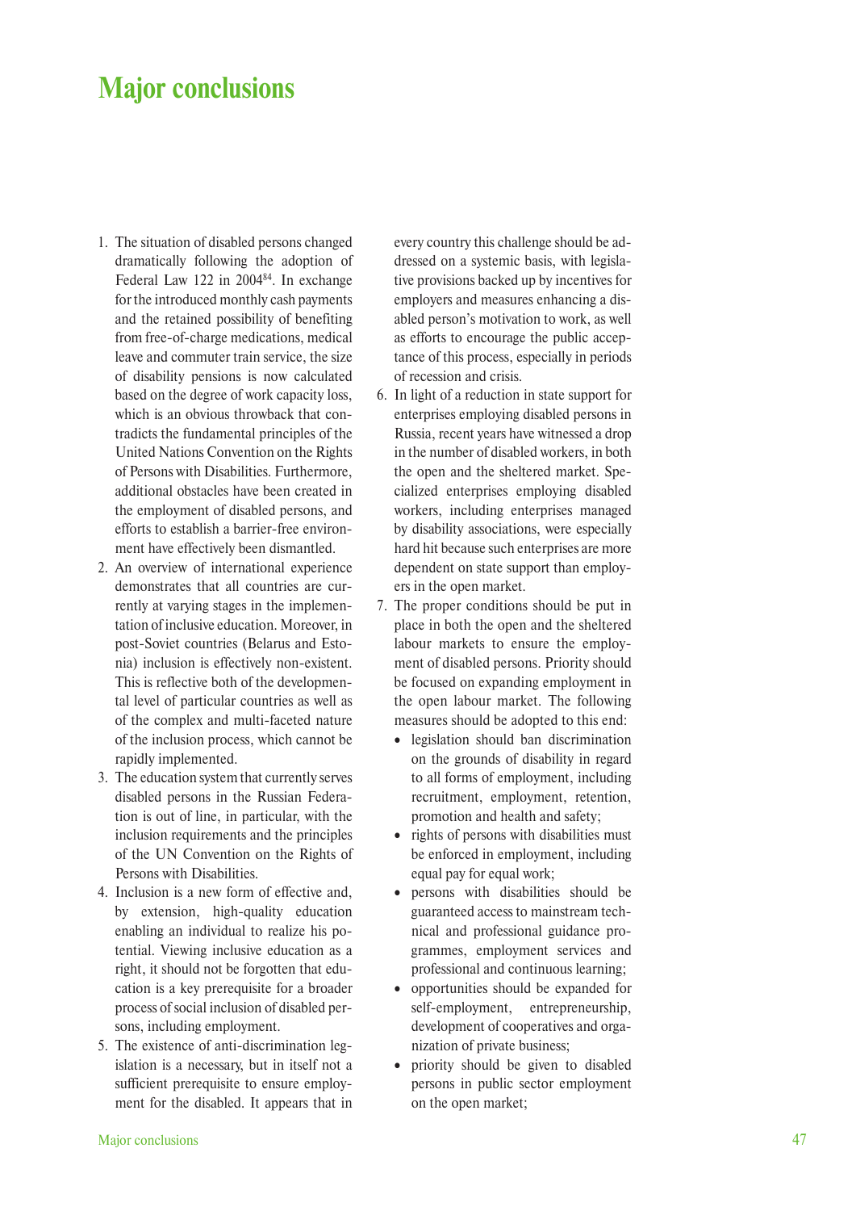# Major conclusions

1. The situation of disabled persons changed dramatically following the adoption of Federal Law 122 in 2004[84]. In exchange for the introduced monthly cash payments and the retained possibility of benefiting from free-of-charge medications, medical leave and commuter train service, the size of disability pensions is now calculated based on the degree of work capacity loss, which is an obvious throwback that contradicts the fundamental principles of the United Nations Convention on the Rights of Persons with Disabilities. Furthermore, additional obstacles have been created in the employment of disabled persons, and efforts to establish a barrier-free environment have effectively been dismantled.
2. An overview of international experience demonstrates that all countries are currently at varying stages in the implementation of inclusive education. Moreover, in post-Soviet countries (Belarus and Estonia) inclusion is effectively non-existent. This is reflective both of the developmental level of particular countries as well as of the complex and multi-faceted nature of the inclusion process, which cannot be rapidly implemented.
3. The education system that currently serves disabled persons in the Russian Federation is out of line, in particular, with the inclusion requirements and the principles of the UN Convention on the Rights of Persons with Disabilities.
4. Inclusion is a new form of effective and, by extension, high-quality education enabling an individual to realize his potential. Viewing inclusive education as a right, it should not be forgotten that education is a key prerequisite for a broader process of social inclusion of disabled persons, including employment.
5. The existence of anti-discrimination legislation is a necessary, but in itself not a sufficient prerequisite to ensure employment for the disabled. It appears that in every country this challenge should be addressed on a systemic basis, with legislative provisions backed up by incentives for employers and measures enhancing a disabled person's motivation to work, as well as efforts to encourage the public acceptance of this process, especially in periods of recession and crisis.
6. In light of a reduction in state support for enterprises employing disabled persons in Russia, recent years have witnessed a drop in the number of disabled workers, in both the open and the sheltered market. Specialized enterprises employing disabled workers, including enterprises managed by disability associations, were especially hard hit because such enterprises are more dependent on state support than employers in the open market.
7. The proper conditions should be put in place in both the open and the sheltered labour markets to ensure the employment of disabled persons. Priority should be focused on expanding employment in the open labour market. The following measures should be adopted to this end:
   - legislation should ban discrimination on the grounds of disability in regard to all forms of employment, including recruitment, employment, retention, promotion and health and safety;
   - rights of persons with disabilities must be enforced in employment, including equal pay for equal work;
   - persons with disabilities should be guaranteed access to mainstream technical and professional guidance programmes, employment services and professional and continuous learning;
   - opportunities should be expanded for self-employment, entrepreneurship, development of cooperatives and organization of private business;
   - priority should be given to disabled persons in public sector employment on the open market;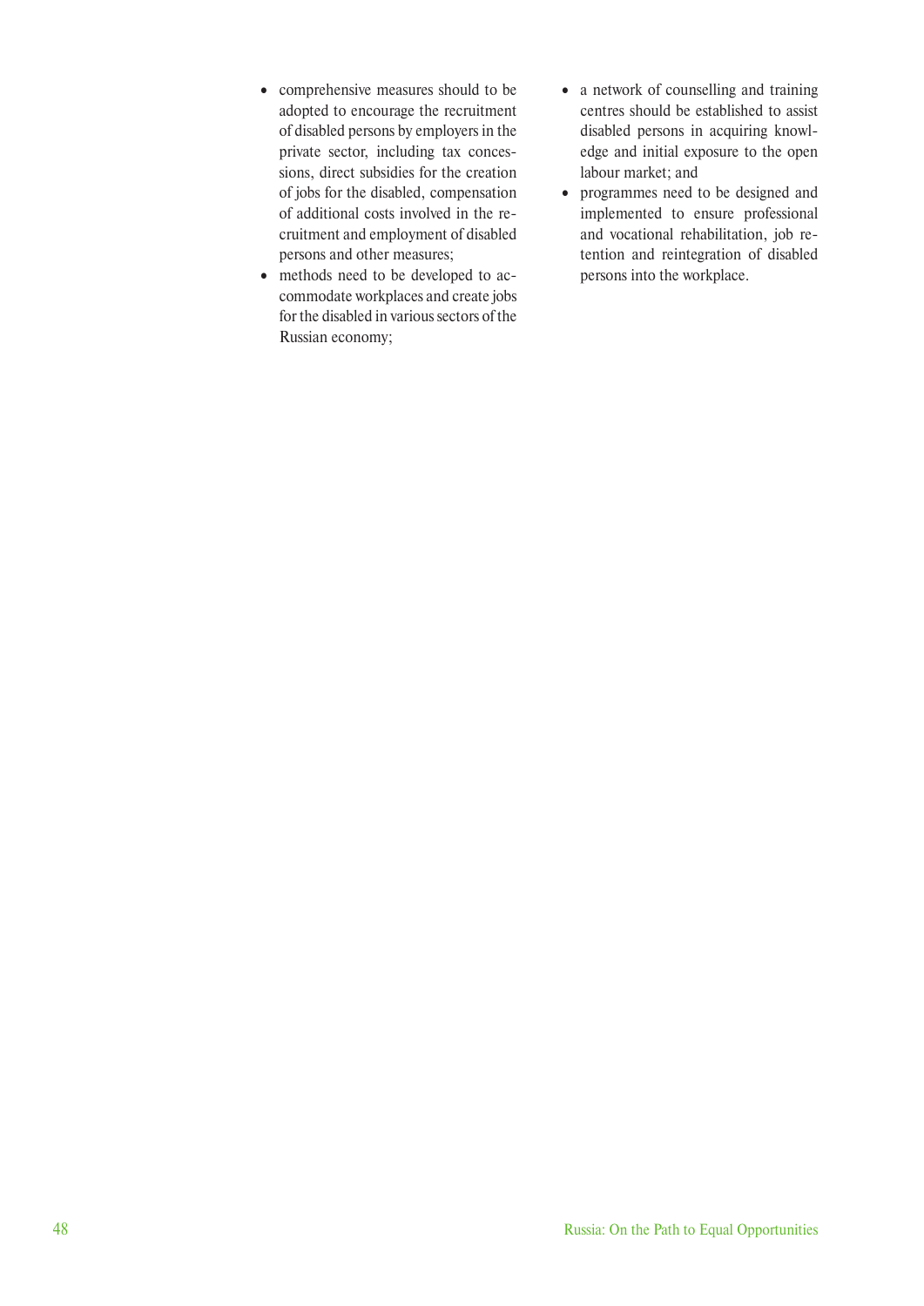- comprehensive measures should to be adopted to encourage the recruitment of disabled persons by employers in the private sector, including tax concessions, direct subsidies for the creation of jobs for the disabled, compensation of additional costs involved in the recruitment and employment of disabled persons and other measures;
- methods need to be developed to accommodate workplaces and create jobs for the disabled in various sectors of the Russian economy;
- a network of counselling and training centres should be established to assist disabled persons in acquiring knowledge and initial exposure to the open labour market; and
- programmes need to be designed and implemented to ensure professional and vocational rehabilitation, job retention and reintegration of disabled persons into the workplace.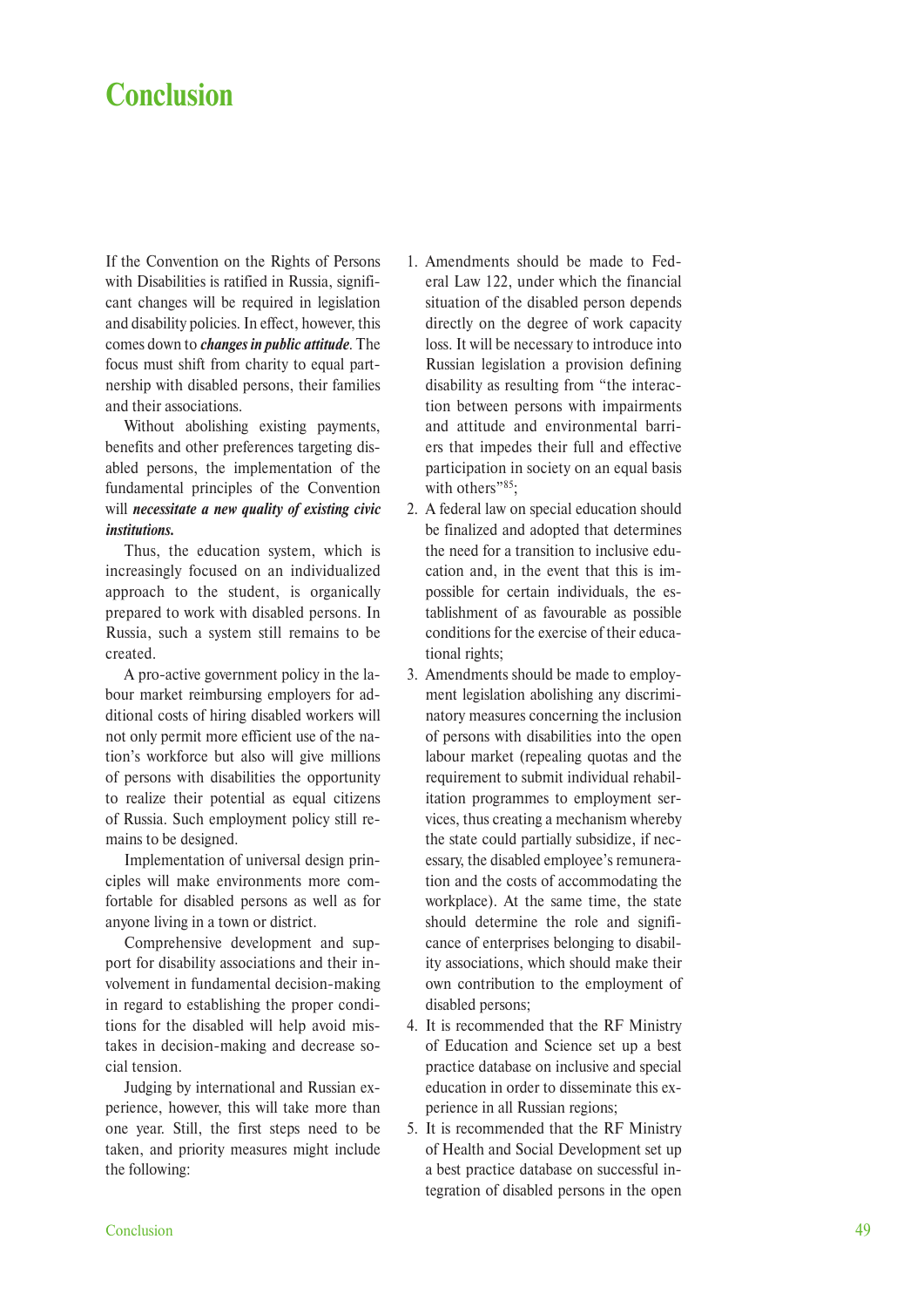# Conclusion

If the Convention on the Rights of Persons with Disabilities is ratified in Russia, significant changes will be required in legislation and disability policies. In effect, however, this comes down to ***changes in public attitude***. The focus must shift from charity to equal partnership with disabled persons, their families and their associations.

Without abolishing existing payments, benefits and other preferences targeting disabled persons, the implementation of the fundamental principles of the Convention will ***necessitate a new quality of existing civic institutions.***

Thus, the education system, which is increasingly focused on an individualized approach to the student, is organically prepared to work with disabled persons. In Russia, such a system still remains to be created.

A pro-active government policy in the labour market reimbursing employers for additional costs of hiring disabled workers will not only permit more efficient use of the nation's workforce but also will give millions of persons with disabilities the opportunity to realize their potential as equal citizens of Russia. Such employment policy still remains to be designed.

Implementation of universal design principles will make environments more comfortable for disabled persons as well as for anyone living in a town or district.

Comprehensive development and support for disability associations and their involvement in fundamental decision-making in regard to establishing the proper conditions for the disabled will help avoid mistakes in decision-making and decrease social tension.

Judging by international and Russian experience, however, this will take more than one year. Still, the first steps need to be taken, and priority measures might include the following:

1. Amendments should be made to Federal Law 122, under which the financial situation of the disabled person depends directly on the degree of work capacity loss. It will be necessary to introduce into Russian legislation a provision defining disability as resulting from "the interaction between persons with impairments and attitude and environmental barriers that impedes their full and effective participation in society on an equal basis with others"[85];
2. A federal law on special education should be finalized and adopted that determines the need for a transition to inclusive education and, in the event that this is impossible for certain individuals, the establishment of as favourable as possible conditions for the exercise of their educational rights;
3. Amendments should be made to employment legislation abolishing any discriminatory measures concerning the inclusion of persons with disabilities into the open labour market (repealing quotas and the requirement to submit individual rehabilitation programmes to employment services, thus creating a mechanism whereby the state could partially subsidize, if necessary, the disabled employee's remuneration and the costs of accommodating the workplace). At the same time, the state should determine the role and significance of enterprises belonging to disability associations, which should make their own contribution to the employment of disabled persons;
4. It is recommended that the RF Ministry of Education and Science set up a best practice database on inclusive and special education in order to disseminate this experience in all Russian regions;
5. It is recommended that the RF Ministry of Health and Social Development set up a best practice database on successful integration of disabled persons in the open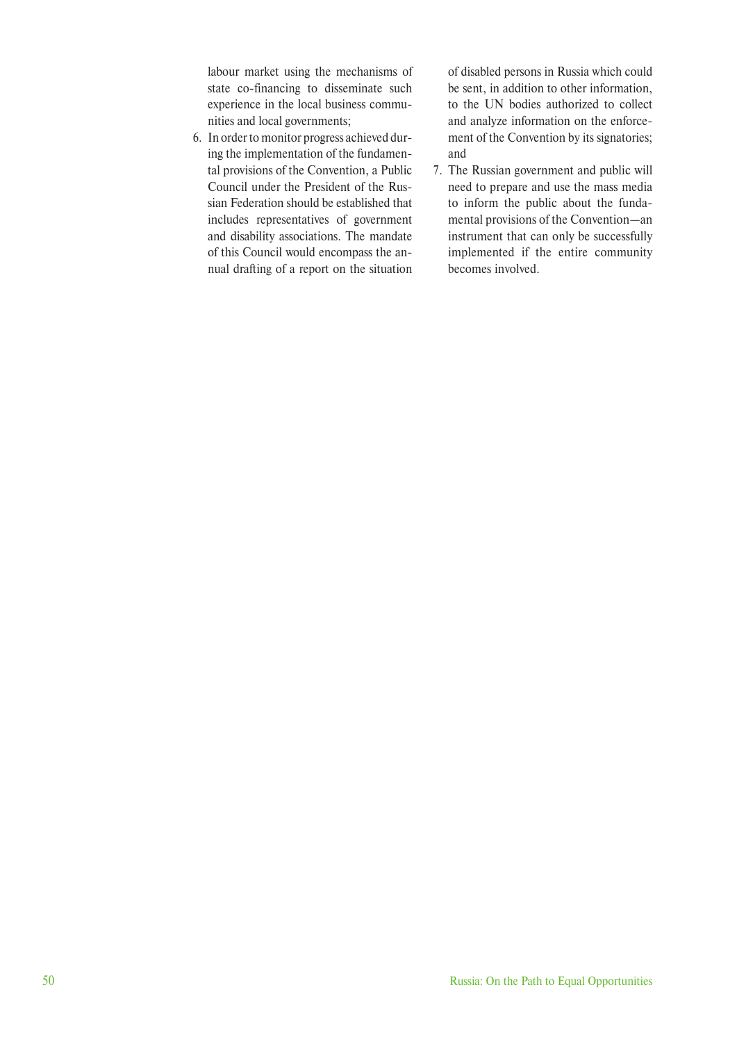labour market using the mechanisms of state co-financing to disseminate such experience in the local business communities and local governments;

6. In order to monitor progress achieved during the implementation of the fundamental provisions of the Convention, a Public Council under the President of the Russian Federation should be established that includes representatives of government and disability associations. The mandate of this Council would encompass the annual drafting of a report on the situation of disabled persons in Russia which could be sent, in addition to other information, to the UN bodies authorized to collect and analyze information on the enforcement of the Convention by its signatories; and
7. The Russian government and public will need to prepare and use the mass media to inform the public about the fundamental provisions of the Convention—an instrument that can only be successfully implemented if the entire community becomes involved.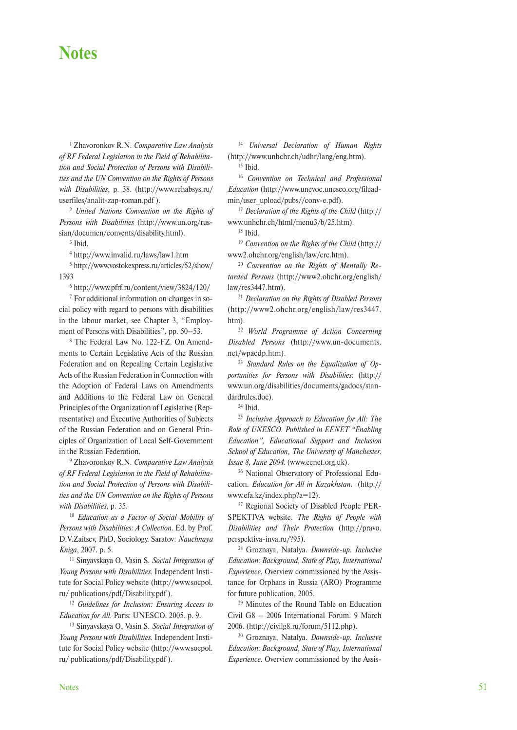# Notes

[1] Zhavoronkov R.N. *Comparative Law Analysis of RF Federal Legislation in the Field of Rehabilitation and Social Protection of Persons with Disabilities and the UN Convention on the Rights of Persons with Disabilities*, p. 38. (http://www.rehabsys.ru/userfiles/analit-zap-roman.pdf ).

[2] *United Nations Convention on the Rights of Persons with Disabilities* (http://www.un.org/russian/documen/convents/disability.html).

[3] Ibid.

[4] http://www.invalid.ru/laws/law1.htm

[5] http://www.vostokexpress.ru/articles/52/show/1393

[6] http://www.pfrf.ru/content/view/3824/120/

[7] For additional information on changes in social policy with regard to persons with disabilities in the labour market, see Chapter 3, "Employment of Persons with Disabilities", pp. 50–53.

[8] The Federal Law No. 122-FZ. On Amendments to Certain Legislative Acts of the Russian Federation and on Repealing Certain Legislative Acts of the Russian Federation in Connection with the Adoption of Federal Laws on Amendments and Additions to the Federal Law on General Principles of the Organization of Legislative (Representative) and Executive Authorities of Subjects of the Russian Federation and on General Principles of Organization of Local Self-Government in the Russian Federation.

[9] Zhavoronkov R.N. *Comparative Law Analysis of RF Federal Legislation in the Field of Rehabilitation and Social Protection of Persons with Disabilities and the UN Convention on the Rights of Persons with Disabilities*, p. 35.

[10] *Education as a Factor of Social Mobility of Persons with Disabilities: A Collection*. Ed. by Prof. D.V.Zaitsev, PhD, Sociology. Saratov: *Nauchnaya Kniga*, 2007. p. 5.

[11] Sinyavskaya O, Vasin S. *Social Integration of Young Persons with Disabilities*. Independent Institute for Social Policy website (http://www.socpol.ru/ publications/pdf/Disability.pdf ).

[12] *Guidelines for Inclusion: Ensuring Access to Education for All*. Paris: UNESCO. 2005. p. 9.

[13] Sinyavskaya O, Vasin S. *Social Integration of Young Persons with Disabilities*. Independent Institute for Social Policy website (http://www.socpol.ru/ publications/pdf/Disability.pdf ).

[14] *Universal Declaration of Human Rights* (http://www.unhchr.ch/udhr/lang/eng.htm).

[15] Ibid.

[16] *Convention on Technical and Professional Education* (http://www.unevoc.unesco.org/fileadmin/user_upload/pubs//conv-e.pdf).

[17] *Declaration of the Rights of the Child* (http://www.unhchr.ch/html/menu3/b/25.htm).

[18] Ibid.

[19] *Convention on the Rights of the Child* (http://www2.ohchr.org/english/law/crc.htm).

[20] *Convention on the Rights of Mentally Retarded Persons* (http://www2.ohchr.org/english/law/res3447.htm).

[21] *Declaration on the Rights of Disabled Persons* (http://www2.ohchr.org/english/law/res3447.htm).

[22] *World Programme of Action Concerning Disabled Persons* (http://www.un-documents.net/wpacdp.htm).

[23] *Standard Rules on the Equalization of Opportunities for Persons with Disabilities*: (http://www.un.org/disabilities/documents/gadocs/standardrules.doc).

[24] Ibid.

[25] *Inclusive Approach to Education for All: The Role of UNESCO. Published in EENET "Enabling Education", Educational Support and Inclusion School of Education, The University of Manchester. Issue 8, June 2004.* (www.eenet.org.uk).

[26] National Observatory of Professional Education. *Education for All in Kazakhstan.* (http://www.efa.kz/index.php?a=12).

[27] Regional Society of Disabled People PERSPEKTIVA website. *The Rights of People with Disabilities and Their Protection* (http://pravo.perspektiva-inva.ru/?95).

[28] Groznaya, Natalya. *Downside-up. Inclusive Education: Background, State of Play, International Experience*. Overview commissioned by the Assistance for Orphans in Russia (ARO) Programme for future publication, 2005.

[29] Minutes of the Round Table on Education Civil G8 – 2006 International Forum. 9 March 2006. (http://civilg8.ru/forum/5112.php).

[30] Groznaya, Natalya. *Downside-up. Inclusive Education: Background, State of Play, International Experience*. Overview commissioned by the Assis-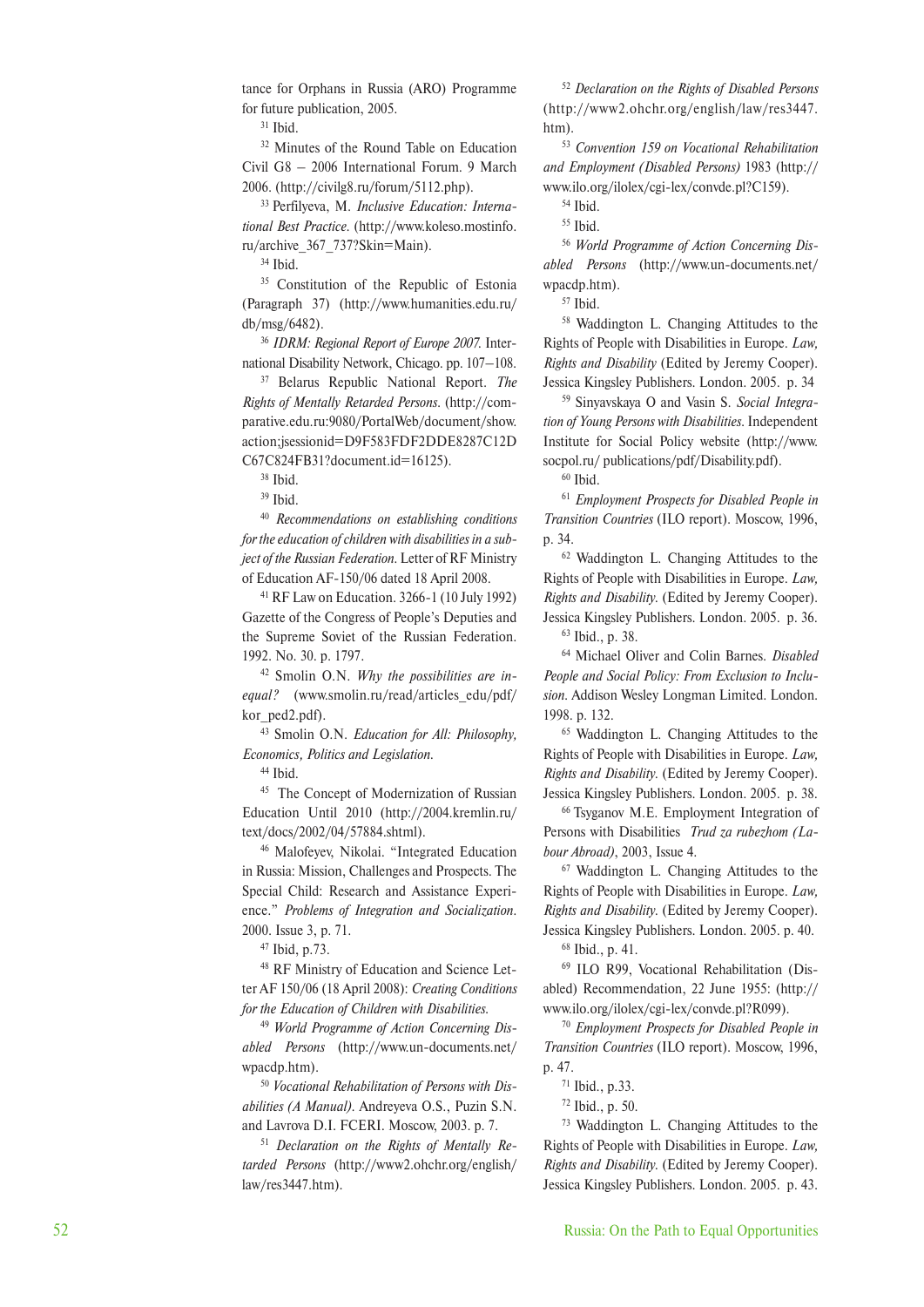tance for Orphans in Russia (ARO) Programme for future publication, 2005.

[31] Ibid.

[32] Minutes of the Round Table on Education Civil G8 – 2006 International Forum. 9 March 2006. (http://civilg8.ru/forum/5112.php).

[33] Perfilyeva, M. *Inclusive Education: International Best Practice.* (http://www.koleso.mostinfo.ru/archive_367_737?Skin=Main).

[34] Ibid.

[35] Constitution of the Republic of Estonia (Paragraph 37) (http://www.humanities.edu.ru/db/msg/6482).

[36] *IDRM: Regional Report of Europe 2007.* International Disability Network, Chicago. pp. 107–108.

[37] Belarus Republic National Report. *The Rights of Mentally Retarded Persons.* (http://comparative.edu.ru:9080/PortalWeb/document/show.action;jsessionid=D9F583FDF2DDE8287C12DC67C824FB31?document.id=16125).

[38] Ibid.

[39] Ibid.

[40] *Recommendations on establishing conditions for the education of children with disabilities in a subject of the Russian Federation.* Letter of RF Ministry of Education AF-150/06 dated 18 April 2008.

[41] RF Law on Education. 3266-1 (10 July 1992) Gazette of the Congress of People's Deputies and the Supreme Soviet of the Russian Federation. 1992. No. 30. p. 1797.

[42] Smolin O.N. *Why the possibilities are inequal?* (www.smolin.ru/read/articles_edu/pdf/kor_ped2.pdf).

[43] Smolin O.N. *Education for All: Philosophy, Economics, Politics and Legislation.*

[44] Ibid.

[45] The Concept of Modernization of Russian Education Until 2010 (http://2004.kremlin.ru/text/docs/2002/04/57884.shtml).

[46] Malofeyev, Nikolai. "Integrated Education in Russia: Mission, Challenges and Prospects. The Special Child: Research and Assistance Experience." *Problems of Integration and Socialization.* 2000. Issue 3, p. 71.

[47] Ibid, p.73.

[48] RF Ministry of Education and Science Letter AF 150/06 (18 April 2008): *Creating Conditions for the Education of Children with Disabilities.*

[49] *World Programme of Action Concerning Disabled Persons* (http://www.un-documents.net/wpacdp.htm).

[50] *Vocational Rehabilitation of Persons with Disabilities (A Manual).* Andreyeva O.S., Puzin S.N. and Lavrova D.I. FCERI. Moscow, 2003. p. 7.

[51] *Declaration on the Rights of Mentally Retarded Persons* (http://www2.ohchr.org/english/law/res3447.htm).

[52] *Declaration on the Rights of Disabled Persons* (http://www2.ohchr.org/english/law/res3447.htm).

[53] *Convention 159 on Vocational Rehabilitation and Employment (Disabled Persons)* 1983 (http://www.ilo.org/ilolex/cgi-lex/convde.pl?C159).

[54] Ibid.

[55] Ibid.

[56] *World Programme of Action Concerning Disabled Persons* (http://www.un-documents.net/wpacdp.htm).

[57] Ibid.

[58] Waddington L. Changing Attitudes to the Rights of People with Disabilities in Europe. *Law, Rights and Disability* (Edited by Jeremy Cooper). Jessica Kingsley Publishers. London. 2005. p. 34

[59] Sinyavskaya O and Vasin S. *Social Integration of Young Persons with Disabilities.* Independent Institute for Social Policy website (http://www.socpol.ru/ publications/pdf/Disability.pdf).

[60] Ibid.

[61] *Employment Prospects for Disabled People in Transition Countries* (ILO report). Moscow, 1996, p. 34.

[62] Waddington L. Changing Attitudes to the Rights of People with Disabilities in Europe. *Law, Rights and Disability.* (Edited by Jeremy Cooper). Jessica Kingsley Publishers. London. 2005. p. 36.

[63] Ibid., p. 38.

[64] Michael Oliver and Colin Barnes. *Disabled People and Social Policy: From Exclusion to Inclusion.* Addison Wesley Longman Limited. London. 1998. p. 132.

[65] Waddington L. Changing Attitudes to the Rights of People with Disabilities in Europe. *Law, Rights and Disability.* (Edited by Jeremy Cooper). Jessica Kingsley Publishers. London. 2005. p. 38.

[66] Tsyganov M.E. Employment Integration of Persons with Disabilities *Trud za rubezhom (Labour Abroad)*, 2003, Issue 4.

[67] Waddington L. Changing Attitudes to the Rights of People with Disabilities in Europe. *Law, Rights and Disability.* (Edited by Jeremy Cooper). Jessica Kingsley Publishers. London. 2005. p. 40.

[68] Ibid., p. 41.

[69] ILO R99, Vocational Rehabilitation (Disabled) Recommendation, 22 June 1955: (http://www.ilo.org/ilolex/cgi-lex/convde.pl?R099).

[70] *Employment Prospects for Disabled People in Transition Countries* (ILO report). Moscow, 1996, p. 47.

[71] Ibid., p.33.

[72] Ibid., p. 50.

[73] Waddington L. Changing Attitudes to the Rights of People with Disabilities in Europe. *Law, Rights and Disability.* (Edited by Jeremy Cooper). Jessica Kingsley Publishers. London. 2005. p. 43.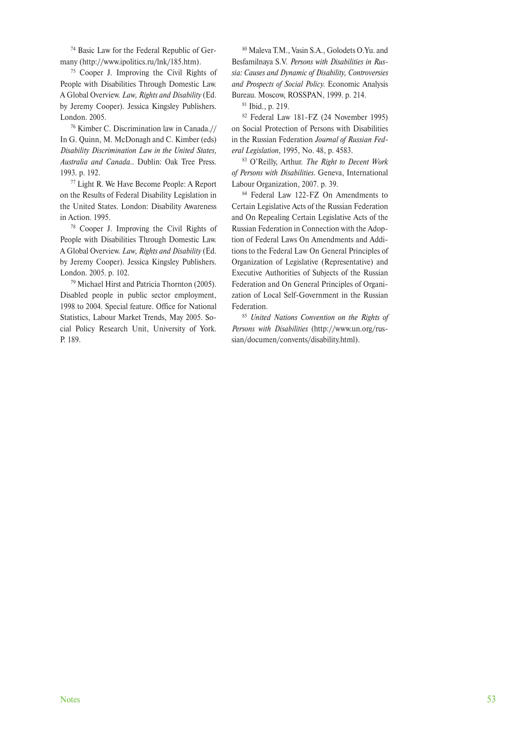[74] Basic Law for the Federal Republic of Germany (http://www.ipolitics.ru/lnk/185.htm).

[75] Cooper J. Improving the Civil Rights of People with Disabilities Through Domestic Law. A Global Overview. *Law, Rights and Disability* (Ed. by Jeremy Cooper). Jessica Kingsley Publishers. London. 2005.

[76] Kimber C. Discrimination law in Canada.// In G. Quinn, M. McDonagh and C. Kimber (eds) *Disability Discrimination Law in the United States, Australia and Canada.*. Dublin: Oak Tree Press. 1993. p. 192.

[77] Light R. We Have Become People: A Report on the Results of Federal Disability Legislation in the United States. London: Disability Awareness in Action. 1995.

[78] Cooper J. Improving the Civil Rights of People with Disabilities Through Domestic Law. A Global Overview. *Law, Rights and Disability* (Ed. by Jeremy Cooper). Jessica Kingsley Publishers. London. 2005. p. 102.

[79] Michael Hirst and Patricia Thornton (2005). Disabled people in public sector employment, 1998 to 2004. Special feature. Office for National Statistics, Labour Market Trends, May 2005. Social Policy Research Unit, University of York. P. 189.

[80] Maleva T.M., Vasin S.A., Golodets O.Yu. and Besfamilnaya S.V. *Persons with Disabilities in Russia: Causes and Dynamic of Disability, Controversies and Prospects of Social Policy.* Economic Analysis Bureau. Moscow, ROSSPAN, 1999. p. 214.

[81] Ibid., p. 219.

[82] Federal Law 181-FZ (24 November 1995) on Social Protection of Persons with Disabilities in the Russian Federation *Journal of Russian Federal Legislation*, 1995, No. 48, p. 4583.

[83] O'Reilly, Arthur. *The Right to Decent Work of Persons with Disabilities*. Geneva, International Labour Organization, 2007. p. 39.

[84] Federal Law 122-FZ On Amendments to Certain Legislative Acts of the Russian Federation and On Repealing Certain Legislative Acts of the Russian Federation in Connection with the Adoption of Federal Laws On Amendments and Additions to the Federal Law On General Principles of Organization of Legislative (Representative) and Executive Authorities of Subjects of the Russian Federation and On General Principles of Organization of Local Self-Government in the Russian Federation.

[85] *United Nations Convention on the Rights of Persons with Disabilities* (http://www.un.org/russian/documen/convents/disability.html).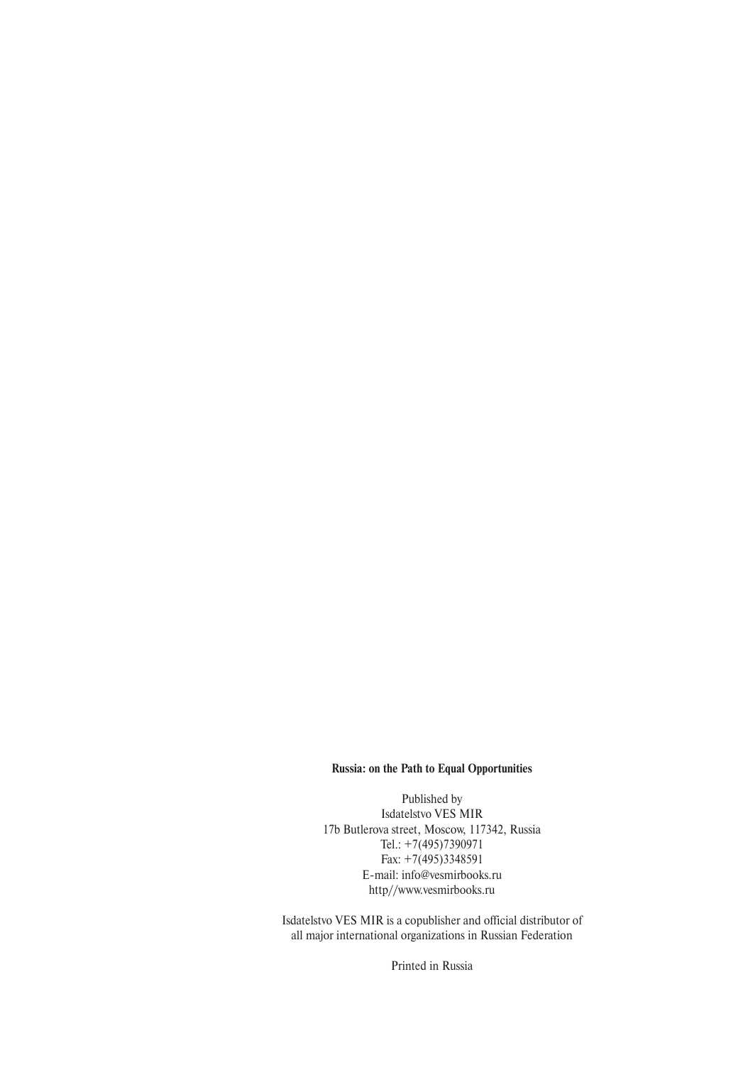**Russia: on the Path to Equal Opportunities**

Published by
Isdatelstvo VES MIR
17b Butlerova street, Moscow, 117342, Russia
Tel.: +7(495)7390971
Fax: +7(495)3348591
E-mail: info@vesmirbooks.ru
http//www.vesmirbooks.ru

Isdatelstvo VES MIR is a copublisher and official distributor of all major international organizations in Russian Federation

Printed in Russia